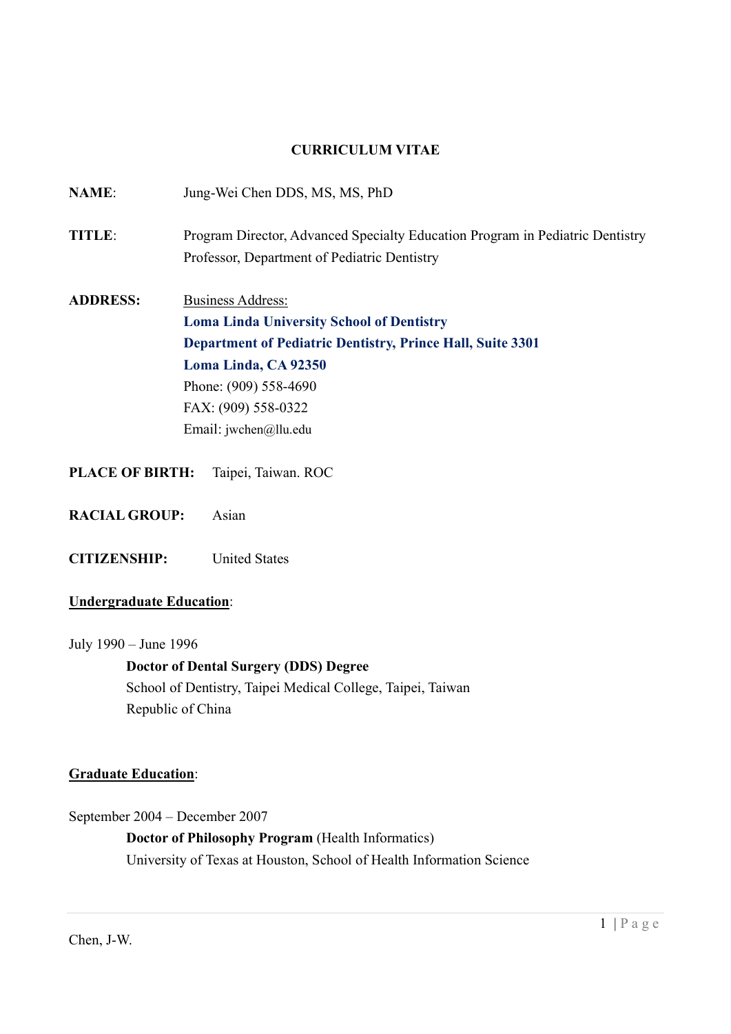# CURRICULUM VITAE

**NAME**: Jung-Wei Chen DDS, MS, MS, PhD

**TITLE**: Program Director, Advanced Specialty Education Program in Pediatric Dentistry
Professor, Department of Pediatric Dentistry

**ADDRESS:** Business Address:
**Loma Linda University School of Dentistry**
**Department of Pediatric Dentistry, Prince Hall, Suite 3301**
**Loma Linda, CA 92350**
Phone: (909) 558-4690
FAX: (909) 558-0322
Email: jwchen@llu.edu

**PLACE OF BIRTH:** Taipei, Taiwan. ROC

**RACIAL GROUP:** Asian

**CITIZENSHIP:** United States

**Undergraduate Education**:

July 1990 – June 1996

**Doctor of Dental Surgery (DDS) Degree**
School of Dentistry, Taipei Medical College, Taipei, Taiwan
Republic of China

**Graduate Education**:

September 2004 – December 2007

**Doctor of Philosophy Program** (Health Informatics)
University of Texas at Houston, School of Health Information Science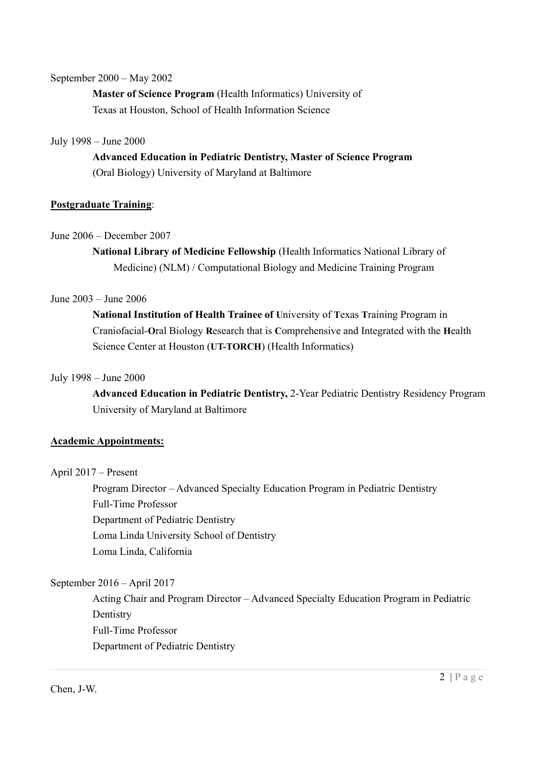September 2000 – May 2002

**Master of Science Program** (Health Informatics) University of Texas at Houston, School of Health Information Science

July 1998 – June 2000

**Advanced Education in Pediatric Dentistry, Master of Science Program** (Oral Biology) University of Maryland at Baltimore

**Postgraduate Training**:

June 2006 – December 2007

**National Library of Medicine Fellowship** (Health Informatics National Library of Medicine) (NLM) / Computational Biology and Medicine Training Program

June 2003 – June 2006

**National Institution of Health Trainee of U**niversity of **T**exas **T**raining Program in Craniofacial-**O**ral Biology **R**esearch that is **C**omprehensive and Integrated with the **H**ealth Science Center at Houston (**UT-TORCH**) (Health Informatics)

July 1998 – June 2000

**Advanced Education in Pediatric Dentistry,** 2-Year Pediatric Dentistry Residency Program University of Maryland at Baltimore

**Academic Appointments:**

April 2017 – Present

Program Director – Advanced Specialty Education Program in Pediatric Dentistry
Full-Time Professor
Department of Pediatric Dentistry
Loma Linda University School of Dentistry
Loma Linda, California

September 2016 – April 2017

Acting Chair and Program Director – Advanced Specialty Education Program in Pediatric Dentistry
Full-Time Professor
Department of Pediatric Dentistry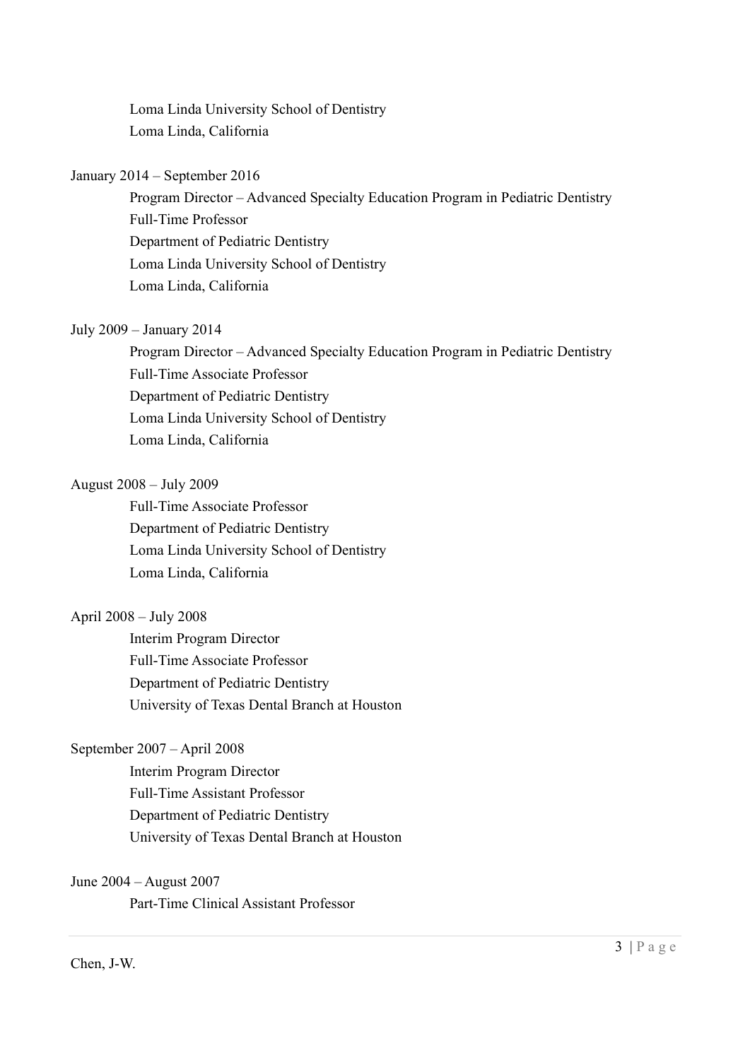Loma Linda University School of Dentistry
Loma Linda, California

January 2014 – September 2016

Program Director – Advanced Specialty Education Program in Pediatric Dentistry
Full-Time Professor
Department of Pediatric Dentistry
Loma Linda University School of Dentistry
Loma Linda, California

July 2009 – January 2014

Program Director – Advanced Specialty Education Program in Pediatric Dentistry
Full-Time Associate Professor
Department of Pediatric Dentistry
Loma Linda University School of Dentistry
Loma Linda, California

August 2008 – July 2009

Full-Time Associate Professor
Department of Pediatric Dentistry
Loma Linda University School of Dentistry
Loma Linda, California

April 2008 – July 2008

Interim Program Director
Full-Time Associate Professor
Department of Pediatric Dentistry
University of Texas Dental Branch at Houston

September 2007 – April 2008

Interim Program Director
Full-Time Assistant Professor
Department of Pediatric Dentistry
University of Texas Dental Branch at Houston

June 2004 – August 2007

Part-Time Clinical Assistant Professor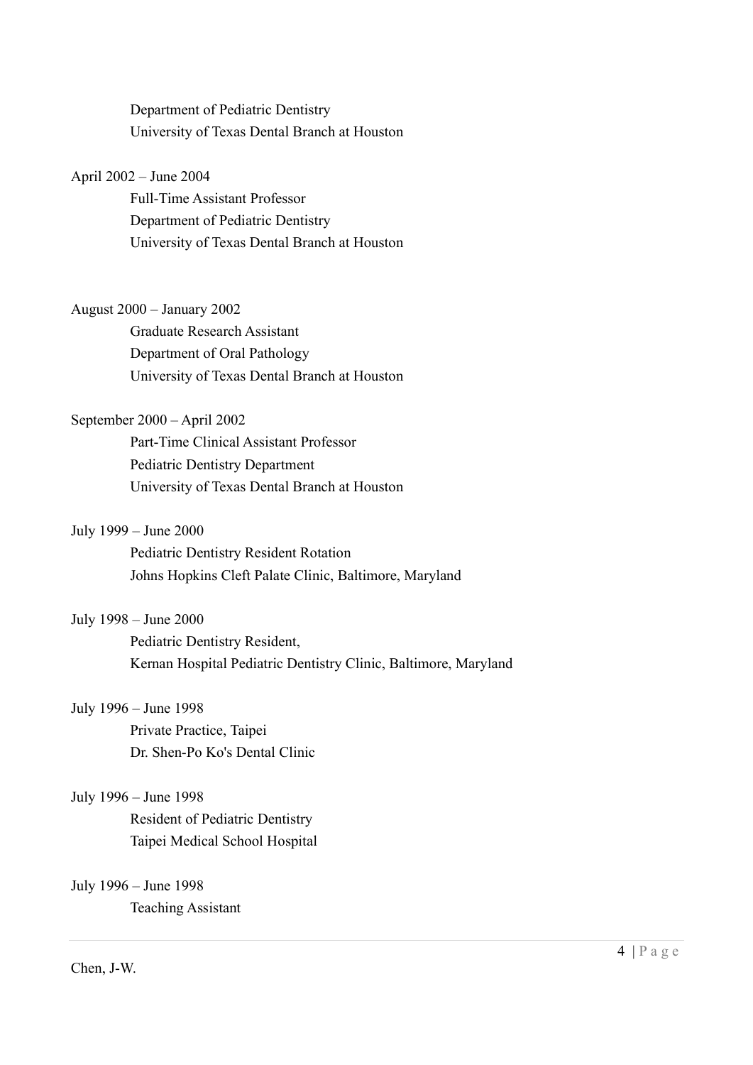Department of Pediatric Dentistry
University of Texas Dental Branch at Houston

April 2002 – June 2004
Full-Time Assistant Professor
Department of Pediatric Dentistry
University of Texas Dental Branch at Houston

August 2000 – January 2002
Graduate Research Assistant
Department of Oral Pathology
University of Texas Dental Branch at Houston

September 2000 – April 2002
Part-Time Clinical Assistant Professor
Pediatric Dentistry Department
University of Texas Dental Branch at Houston

July 1999 – June 2000
Pediatric Dentistry Resident Rotation
Johns Hopkins Cleft Palate Clinic, Baltimore, Maryland

July 1998 – June 2000
Pediatric Dentistry Resident,
Kernan Hospital Pediatric Dentistry Clinic, Baltimore, Maryland

July 1996 – June 1998
Private Practice, Taipei
Dr. Shen-Po Ko's Dental Clinic

July 1996 – June 1998
Resident of Pediatric Dentistry
Taipei Medical School Hospital

July 1996 – June 1998
Teaching Assistant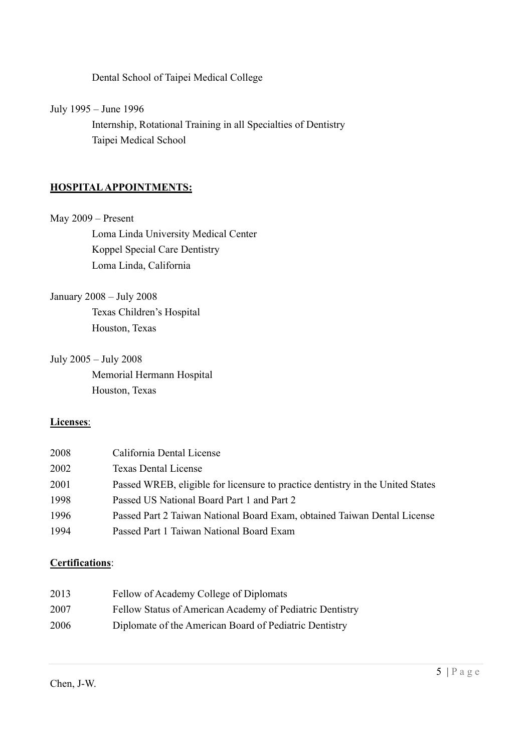Dental School of Taipei Medical College

July 1995 – June 1996
Internship, Rotational Training in all Specialties of Dentistry
Taipei Medical School

## HOSPITAL APPOINTMENTS:

May 2009 – Present
Loma Linda University Medical Center
Koppel Special Care Dentistry
Loma Linda, California

January 2008 – July 2008
Texas Children's Hospital
Houston, Texas

July 2005 – July 2008
Memorial Hermann Hospital
Houston, Texas

## Licenses:

| | |
|---|---|
| 2008 | California Dental License |
| 2002 | Texas Dental License |
| 2001 | Passed WREB, eligible for licensure to practice dentistry in the United States |
| 1998 | Passed US National Board Part 1 and Part 2 |
| 1996 | Passed Part 2 Taiwan National Board Exam, obtained Taiwan Dental License |
| 1994 | Passed Part 1 Taiwan National Board Exam |

## Certifications:

| | |
|---|---|
| 2013 | Fellow of Academy College of Diplomats |
| 2007 | Fellow Status of American Academy of Pediatric Dentistry |
| 2006 | Diplomate of the American Board of Pediatric Dentistry |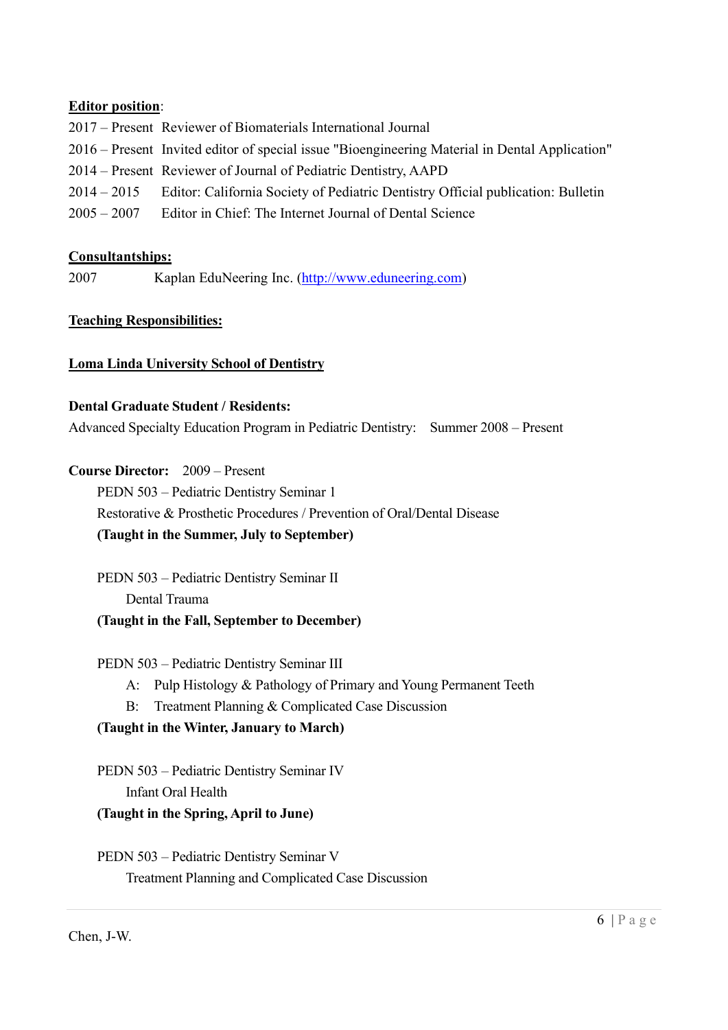**Editor position**:

2017 – Present Reviewer of Biomaterials International Journal
2016 – Present Invited editor of special issue "Bioengineering Material in Dental Application"
2014 – Present Reviewer of Journal of Pediatric Dentistry, AAPD
2014 – 2015 Editor: California Society of Pediatric Dentistry Official publication: Bulletin
2005 – 2007 Editor in Chief: The Internet Journal of Dental Science

**Consultantships:**

2007 Kaplan EduNeering Inc. (http://www.eduneering.com)

**Teaching Responsibilities:**

**Loma Linda University School of Dentistry**

**Dental Graduate Student / Residents:**

Advanced Specialty Education Program in Pediatric Dentistry: Summer 2008 – Present

**Course Director:** 2009 – Present

PEDN 503 – Pediatric Dentistry Seminar 1
Restorative & Prosthetic Procedures / Prevention of Oral/Dental Disease
**(Taught in the Summer, July to September)**

PEDN 503 – Pediatric Dentistry Seminar II
Dental Trauma
**(Taught in the Fall, September to December)**

PEDN 503 – Pediatric Dentistry Seminar III
A: Pulp Histology & Pathology of Primary and Young Permanent Teeth
B: Treatment Planning & Complicated Case Discussion
**(Taught in the Winter, January to March)**

PEDN 503 – Pediatric Dentistry Seminar IV
Infant Oral Health
**(Taught in the Spring, April to June)**

PEDN 503 – Pediatric Dentistry Seminar V
Treatment Planning and Complicated Case Discussion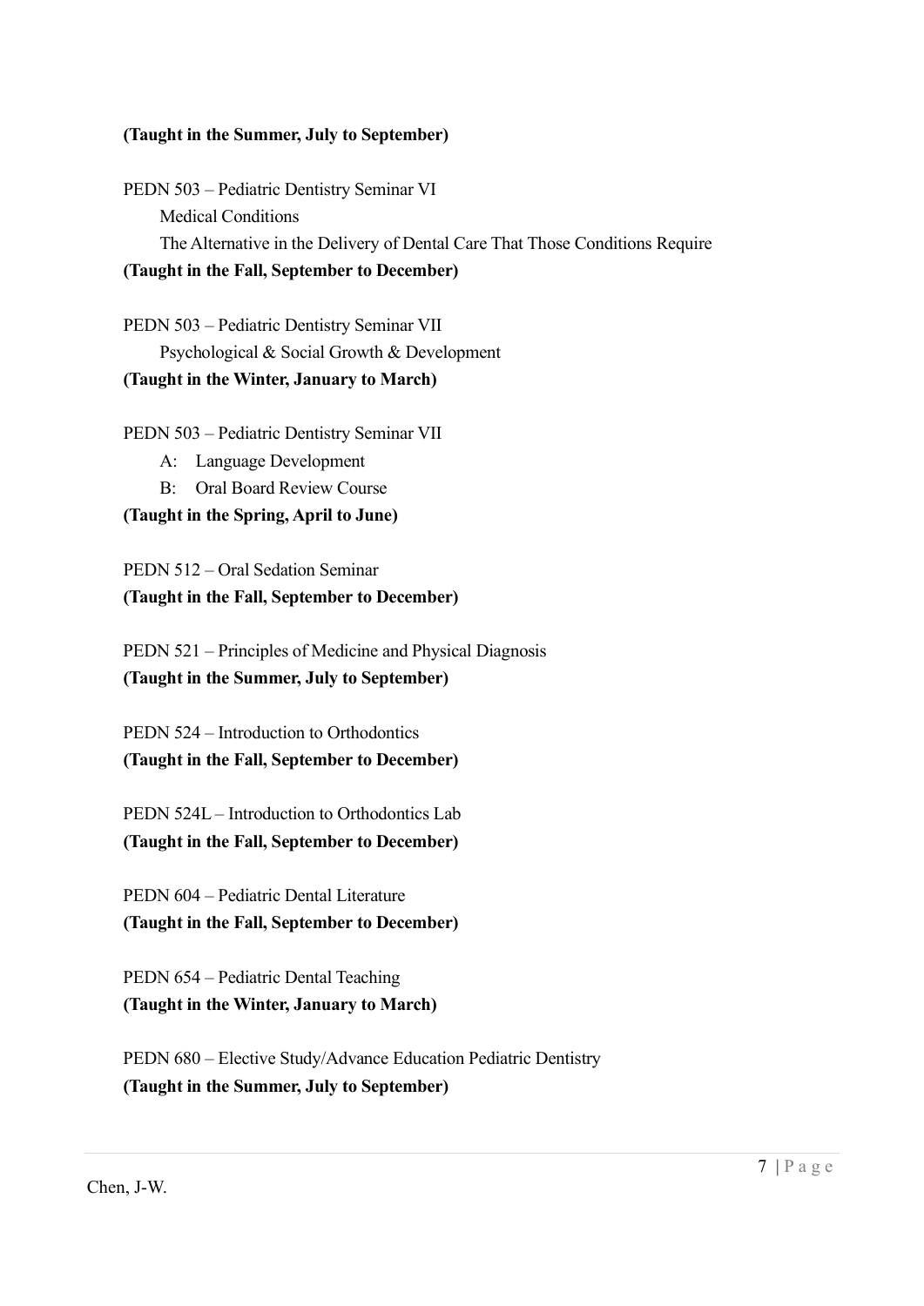**(Taught in the Summer, July to September)**

PEDN 503 – Pediatric Dentistry Seminar VI
Medical Conditions
The Alternative in the Delivery of Dental Care That Those Conditions Require
**(Taught in the Fall, September to December)**

PEDN 503 – Pediatric Dentistry Seminar VII
Psychological & Social Growth & Development
**(Taught in the Winter, January to March)**

PEDN 503 – Pediatric Dentistry Seminar VII
A: Language Development
B: Oral Board Review Course
**(Taught in the Spring, April to June)**

PEDN 512 – Oral Sedation Seminar
**(Taught in the Fall, September to December)**

PEDN 521 – Principles of Medicine and Physical Diagnosis
**(Taught in the Summer, July to September)**

PEDN 524 – Introduction to Orthodontics
**(Taught in the Fall, September to December)**

PEDN 524L – Introduction to Orthodontics Lab
**(Taught in the Fall, September to December)**

PEDN 604 – Pediatric Dental Literature
**(Taught in the Fall, September to December)**

PEDN 654 – Pediatric Dental Teaching
**(Taught in the Winter, January to March)**

PEDN 680 – Elective Study/Advance Education Pediatric Dentistry
**(Taught in the Summer, July to September)**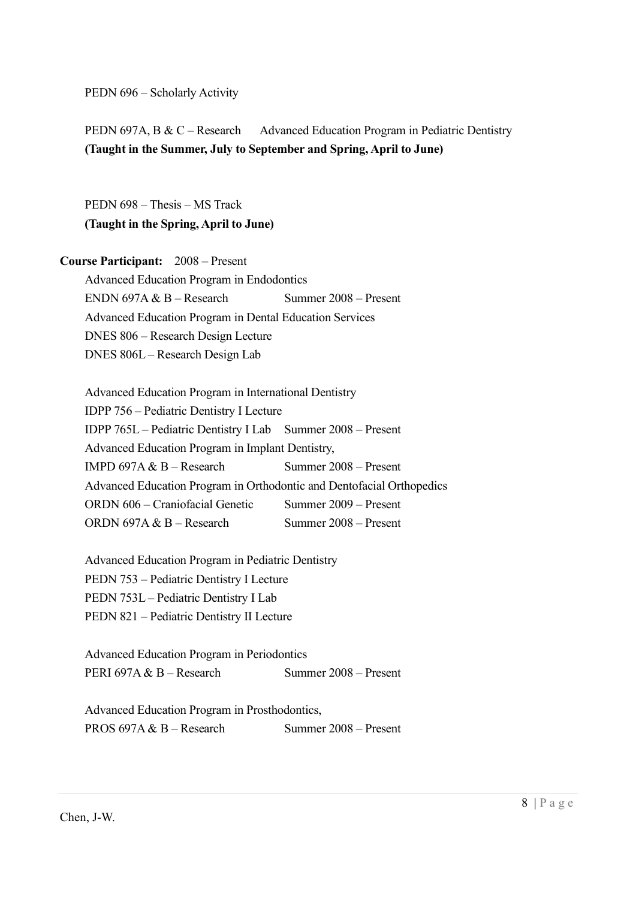PEDN 696 – Scholarly Activity

PEDN 697A, B & C – Research  Advanced Education Program in Pediatric Dentistry
**(Taught in the Summer, July to September and Spring, April to June)**

PEDN 698 – Thesis – MS Track
**(Taught in the Spring, April to June)**

**Course Participant:** 2008 – Present

Advanced Education Program in Endodontics
ENDN 697A & B – Research  Summer 2008 – Present
Advanced Education Program in Dental Education Services
DNES 806 – Research Design Lecture
DNES 806L – Research Design Lab

Advanced Education Program in International Dentistry
IDPP 756 – Pediatric Dentistry I Lecture
IDPP 765L – Pediatric Dentistry I Lab  Summer 2008 – Present
Advanced Education Program in Implant Dentistry,
IMPD 697A & B – Research  Summer 2008 – Present
Advanced Education Program in Orthodontic and Dentofacial Orthopedics
ORDN 606 – Craniofacial Genetic  Summer 2009 – Present
ORDN 697A & B – Research  Summer 2008 – Present

Advanced Education Program in Pediatric Dentistry
PEDN 753 – Pediatric Dentistry I Lecture
PEDN 753L – Pediatric Dentistry I Lab
PEDN 821 – Pediatric Dentistry II Lecture

Advanced Education Program in Periodontics
PERI 697A & B – Research  Summer 2008 – Present

Advanced Education Program in Prosthodontics,
PROS 697A & B – Research  Summer 2008 – Present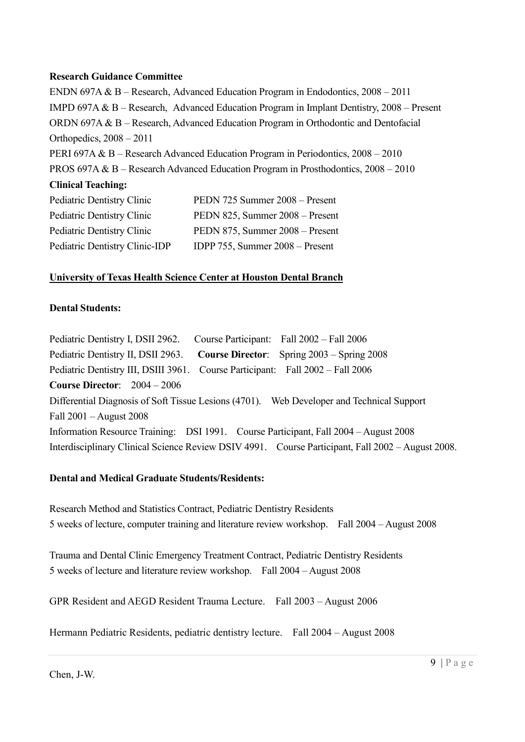**Research Guidance Committee**

ENDN 697A & B – Research, Advanced Education Program in Endodontics, 2008 – 2011
IMPD 697A & B – Research, Advanced Education Program in Implant Dentistry, 2008 – Present
ORDN 697A & B – Research, Advanced Education Program in Orthodontic and Dentofacial Orthopedics, 2008 – 2011
PERI 697A & B – Research Advanced Education Program in Periodontics, 2008 – 2010
PROS 697A & B – Research Advanced Education Program in Prosthodontics, 2008 – 2010

**Clinical Teaching:**

| | |
|---|---|
| Pediatric Dentistry Clinic | PEDN 725 Summer 2008 – Present |
| Pediatric Dentistry Clinic | PEDN 825, Summer 2008 – Present |
| Pediatric Dentistry Clinic | PEDN 875, Summer 2008 – Present |
| Pediatric Dentistry Clinic-IDP | IDPP 755, Summer 2008 – Present |

<u>**University of Texas Health Science Center at Houston Dental Branch**</u>

**Dental Students:**

Pediatric Dentistry I, DSII 2962. Course Participant: Fall 2002 – Fall 2006
Pediatric Dentistry II, DSII 2963. **Course Director**: Spring 2003 – Spring 2008
Pediatric Dentistry III, DSIII 3961. Course Participant: Fall 2002 – Fall 2006
**Course Director**: 2004 – 2006
Differential Diagnosis of Soft Tissue Lesions (4701). Web Developer and Technical Support Fall 2001 – August 2008
Information Resource Training: DSI 1991. Course Participant, Fall 2004 – August 2008
Interdisciplinary Clinical Science Review DSIV 4991. Course Participant, Fall 2002 – August 2008.

**Dental and Medical Graduate Students/Residents:**

Research Method and Statistics Contract, Pediatric Dentistry Residents
5 weeks of lecture, computer training and literature review workshop. Fall 2004 – August 2008

Trauma and Dental Clinic Emergency Treatment Contract, Pediatric Dentistry Residents
5 weeks of lecture and literature review workshop. Fall 2004 – August 2008

GPR Resident and AEGD Resident Trauma Lecture. Fall 2003 – August 2006

Hermann Pediatric Residents, pediatric dentistry lecture. Fall 2004 – August 2008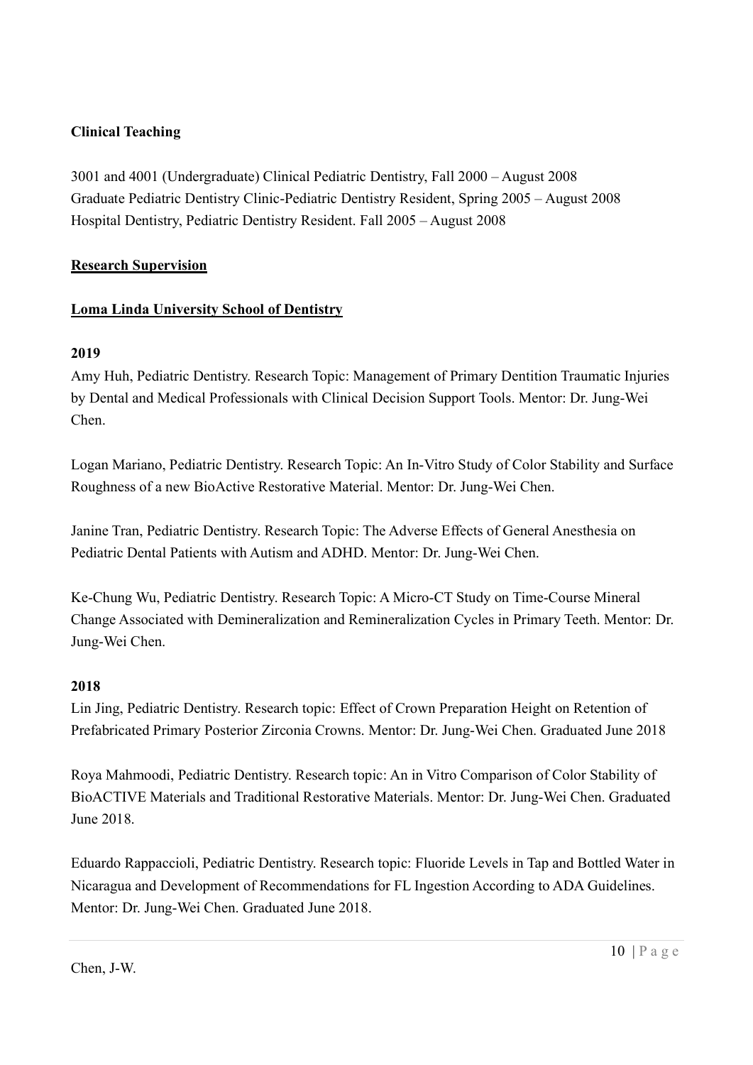**Clinical Teaching**

3001 and 4001 (Undergraduate) Clinical Pediatric Dentistry, Fall 2000 – August 2008
Graduate Pediatric Dentistry Clinic-Pediatric Dentistry Resident, Spring 2005 – August 2008
Hospital Dentistry, Pediatric Dentistry Resident. Fall 2005 – August 2008

**Research Supervision**

**Loma Linda University School of Dentistry**

**2019**

Amy Huh, Pediatric Dentistry. Research Topic: Management of Primary Dentition Traumatic Injuries by Dental and Medical Professionals with Clinical Decision Support Tools. Mentor: Dr. Jung-Wei Chen.

Logan Mariano, Pediatric Dentistry. Research Topic: An In-Vitro Study of Color Stability and Surface Roughness of a new BioActive Restorative Material. Mentor: Dr. Jung-Wei Chen.

Janine Tran, Pediatric Dentistry. Research Topic: The Adverse Effects of General Anesthesia on Pediatric Dental Patients with Autism and ADHD. Mentor: Dr. Jung-Wei Chen.

Ke-Chung Wu, Pediatric Dentistry. Research Topic: A Micro-CT Study on Time-Course Mineral Change Associated with Demineralization and Remineralization Cycles in Primary Teeth. Mentor: Dr. Jung-Wei Chen.

**2018**

Lin Jing, Pediatric Dentistry. Research topic: Effect of Crown Preparation Height on Retention of Prefabricated Primary Posterior Zirconia Crowns. Mentor: Dr. Jung-Wei Chen. Graduated June 2018

Roya Mahmoodi, Pediatric Dentistry. Research topic: An in Vitro Comparison of Color Stability of BioACTIVE Materials and Traditional Restorative Materials. Mentor: Dr. Jung-Wei Chen. Graduated June 2018.

Eduardo Rappaccioli, Pediatric Dentistry. Research topic: Fluoride Levels in Tap and Bottled Water in Nicaragua and Development of Recommendations for FL Ingestion According to ADA Guidelines. Mentor: Dr. Jung-Wei Chen. Graduated June 2018.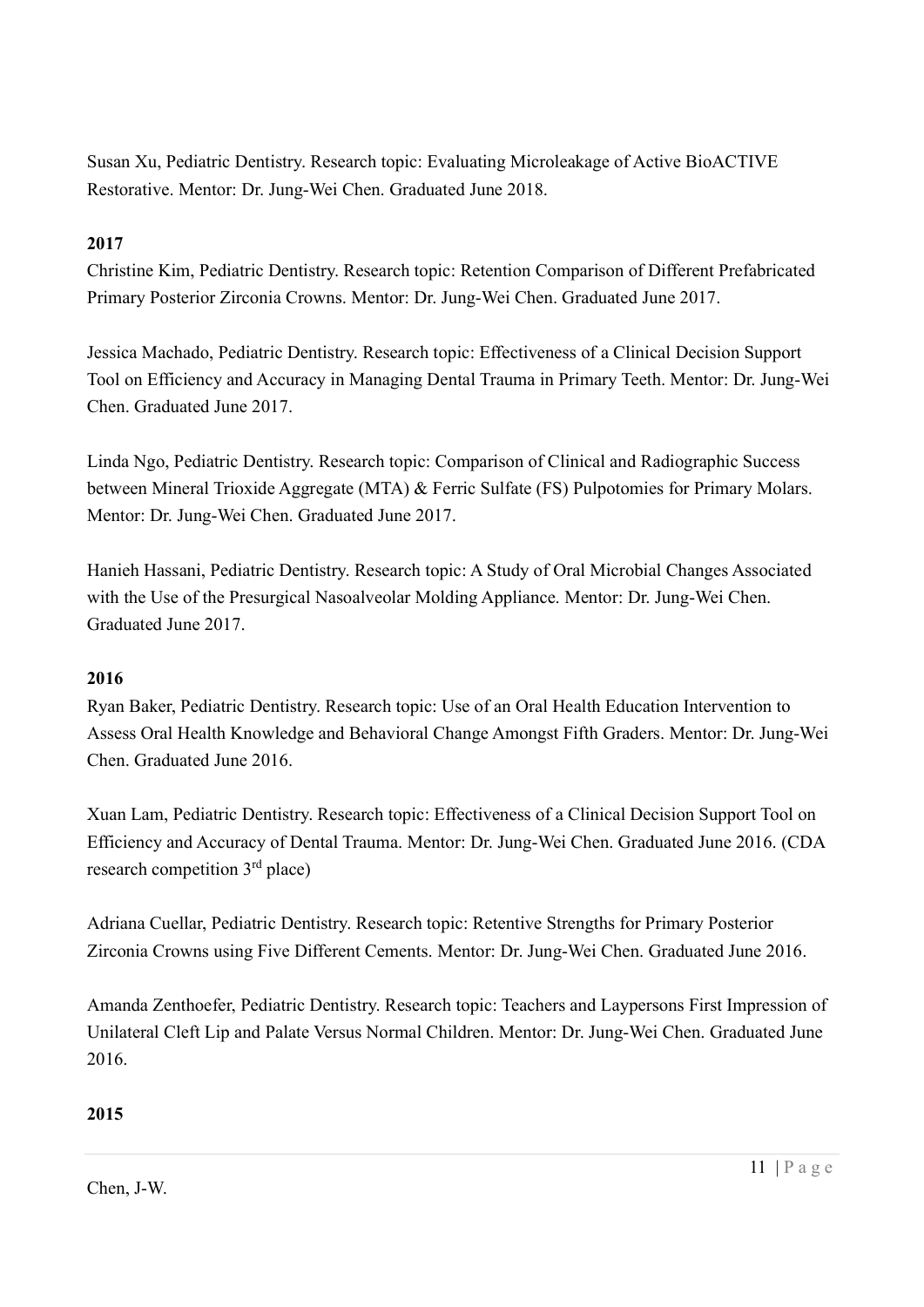Susan Xu, Pediatric Dentistry. Research topic: Evaluating Microleakage of Active BioACTIVE Restorative. Mentor: Dr. Jung-Wei Chen. Graduated June 2018.

**2017**

Christine Kim, Pediatric Dentistry. Research topic: Retention Comparison of Different Prefabricated Primary Posterior Zirconia Crowns. Mentor: Dr. Jung-Wei Chen. Graduated June 2017.

Jessica Machado, Pediatric Dentistry. Research topic: Effectiveness of a Clinical Decision Support Tool on Efficiency and Accuracy in Managing Dental Trauma in Primary Teeth. Mentor: Dr. Jung-Wei Chen. Graduated June 2017.

Linda Ngo, Pediatric Dentistry. Research topic: Comparison of Clinical and Radiographic Success between Mineral Trioxide Aggregate (MTA) & Ferric Sulfate (FS) Pulpotomies for Primary Molars. Mentor: Dr. Jung-Wei Chen. Graduated June 2017.

Hanieh Hassani, Pediatric Dentistry. Research topic: A Study of Oral Microbial Changes Associated with the Use of the Presurgical Nasoalveolar Molding Appliance. Mentor: Dr. Jung-Wei Chen. Graduated June 2017.

**2016**

Ryan Baker, Pediatric Dentistry. Research topic: Use of an Oral Health Education Intervention to Assess Oral Health Knowledge and Behavioral Change Amongst Fifth Graders. Mentor: Dr. Jung-Wei Chen. Graduated June 2016.

Xuan Lam, Pediatric Dentistry. Research topic: Effectiveness of a Clinical Decision Support Tool on Efficiency and Accuracy of Dental Trauma. Mentor: Dr. Jung-Wei Chen. Graduated June 2016. (CDA research competition 3rd place)

Adriana Cuellar, Pediatric Dentistry. Research topic: Retentive Strengths for Primary Posterior Zirconia Crowns using Five Different Cements. Mentor: Dr. Jung-Wei Chen. Graduated June 2016.

Amanda Zenthoefer, Pediatric Dentistry. Research topic: Teachers and Laypersons First Impression of Unilateral Cleft Lip and Palate Versus Normal Children. Mentor: Dr. Jung-Wei Chen. Graduated June 2016.

**2015**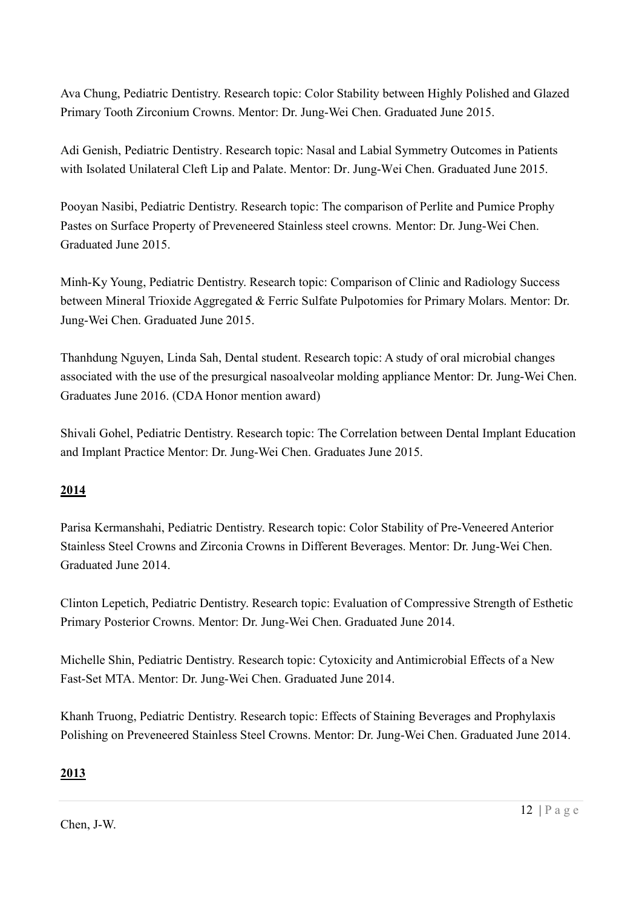Ava Chung, Pediatric Dentistry. Research topic: Color Stability between Highly Polished and Glazed Primary Tooth Zirconium Crowns. Mentor: Dr. Jung-Wei Chen. Graduated June 2015.

Adi Genish, Pediatric Dentistry. Research topic: Nasal and Labial Symmetry Outcomes in Patients with Isolated Unilateral Cleft Lip and Palate. Mentor: Dr. Jung-Wei Chen. Graduated June 2015.

Pooyan Nasibi, Pediatric Dentistry. Research topic: The comparison of Perlite and Pumice Prophy Pastes on Surface Property of Preveneered Stainless steel crowns. Mentor: Dr. Jung-Wei Chen. Graduated June 2015.

Minh-Ky Young, Pediatric Dentistry. Research topic: Comparison of Clinic and Radiology Success between Mineral Trioxide Aggregated & Ferric Sulfate Pulpotomies for Primary Molars. Mentor: Dr. Jung-Wei Chen. Graduated June 2015.

Thanhdung Nguyen, Linda Sah, Dental student. Research topic: A study of oral microbial changes associated with the use of the presurgical nasoalveolar molding appliance Mentor: Dr. Jung-Wei Chen. Graduates June 2016. (CDA Honor mention award)

Shivali Gohel, Pediatric Dentistry. Research topic: The Correlation between Dental Implant Education and Implant Practice Mentor: Dr. Jung-Wei Chen. Graduates June 2015.

**2014**

Parisa Kermanshahi, Pediatric Dentistry. Research topic: Color Stability of Pre-Veneered Anterior Stainless Steel Crowns and Zirconia Crowns in Different Beverages. Mentor: Dr. Jung-Wei Chen. Graduated June 2014.

Clinton Lepetich, Pediatric Dentistry. Research topic: Evaluation of Compressive Strength of Esthetic Primary Posterior Crowns. Mentor: Dr. Jung-Wei Chen. Graduated June 2014.

Michelle Shin, Pediatric Dentistry. Research topic: Cytoxicity and Antimicrobial Effects of a New Fast-Set MTA. Mentor: Dr. Jung-Wei Chen. Graduated June 2014.

Khanh Truong, Pediatric Dentistry. Research topic: Effects of Staining Beverages and Prophylaxis Polishing on Preveneered Stainless Steel Crowns. Mentor: Dr. Jung-Wei Chen. Graduated June 2014.

**2013**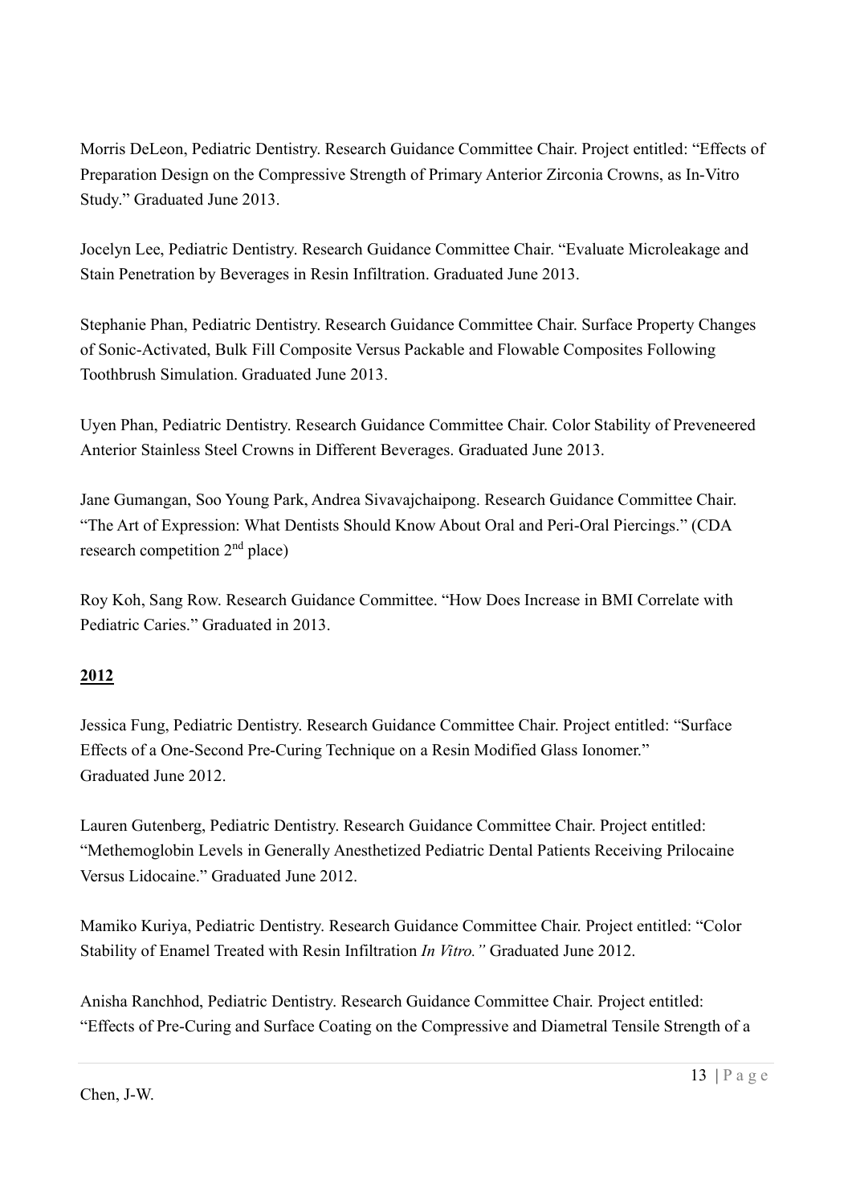Morris DeLeon, Pediatric Dentistry. Research Guidance Committee Chair. Project entitled: "Effects of Preparation Design on the Compressive Strength of Primary Anterior Zirconia Crowns, as In-Vitro Study." Graduated June 2013.

Jocelyn Lee, Pediatric Dentistry. Research Guidance Committee Chair. "Evaluate Microleakage and Stain Penetration by Beverages in Resin Infiltration. Graduated June 2013.

Stephanie Phan, Pediatric Dentistry. Research Guidance Committee Chair. Surface Property Changes of Sonic-Activated, Bulk Fill Composite Versus Packable and Flowable Composites Following Toothbrush Simulation. Graduated June 2013.

Uyen Phan, Pediatric Dentistry. Research Guidance Committee Chair. Color Stability of Preveneered Anterior Stainless Steel Crowns in Different Beverages. Graduated June 2013.

Jane Gumangan, Soo Young Park, Andrea Sivavajchaipong. Research Guidance Committee Chair. "The Art of Expression: What Dentists Should Know About Oral and Peri-Oral Piercings." (CDA research competition 2nd place)

Roy Koh, Sang Row. Research Guidance Committee. "How Does Increase in BMI Correlate with Pediatric Caries." Graduated in 2013.

**2012**

Jessica Fung, Pediatric Dentistry. Research Guidance Committee Chair. Project entitled: "Surface Effects of a One-Second Pre-Curing Technique on a Resin Modified Glass Ionomer." Graduated June 2012.

Lauren Gutenberg, Pediatric Dentistry. Research Guidance Committee Chair. Project entitled: "Methemoglobin Levels in Generally Anesthetized Pediatric Dental Patients Receiving Prilocaine Versus Lidocaine." Graduated June 2012.

Mamiko Kuriya, Pediatric Dentistry. Research Guidance Committee Chair. Project entitled: "Color Stability of Enamel Treated with Resin Infiltration *In Vitro."* Graduated June 2012.

Anisha Ranchhod, Pediatric Dentistry. Research Guidance Committee Chair. Project entitled: "Effects of Pre-Curing and Surface Coating on the Compressive and Diametral Tensile Strength of a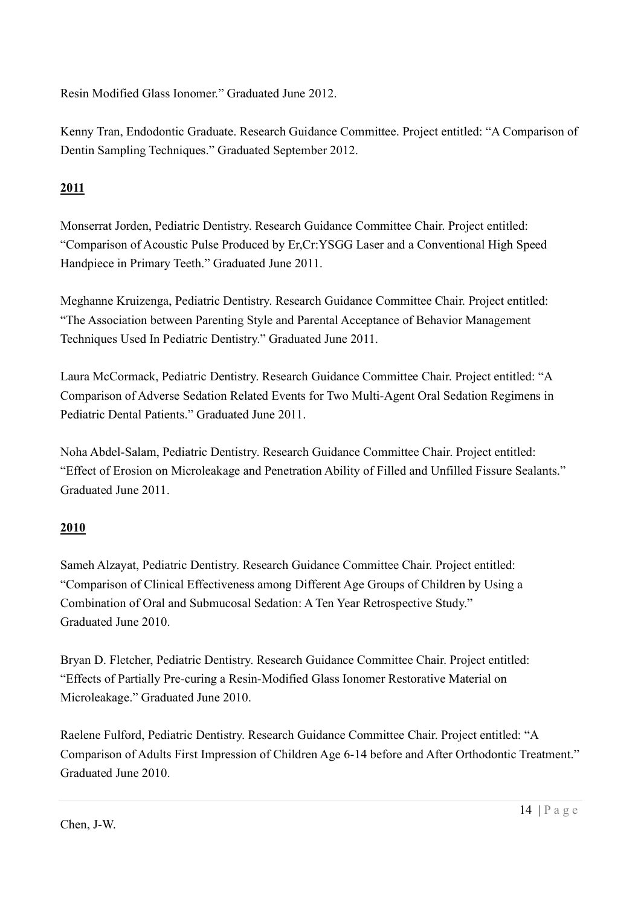Resin Modified Glass Ionomer." Graduated June 2012.

Kenny Tran, Endodontic Graduate. Research Guidance Committee. Project entitled: "A Comparison of Dentin Sampling Techniques." Graduated September 2012.

**2011**

Monserrat Jorden, Pediatric Dentistry. Research Guidance Committee Chair. Project entitled: "Comparison of Acoustic Pulse Produced by Er,Cr:YSGG Laser and a Conventional High Speed Handpiece in Primary Teeth." Graduated June 2011.

Meghanne Kruizenga, Pediatric Dentistry. Research Guidance Committee Chair. Project entitled: "The Association between Parenting Style and Parental Acceptance of Behavior Management Techniques Used In Pediatric Dentistry." Graduated June 2011.

Laura McCormack, Pediatric Dentistry. Research Guidance Committee Chair. Project entitled: "A Comparison of Adverse Sedation Related Events for Two Multi-Agent Oral Sedation Regimens in Pediatric Dental Patients." Graduated June 2011.

Noha Abdel-Salam, Pediatric Dentistry. Research Guidance Committee Chair. Project entitled: "Effect of Erosion on Microleakage and Penetration Ability of Filled and Unfilled Fissure Sealants." Graduated June 2011.

**2010**

Sameh Alzayat, Pediatric Dentistry. Research Guidance Committee Chair. Project entitled: "Comparison of Clinical Effectiveness among Different Age Groups of Children by Using a Combination of Oral and Submucosal Sedation: A Ten Year Retrospective Study." Graduated June 2010.

Bryan D. Fletcher, Pediatric Dentistry. Research Guidance Committee Chair. Project entitled: "Effects of Partially Pre-curing a Resin-Modified Glass Ionomer Restorative Material on Microleakage." Graduated June 2010.

Raelene Fulford, Pediatric Dentistry. Research Guidance Committee Chair. Project entitled: "A Comparison of Adults First Impression of Children Age 6-14 before and After Orthodontic Treatment." Graduated June 2010.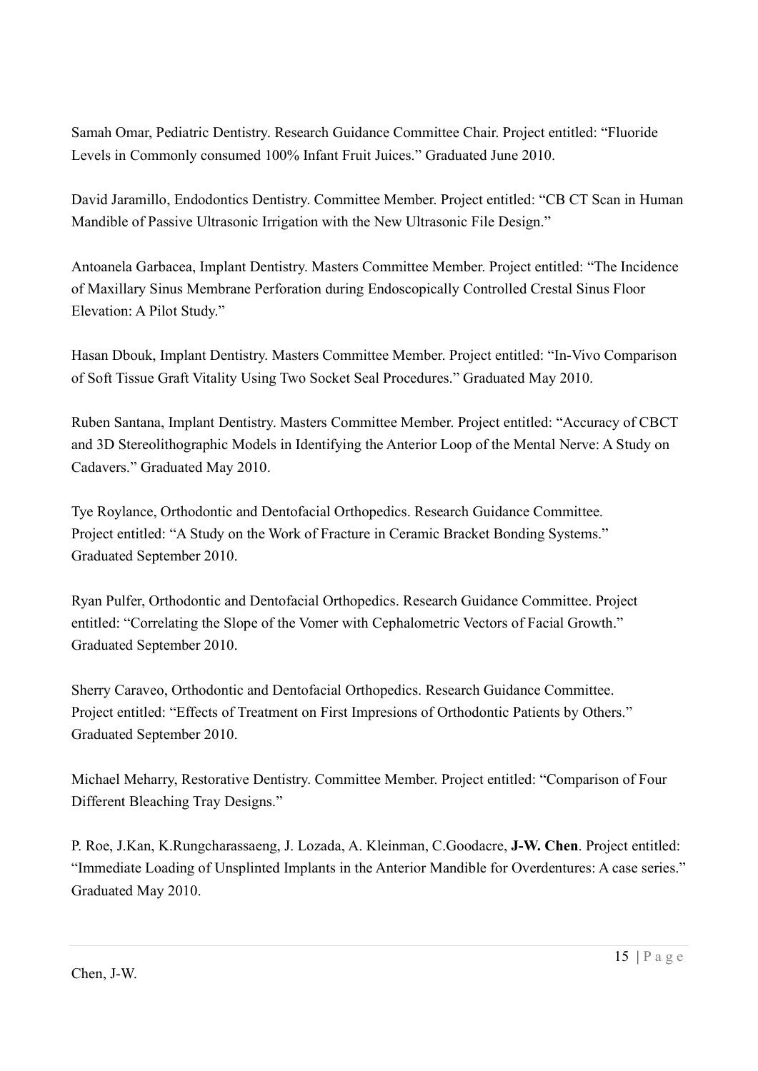Samah Omar, Pediatric Dentistry. Research Guidance Committee Chair. Project entitled: "Fluoride Levels in Commonly consumed 100% Infant Fruit Juices." Graduated June 2010.

David Jaramillo, Endodontics Dentistry. Committee Member. Project entitled: "CB CT Scan in Human Mandible of Passive Ultrasonic Irrigation with the New Ultrasonic File Design."

Antoanela Garbacea, Implant Dentistry. Masters Committee Member. Project entitled: "The Incidence of Maxillary Sinus Membrane Perforation during Endoscopically Controlled Crestal Sinus Floor Elevation: A Pilot Study."

Hasan Dbouk, Implant Dentistry. Masters Committee Member. Project entitled: "In-Vivo Comparison of Soft Tissue Graft Vitality Using Two Socket Seal Procedures." Graduated May 2010.

Ruben Santana, Implant Dentistry. Masters Committee Member. Project entitled: "Accuracy of CBCT and 3D Stereolithographic Models in Identifying the Anterior Loop of the Mental Nerve: A Study on Cadavers." Graduated May 2010.

Tye Roylance, Orthodontic and Dentofacial Orthopedics. Research Guidance Committee. Project entitled: "A Study on the Work of Fracture in Ceramic Bracket Bonding Systems." Graduated September 2010.

Ryan Pulfer, Orthodontic and Dentofacial Orthopedics. Research Guidance Committee. Project entitled: "Correlating the Slope of the Vomer with Cephalometric Vectors of Facial Growth." Graduated September 2010.

Sherry Caraveo, Orthodontic and Dentofacial Orthopedics. Research Guidance Committee. Project entitled: "Effects of Treatment on First Impresions of Orthodontic Patients by Others." Graduated September 2010.

Michael Meharry, Restorative Dentistry. Committee Member. Project entitled: "Comparison of Four Different Bleaching Tray Designs."

P. Roe, J.Kan, K.Rungcharassaeng, J. Lozada, A. Kleinman, C.Goodacre, **J-W. Chen**. Project entitled: "Immediate Loading of Unsplinted Implants in the Anterior Mandible for Overdentures: A case series." Graduated May 2010.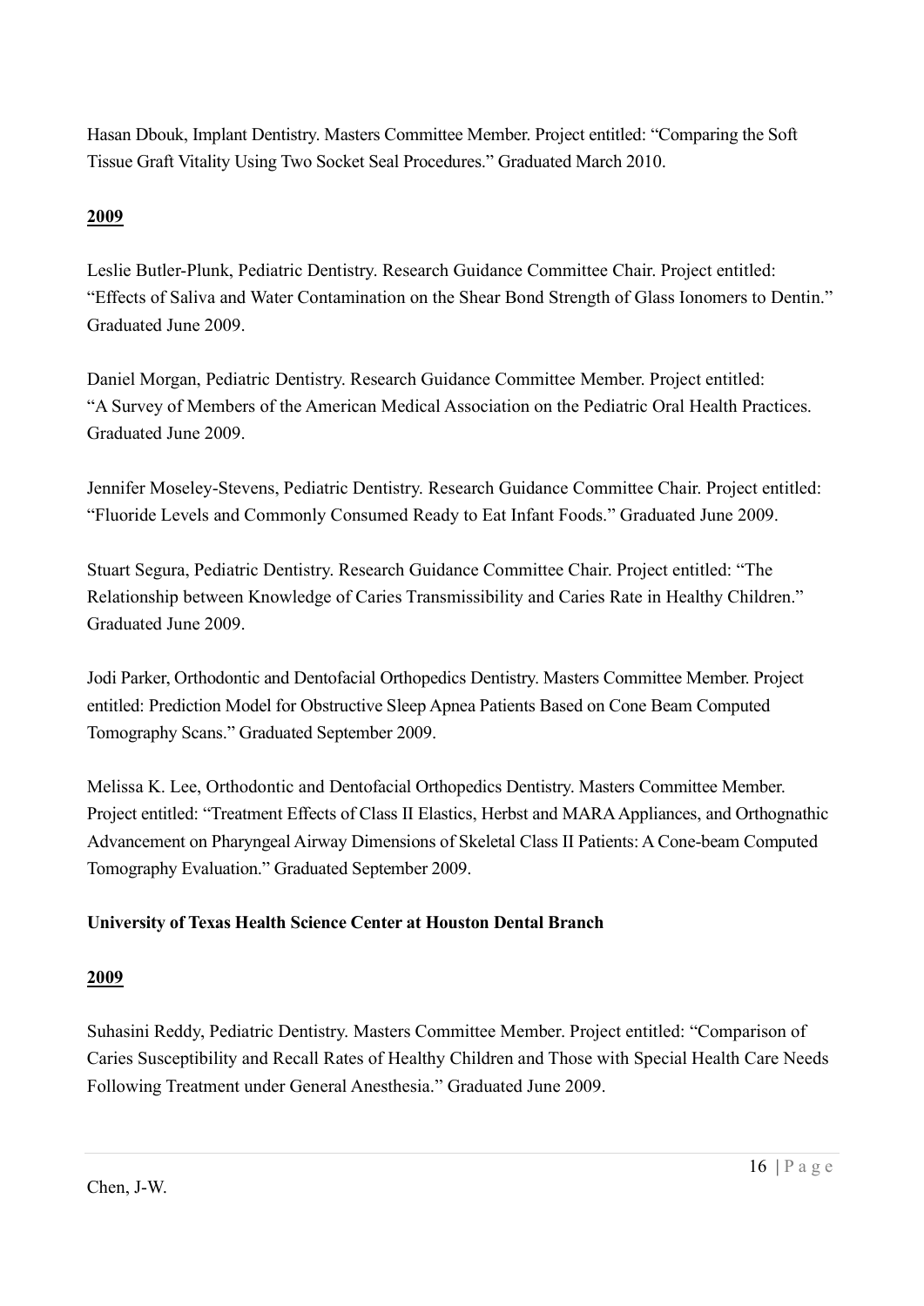Hasan Dbouk, Implant Dentistry. Masters Committee Member. Project entitled: "Comparing the Soft Tissue Graft Vitality Using Two Socket Seal Procedures." Graduated March 2010.

**2009**

Leslie Butler-Plunk, Pediatric Dentistry. Research Guidance Committee Chair. Project entitled: "Effects of Saliva and Water Contamination on the Shear Bond Strength of Glass Ionomers to Dentin." Graduated June 2009.

Daniel Morgan, Pediatric Dentistry. Research Guidance Committee Member. Project entitled: "A Survey of Members of the American Medical Association on the Pediatric Oral Health Practices. Graduated June 2009.

Jennifer Moseley-Stevens, Pediatric Dentistry. Research Guidance Committee Chair. Project entitled: "Fluoride Levels and Commonly Consumed Ready to Eat Infant Foods." Graduated June 2009.

Stuart Segura, Pediatric Dentistry. Research Guidance Committee Chair. Project entitled: "The Relationship between Knowledge of Caries Transmissibility and Caries Rate in Healthy Children." Graduated June 2009.

Jodi Parker, Orthodontic and Dentofacial Orthopedics Dentistry. Masters Committee Member. Project entitled: Prediction Model for Obstructive Sleep Apnea Patients Based on Cone Beam Computed Tomography Scans." Graduated September 2009.

Melissa K. Lee, Orthodontic and Dentofacial Orthopedics Dentistry. Masters Committee Member. Project entitled: "Treatment Effects of Class II Elastics, Herbst and MARA Appliances, and Orthognathic Advancement on Pharyngeal Airway Dimensions of Skeletal Class II Patients: A Cone-beam Computed Tomography Evaluation." Graduated September 2009.

**University of Texas Health Science Center at Houston Dental Branch**

**2009**

Suhasini Reddy, Pediatric Dentistry. Masters Committee Member. Project entitled: "Comparison of Caries Susceptibility and Recall Rates of Healthy Children and Those with Special Health Care Needs Following Treatment under General Anesthesia." Graduated June 2009.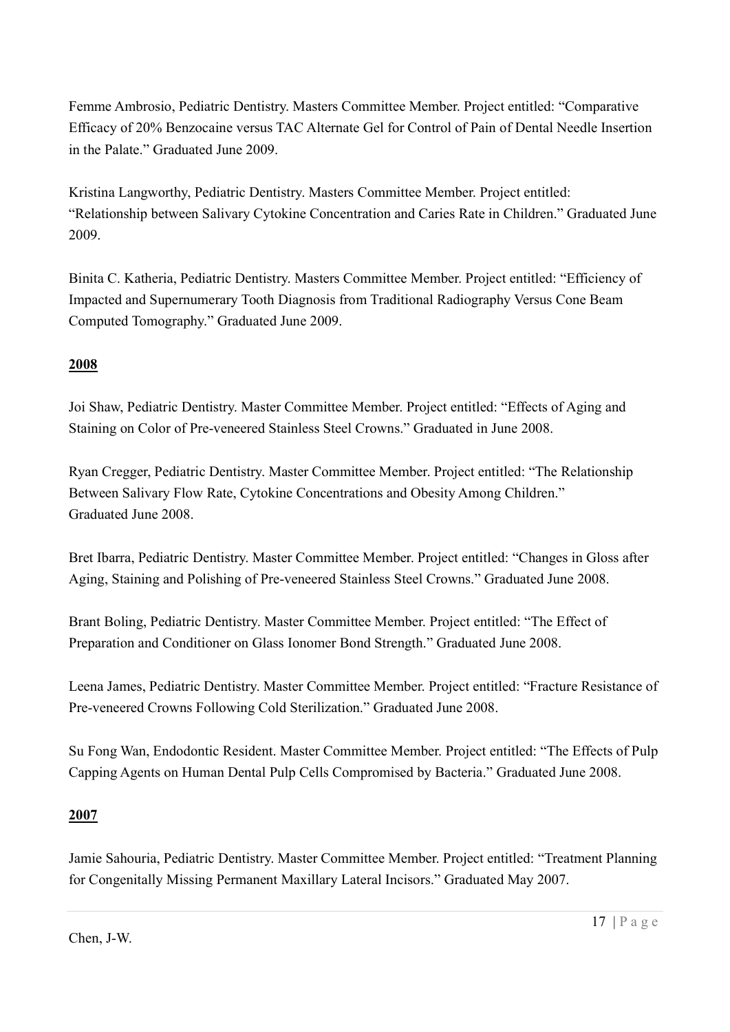Femme Ambrosio, Pediatric Dentistry. Masters Committee Member. Project entitled: "Comparative Efficacy of 20% Benzocaine versus TAC Alternate Gel for Control of Pain of Dental Needle Insertion in the Palate." Graduated June 2009.

Kristina Langworthy, Pediatric Dentistry. Masters Committee Member. Project entitled: "Relationship between Salivary Cytokine Concentration and Caries Rate in Children." Graduated June 2009.

Binita C. Katheria, Pediatric Dentistry. Masters Committee Member. Project entitled: "Efficiency of Impacted and Supernumerary Tooth Diagnosis from Traditional Radiography Versus Cone Beam Computed Tomography." Graduated June 2009.

**2008**

Joi Shaw, Pediatric Dentistry. Master Committee Member. Project entitled: "Effects of Aging and Staining on Color of Pre-veneered Stainless Steel Crowns." Graduated in June 2008.

Ryan Cregger, Pediatric Dentistry. Master Committee Member. Project entitled: "The Relationship Between Salivary Flow Rate, Cytokine Concentrations and Obesity Among Children." Graduated June 2008.

Bret Ibarra, Pediatric Dentistry. Master Committee Member. Project entitled: "Changes in Gloss after Aging, Staining and Polishing of Pre-veneered Stainless Steel Crowns." Graduated June 2008.

Brant Boling, Pediatric Dentistry. Master Committee Member. Project entitled: "The Effect of Preparation and Conditioner on Glass Ionomer Bond Strength." Graduated June 2008.

Leena James, Pediatric Dentistry. Master Committee Member. Project entitled: "Fracture Resistance of Pre-veneered Crowns Following Cold Sterilization." Graduated June 2008.

Su Fong Wan, Endodontic Resident. Master Committee Member. Project entitled: "The Effects of Pulp Capping Agents on Human Dental Pulp Cells Compromised by Bacteria." Graduated June 2008.

**2007**

Jamie Sahouria, Pediatric Dentistry. Master Committee Member. Project entitled: "Treatment Planning for Congenitally Missing Permanent Maxillary Lateral Incisors." Graduated May 2007.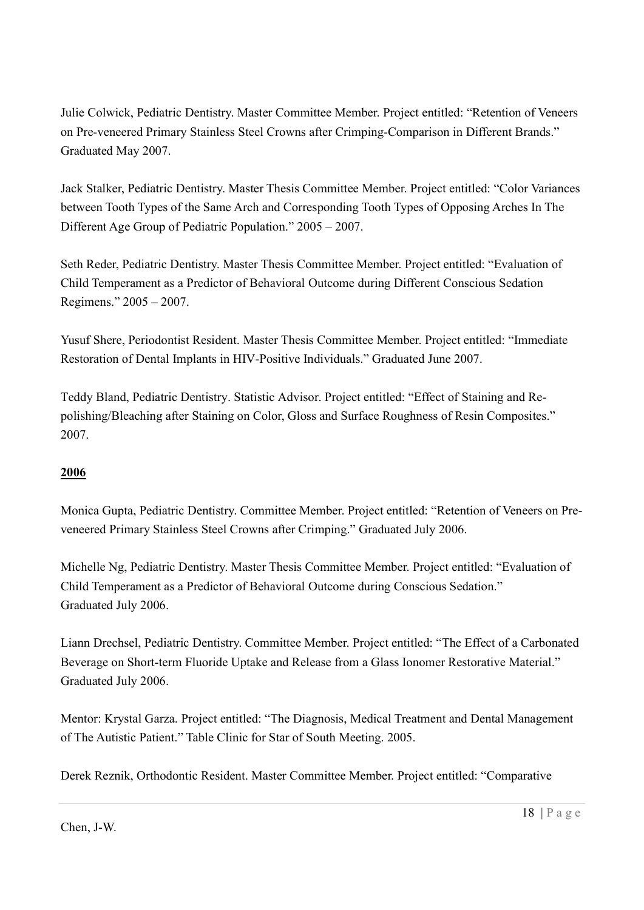Julie Colwick, Pediatric Dentistry. Master Committee Member. Project entitled: "Retention of Veneers on Pre-veneered Primary Stainless Steel Crowns after Crimping-Comparison in Different Brands." Graduated May 2007.

Jack Stalker, Pediatric Dentistry. Master Thesis Committee Member. Project entitled: "Color Variances between Tooth Types of the Same Arch and Corresponding Tooth Types of Opposing Arches In The Different Age Group of Pediatric Population." 2005 – 2007.

Seth Reder, Pediatric Dentistry. Master Thesis Committee Member. Project entitled: "Evaluation of Child Temperament as a Predictor of Behavioral Outcome during Different Conscious Sedation Regimens." 2005 – 2007.

Yusuf Shere, Periodontist Resident. Master Thesis Committee Member. Project entitled: "Immediate Restoration of Dental Implants in HIV-Positive Individuals." Graduated June 2007.

Teddy Bland, Pediatric Dentistry. Statistic Advisor. Project entitled: "Effect of Staining and Re-polishing/Bleaching after Staining on Color, Gloss and Surface Roughness of Resin Composites." 2007.

**2006**

Monica Gupta, Pediatric Dentistry. Committee Member. Project entitled: "Retention of Veneers on Pre-veneered Primary Stainless Steel Crowns after Crimping." Graduated July 2006.

Michelle Ng, Pediatric Dentistry. Master Thesis Committee Member. Project entitled: "Evaluation of Child Temperament as a Predictor of Behavioral Outcome during Conscious Sedation." Graduated July 2006.

Liann Drechsel, Pediatric Dentistry. Committee Member. Project entitled: "The Effect of a Carbonated Beverage on Short-term Fluoride Uptake and Release from a Glass Ionomer Restorative Material." Graduated July 2006.

Mentor: Krystal Garza. Project entitled: "The Diagnosis, Medical Treatment and Dental Management of The Autistic Patient." Table Clinic for Star of South Meeting. 2005.

Derek Reznik, Orthodontic Resident. Master Committee Member. Project entitled: "Comparative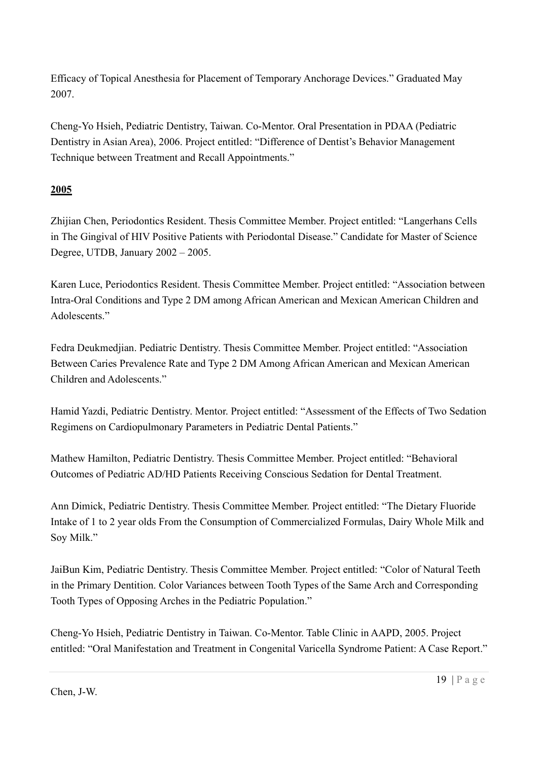Efficacy of Topical Anesthesia for Placement of Temporary Anchorage Devices." Graduated May 2007.

Cheng-Yo Hsieh, Pediatric Dentistry, Taiwan. Co-Mentor. Oral Presentation in PDAA (Pediatric Dentistry in Asian Area), 2006. Project entitled: "Difference of Dentist's Behavior Management Technique between Treatment and Recall Appointments."

**2005**

Zhijian Chen, Periodontics Resident. Thesis Committee Member. Project entitled: "Langerhans Cells in The Gingival of HIV Positive Patients with Periodontal Disease." Candidate for Master of Science Degree, UTDB, January 2002 – 2005.

Karen Luce, Periodontics Resident. Thesis Committee Member. Project entitled: "Association between Intra-Oral Conditions and Type 2 DM among African American and Mexican American Children and Adolescents."

Fedra Deukmedjian. Pediatric Dentistry. Thesis Committee Member. Project entitled: "Association Between Caries Prevalence Rate and Type 2 DM Among African American and Mexican American Children and Adolescents."

Hamid Yazdi, Pediatric Dentistry. Mentor. Project entitled: "Assessment of the Effects of Two Sedation Regimens on Cardiopulmonary Parameters in Pediatric Dental Patients."

Mathew Hamilton, Pediatric Dentistry. Thesis Committee Member. Project entitled: "Behavioral Outcomes of Pediatric AD/HD Patients Receiving Conscious Sedation for Dental Treatment.

Ann Dimick, Pediatric Dentistry. Thesis Committee Member. Project entitled: "The Dietary Fluoride Intake of 1 to 2 year olds From the Consumption of Commercialized Formulas, Dairy Whole Milk and Soy Milk."

JaiBun Kim, Pediatric Dentistry. Thesis Committee Member. Project entitled: "Color of Natural Teeth in the Primary Dentition. Color Variances between Tooth Types of the Same Arch and Corresponding Tooth Types of Opposing Arches in the Pediatric Population."

Cheng-Yo Hsieh, Pediatric Dentistry in Taiwan. Co-Mentor. Table Clinic in AAPD, 2005. Project entitled: "Oral Manifestation and Treatment in Congenital Varicella Syndrome Patient: A Case Report."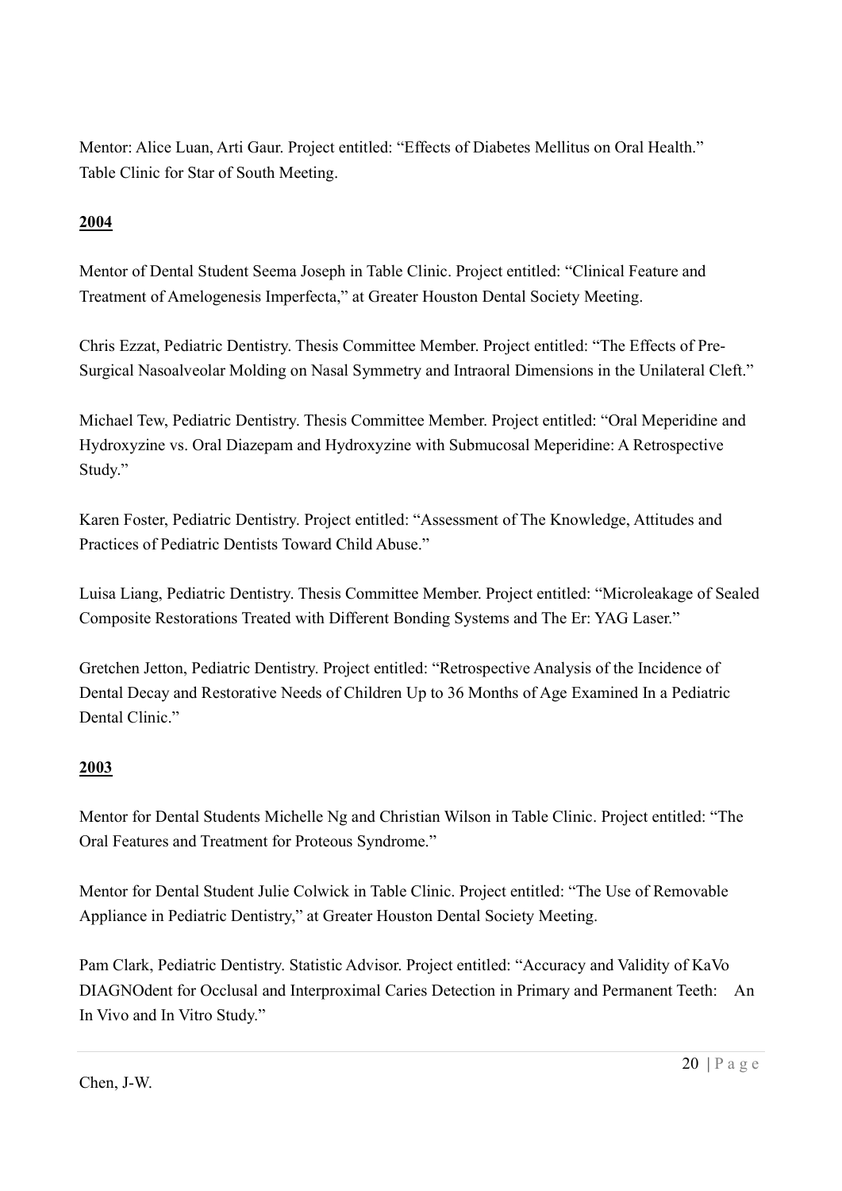Mentor: Alice Luan, Arti Gaur. Project entitled: "Effects of Diabetes Mellitus on Oral Health." Table Clinic for Star of South Meeting.

**2004**

Mentor of Dental Student Seema Joseph in Table Clinic. Project entitled: "Clinical Feature and Treatment of Amelogenesis Imperfecta," at Greater Houston Dental Society Meeting.

Chris Ezzat, Pediatric Dentistry. Thesis Committee Member. Project entitled: "The Effects of Pre-Surgical Nasoalveolar Molding on Nasal Symmetry and Intraoral Dimensions in the Unilateral Cleft."

Michael Tew, Pediatric Dentistry. Thesis Committee Member. Project entitled: "Oral Meperidine and Hydroxyzine vs. Oral Diazepam and Hydroxyzine with Submucosal Meperidine: A Retrospective Study."

Karen Foster, Pediatric Dentistry. Project entitled: "Assessment of The Knowledge, Attitudes and Practices of Pediatric Dentists Toward Child Abuse."

Luisa Liang, Pediatric Dentistry. Thesis Committee Member. Project entitled: "Microleakage of Sealed Composite Restorations Treated with Different Bonding Systems and The Er: YAG Laser."

Gretchen Jetton, Pediatric Dentistry. Project entitled: "Retrospective Analysis of the Incidence of Dental Decay and Restorative Needs of Children Up to 36 Months of Age Examined In a Pediatric Dental Clinic."

**2003**

Mentor for Dental Students Michelle Ng and Christian Wilson in Table Clinic. Project entitled: "The Oral Features and Treatment for Proteous Syndrome."

Mentor for Dental Student Julie Colwick in Table Clinic. Project entitled: "The Use of Removable Appliance in Pediatric Dentistry," at Greater Houston Dental Society Meeting.

Pam Clark, Pediatric Dentistry. Statistic Advisor. Project entitled: "Accuracy and Validity of KaVo DIAGNOdent for Occlusal and Interproximal Caries Detection in Primary and Permanent Teeth: An In Vivo and In Vitro Study."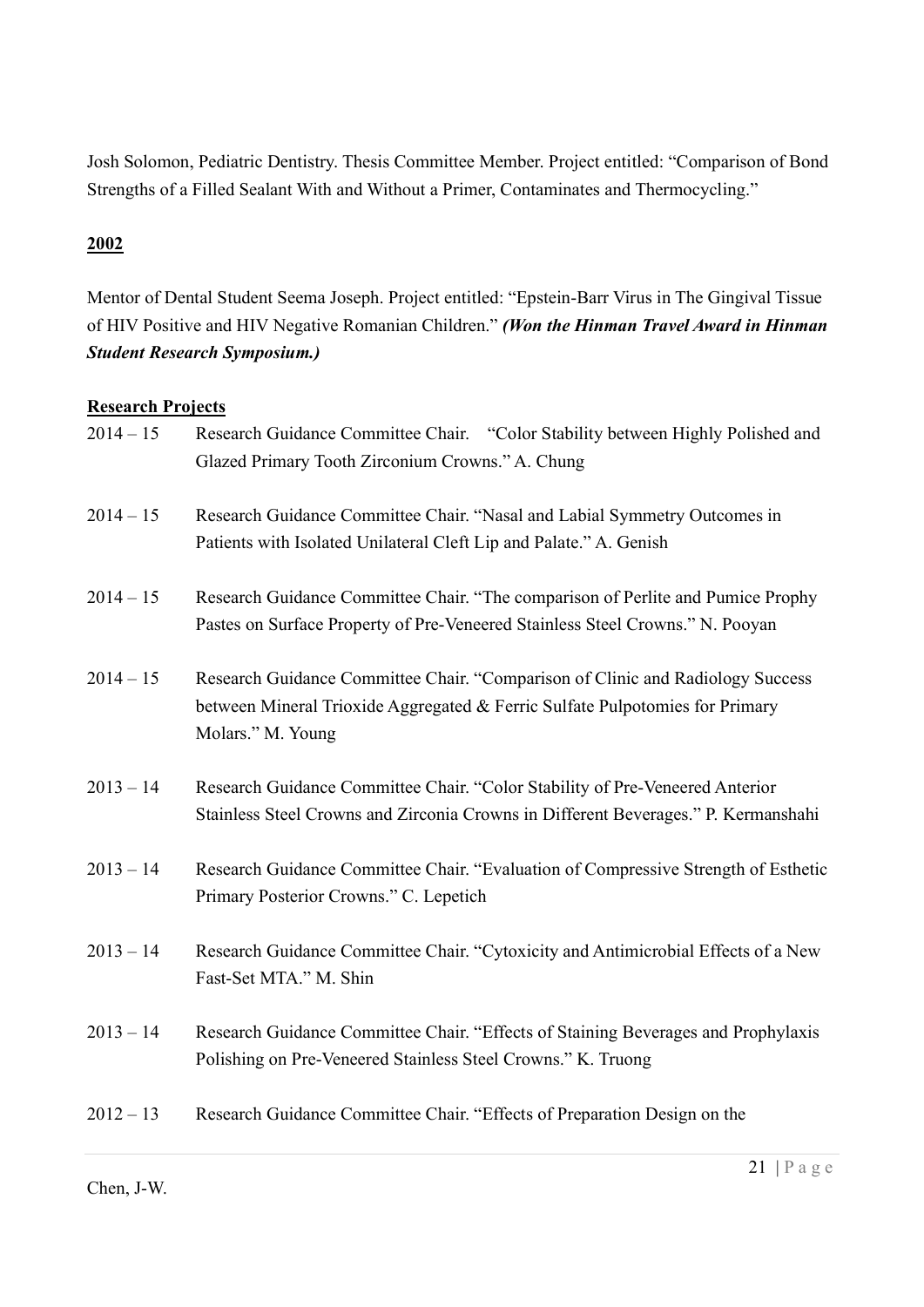Josh Solomon, Pediatric Dentistry. Thesis Committee Member. Project entitled: "Comparison of Bond Strengths of a Filled Sealant With and Without a Primer, Contaminates and Thermocycling."

**2002**

Mentor of Dental Student Seema Joseph. Project entitled: "Epstein-Barr Virus in The Gingival Tissue of HIV Positive and HIV Negative Romanian Children." ***(Won the Hinman Travel Award in Hinman Student Research Symposium.)***

**Research Projects**

2014 – 15 Research Guidance Committee Chair. "Color Stability between Highly Polished and Glazed Primary Tooth Zirconium Crowns." A. Chung

2014 – 15 Research Guidance Committee Chair. "Nasal and Labial Symmetry Outcomes in Patients with Isolated Unilateral Cleft Lip and Palate." A. Genish

2014 – 15 Research Guidance Committee Chair. "The comparison of Perlite and Pumice Prophy Pastes on Surface Property of Pre-Veneered Stainless Steel Crowns." N. Pooyan

2014 – 15 Research Guidance Committee Chair. "Comparison of Clinic and Radiology Success between Mineral Trioxide Aggregated & Ferric Sulfate Pulpotomies for Primary Molars." M. Young

2013 – 14 Research Guidance Committee Chair. "Color Stability of Pre-Veneered Anterior Stainless Steel Crowns and Zirconia Crowns in Different Beverages." P. Kermanshahi

2013 – 14 Research Guidance Committee Chair. "Evaluation of Compressive Strength of Esthetic Primary Posterior Crowns." C. Lepetich

2013 – 14 Research Guidance Committee Chair. "Cytoxicity and Antimicrobial Effects of a New Fast-Set MTA." M. Shin

2013 – 14 Research Guidance Committee Chair. "Effects of Staining Beverages and Prophylaxis Polishing on Pre-Veneered Stainless Steel Crowns." K. Truong

2012 – 13 Research Guidance Committee Chair. "Effects of Preparation Design on the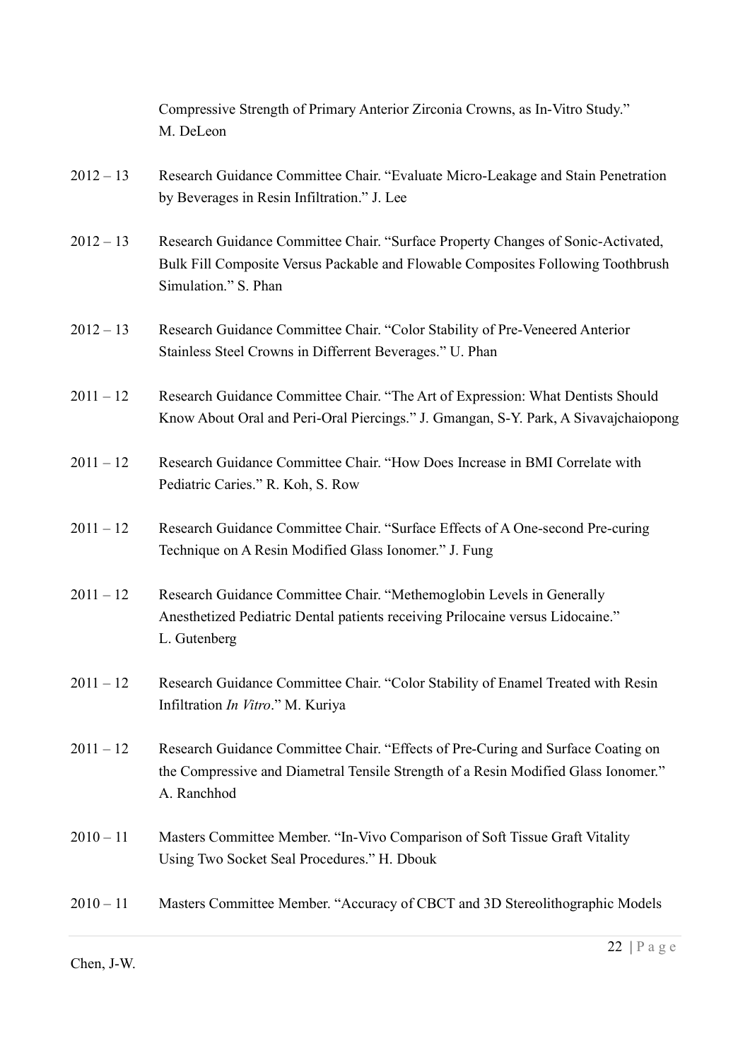Compressive Strength of Primary Anterior Zirconia Crowns, as In-Vitro Study." M. DeLeon

2012 – 13 Research Guidance Committee Chair. "Evaluate Micro-Leakage and Stain Penetration by Beverages in Resin Infiltration." J. Lee

2012 – 13 Research Guidance Committee Chair. "Surface Property Changes of Sonic-Activated, Bulk Fill Composite Versus Packable and Flowable Composites Following Toothbrush Simulation." S. Phan

2012 – 13 Research Guidance Committee Chair. "Color Stability of Pre-Veneered Anterior Stainless Steel Crowns in Differrent Beverages." U. Phan

2011 – 12 Research Guidance Committee Chair. "The Art of Expression: What Dentists Should Know About Oral and Peri-Oral Piercings." J. Gmangan, S-Y. Park, A Sivavajchaiopong

2011 – 12 Research Guidance Committee Chair. "How Does Increase in BMI Correlate with Pediatric Caries." R. Koh, S. Row

2011 – 12 Research Guidance Committee Chair. "Surface Effects of A One-second Pre-curing Technique on A Resin Modified Glass Ionomer." J. Fung

2011 – 12 Research Guidance Committee Chair. "Methemoglobin Levels in Generally Anesthetized Pediatric Dental patients receiving Prilocaine versus Lidocaine." L. Gutenberg

2011 – 12 Research Guidance Committee Chair. "Color Stability of Enamel Treated with Resin Infiltration *In Vitro*." M. Kuriya

2011 – 12 Research Guidance Committee Chair. "Effects of Pre-Curing and Surface Coating on the Compressive and Diametral Tensile Strength of a Resin Modified Glass Ionomer." A. Ranchhod

2010 – 11 Masters Committee Member. "In-Vivo Comparison of Soft Tissue Graft Vitality Using Two Socket Seal Procedures." H. Dbouk

2010 – 11 Masters Committee Member. "Accuracy of CBCT and 3D Stereolithographic Models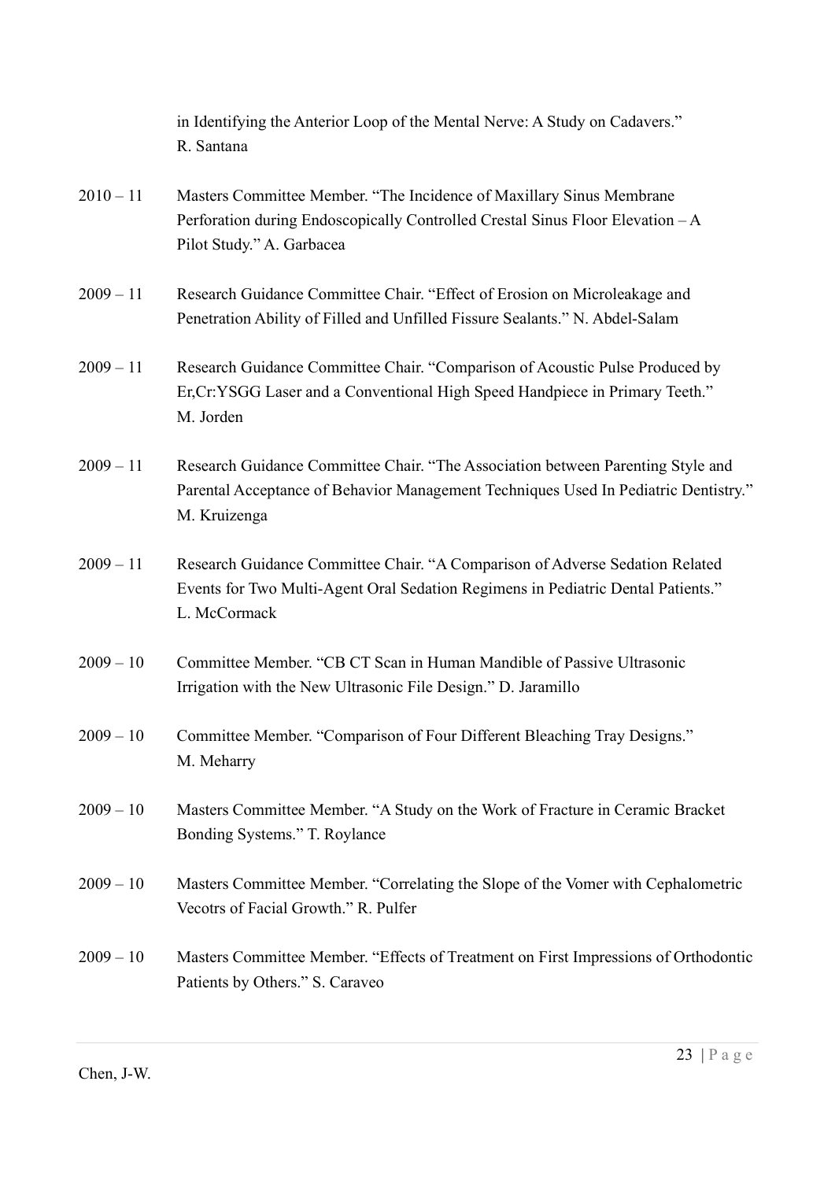in Identifying the Anterior Loop of the Mental Nerve: A Study on Cadavers." R. Santana

2010 – 11 Masters Committee Member. "The Incidence of Maxillary Sinus Membrane Perforation during Endoscopically Controlled Crestal Sinus Floor Elevation – A Pilot Study." A. Garbacea

2009 – 11 Research Guidance Committee Chair. "Effect of Erosion on Microleakage and Penetration Ability of Filled and Unfilled Fissure Sealants." N. Abdel-Salam

2009 – 11 Research Guidance Committee Chair. "Comparison of Acoustic Pulse Produced by Er,Cr:YSGG Laser and a Conventional High Speed Handpiece in Primary Teeth." M. Jorden

2009 – 11 Research Guidance Committee Chair. "The Association between Parenting Style and Parental Acceptance of Behavior Management Techniques Used In Pediatric Dentistry." M. Kruizenga

2009 – 11 Research Guidance Committee Chair. "A Comparison of Adverse Sedation Related Events for Two Multi-Agent Oral Sedation Regimens in Pediatric Dental Patients." L. McCormack

2009 – 10 Committee Member. "CB CT Scan in Human Mandible of Passive Ultrasonic Irrigation with the New Ultrasonic File Design." D. Jaramillo

2009 – 10 Committee Member. "Comparison of Four Different Bleaching Tray Designs." M. Meharry

2009 – 10 Masters Committee Member. "A Study on the Work of Fracture in Ceramic Bracket Bonding Systems." T. Roylance

2009 – 10 Masters Committee Member. "Correlating the Slope of the Vomer with Cephalometric Vecotrs of Facial Growth." R. Pulfer

2009 – 10 Masters Committee Member. "Effects of Treatment on First Impressions of Orthodontic Patients by Others." S. Caraveo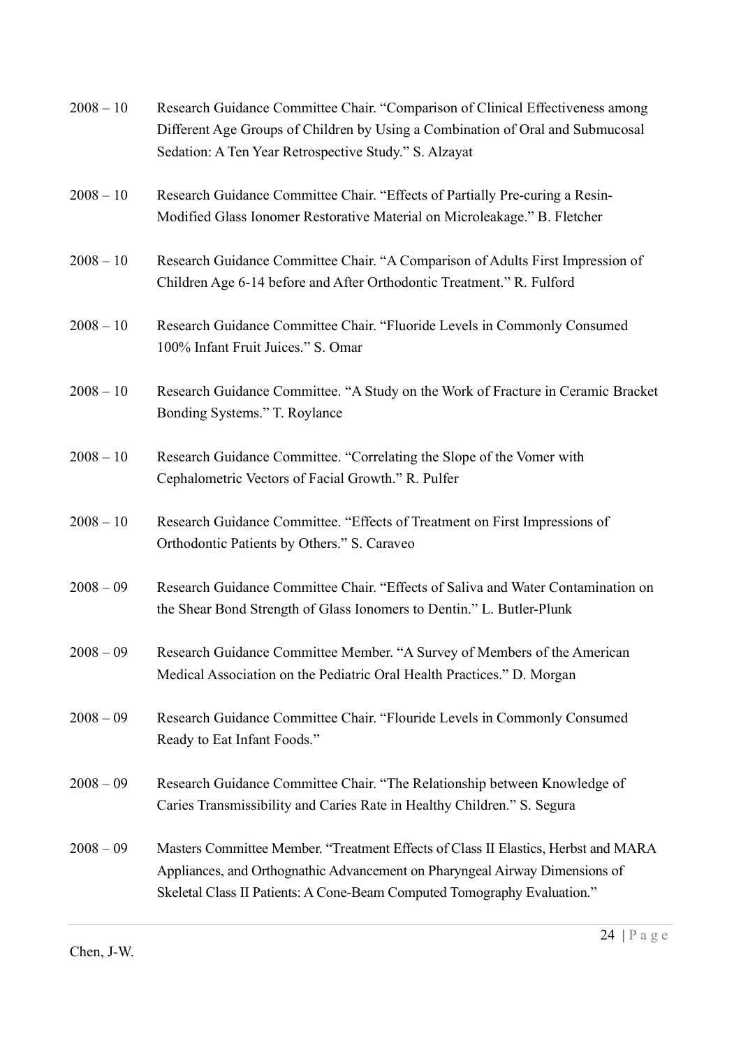2008 – 10 Research Guidance Committee Chair. "Comparison of Clinical Effectiveness among Different Age Groups of Children by Using a Combination of Oral and Submucosal Sedation: A Ten Year Retrospective Study." S. Alzayat

2008 – 10 Research Guidance Committee Chair. "Effects of Partially Pre-curing a Resin-Modified Glass Ionomer Restorative Material on Microleakage." B. Fletcher

2008 – 10 Research Guidance Committee Chair. "A Comparison of Adults First Impression of Children Age 6-14 before and After Orthodontic Treatment." R. Fulford

2008 – 10 Research Guidance Committee Chair. "Fluoride Levels in Commonly Consumed 100% Infant Fruit Juices." S. Omar

2008 – 10 Research Guidance Committee. "A Study on the Work of Fracture in Ceramic Bracket Bonding Systems." T. Roylance

2008 – 10 Research Guidance Committee. "Correlating the Slope of the Vomer with Cephalometric Vectors of Facial Growth." R. Pulfer

2008 – 10 Research Guidance Committee. "Effects of Treatment on First Impressions of Orthodontic Patients by Others." S. Caraveo

2008 – 09 Research Guidance Committee Chair. "Effects of Saliva and Water Contamination on the Shear Bond Strength of Glass Ionomers to Dentin." L. Butler-Plunk

2008 – 09 Research Guidance Committee Member. "A Survey of Members of the American Medical Association on the Pediatric Oral Health Practices." D. Morgan

2008 – 09 Research Guidance Committee Chair. "Flouride Levels in Commonly Consumed Ready to Eat Infant Foods."

2008 – 09 Research Guidance Committee Chair. "The Relationship between Knowledge of Caries Transmissibility and Caries Rate in Healthy Children." S. Segura

2008 – 09 Masters Committee Member. "Treatment Effects of Class II Elastics, Herbst and MARA Appliances, and Orthognathic Advancement on Pharyngeal Airway Dimensions of Skeletal Class II Patients: A Cone-Beam Computed Tomography Evaluation."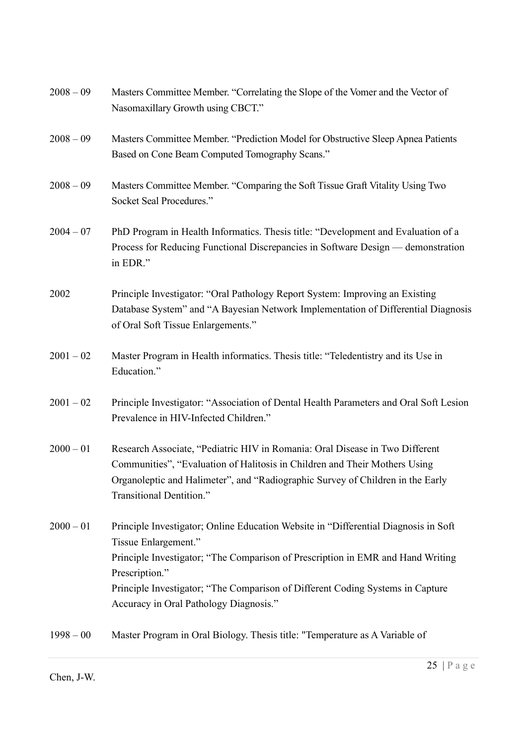2008 – 09 Masters Committee Member. “Correlating the Slope of the Vomer and the Vector of Nasomaxillary Growth using CBCT.”

2008 – 09 Masters Committee Member. “Prediction Model for Obstructive Sleep Apnea Patients Based on Cone Beam Computed Tomography Scans.”

2008 – 09 Masters Committee Member. “Comparing the Soft Tissue Graft Vitality Using Two Socket Seal Procedures.”

2004 – 07 PhD Program in Health Informatics. Thesis title: “Development and Evaluation of a Process for Reducing Functional Discrepancies in Software Design — demonstration in EDR.”

2002 Principle Investigator: “Oral Pathology Report System: Improving an Existing Database System” and “A Bayesian Network Implementation of Differential Diagnosis of Oral Soft Tissue Enlargements.”

2001 – 02 Master Program in Health informatics. Thesis title: “Teledentistry and its Use in Education.”

2001 – 02 Principle Investigator: “Association of Dental Health Parameters and Oral Soft Lesion Prevalence in HIV-Infected Children.”

2000 – 01 Research Associate, “Pediatric HIV in Romania: Oral Disease in Two Different Communities”, “Evaluation of Halitosis in Children and Their Mothers Using Organoleptic and Halimeter”, and “Radiographic Survey of Children in the Early Transitional Dentition.”

2000 – 01 Principle Investigator; Online Education Website in “Differential Diagnosis in Soft Tissue Enlargement.”
Principle Investigator; “The Comparison of Prescription in EMR and Hand Writing Prescription.”
Principle Investigator; “The Comparison of Different Coding Systems in Capture Accuracy in Oral Pathology Diagnosis.”

1998 – 00 Master Program in Oral Biology. Thesis title: "Temperature as A Variable of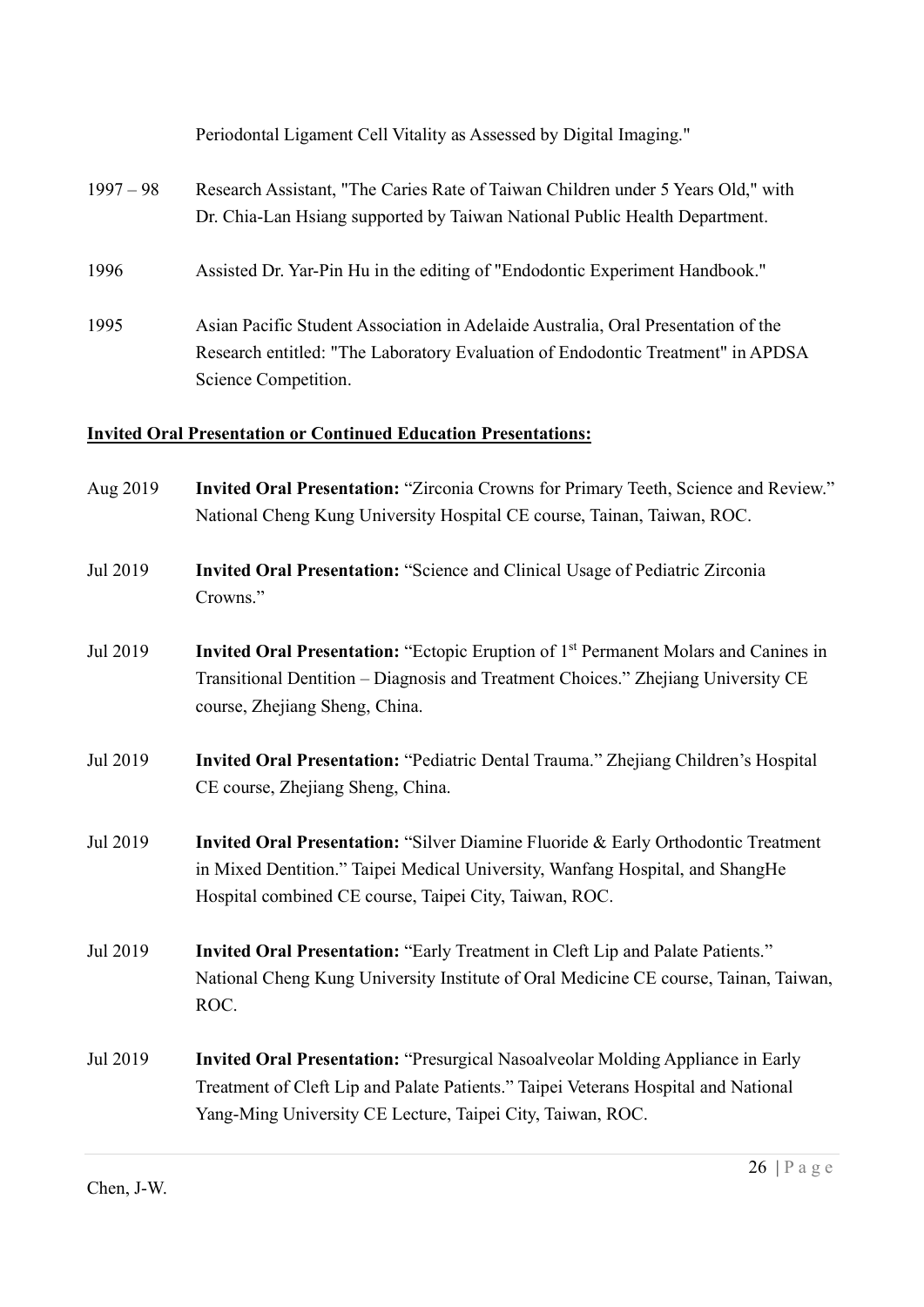Periodontal Ligament Cell Vitality as Assessed by Digital Imaging."

1997 – 98 Research Assistant, "The Caries Rate of Taiwan Children under 5 Years Old," with Dr. Chia-Lan Hsiang supported by Taiwan National Public Health Department.

1996 Assisted Dr. Yar-Pin Hu in the editing of "Endodontic Experiment Handbook."

1995 Asian Pacific Student Association in Adelaide Australia, Oral Presentation of the Research entitled: "The Laboratory Evaluation of Endodontic Treatment" in APDSA Science Competition.

## Invited Oral Presentation or Continued Education Presentations:

Aug 2019 **Invited Oral Presentation:** "Zirconia Crowns for Primary Teeth, Science and Review." National Cheng Kung University Hospital CE course, Tainan, Taiwan, ROC.

Jul 2019 **Invited Oral Presentation:** "Science and Clinical Usage of Pediatric Zirconia Crowns."

Jul 2019 **Invited Oral Presentation:** "Ectopic Eruption of 1st Permanent Molars and Canines in Transitional Dentition – Diagnosis and Treatment Choices." Zhejiang University CE course, Zhejiang Sheng, China.

Jul 2019 **Invited Oral Presentation:** "Pediatric Dental Trauma." Zhejiang Children's Hospital CE course, Zhejiang Sheng, China.

Jul 2019 **Invited Oral Presentation:** "Silver Diamine Fluoride & Early Orthodontic Treatment in Mixed Dentition." Taipei Medical University, Wanfang Hospital, and ShangHe Hospital combined CE course, Taipei City, Taiwan, ROC.

Jul 2019 **Invited Oral Presentation:** "Early Treatment in Cleft Lip and Palate Patients." National Cheng Kung University Institute of Oral Medicine CE course, Tainan, Taiwan, ROC.

Jul 2019 **Invited Oral Presentation:** "Presurgical Nasoalveolar Molding Appliance in Early Treatment of Cleft Lip and Palate Patients." Taipei Veterans Hospital and National Yang-Ming University CE Lecture, Taipei City, Taiwan, ROC.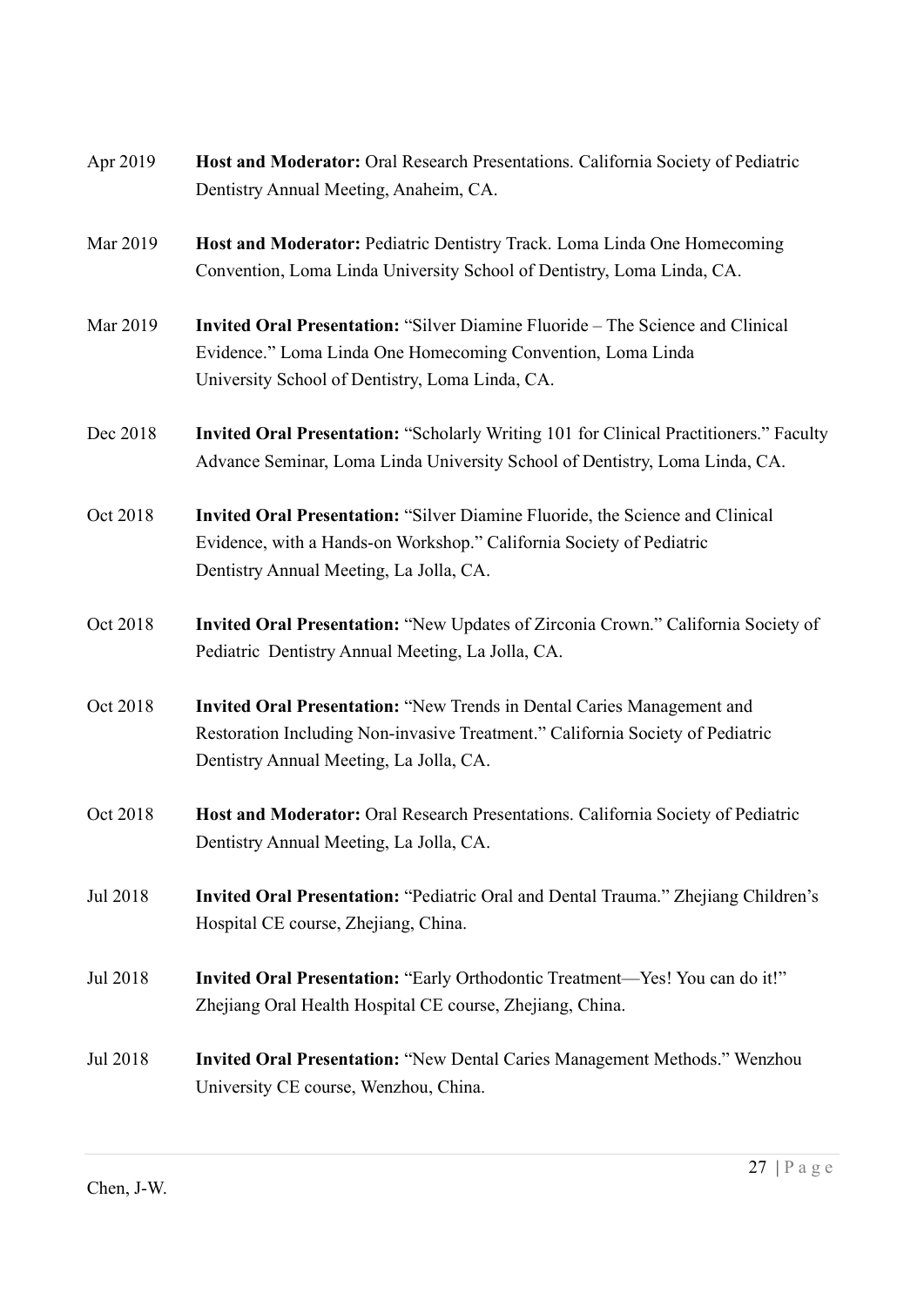Apr 2019 **Host and Moderator:** Oral Research Presentations. California Society of Pediatric Dentistry Annual Meeting, Anaheim, CA.

Mar 2019 **Host and Moderator:** Pediatric Dentistry Track. Loma Linda One Homecoming Convention, Loma Linda University School of Dentistry, Loma Linda, CA.

Mar 2019 **Invited Oral Presentation:** "Silver Diamine Fluoride – The Science and Clinical Evidence." Loma Linda One Homecoming Convention, Loma Linda University School of Dentistry, Loma Linda, CA.

Dec 2018 **Invited Oral Presentation:** "Scholarly Writing 101 for Clinical Practitioners." Faculty Advance Seminar, Loma Linda University School of Dentistry, Loma Linda, CA.

Oct 2018 **Invited Oral Presentation:** "Silver Diamine Fluoride, the Science and Clinical Evidence, with a Hands-on Workshop." California Society of Pediatric Dentistry Annual Meeting, La Jolla, CA.

Oct 2018 **Invited Oral Presentation:** "New Updates of Zirconia Crown." California Society of Pediatric Dentistry Annual Meeting, La Jolla, CA.

Oct 2018 **Invited Oral Presentation:** "New Trends in Dental Caries Management and Restoration Including Non-invasive Treatment." California Society of Pediatric Dentistry Annual Meeting, La Jolla, CA.

Oct 2018 **Host and Moderator:** Oral Research Presentations. California Society of Pediatric Dentistry Annual Meeting, La Jolla, CA.

Jul 2018 **Invited Oral Presentation:** "Pediatric Oral and Dental Trauma." Zhejiang Children's Hospital CE course, Zhejiang, China.

Jul 2018 **Invited Oral Presentation:** "Early Orthodontic Treatment—Yes! You can do it!" Zhejiang Oral Health Hospital CE course, Zhejiang, China.

Jul 2018 **Invited Oral Presentation:** "New Dental Caries Management Methods." Wenzhou University CE course, Wenzhou, China.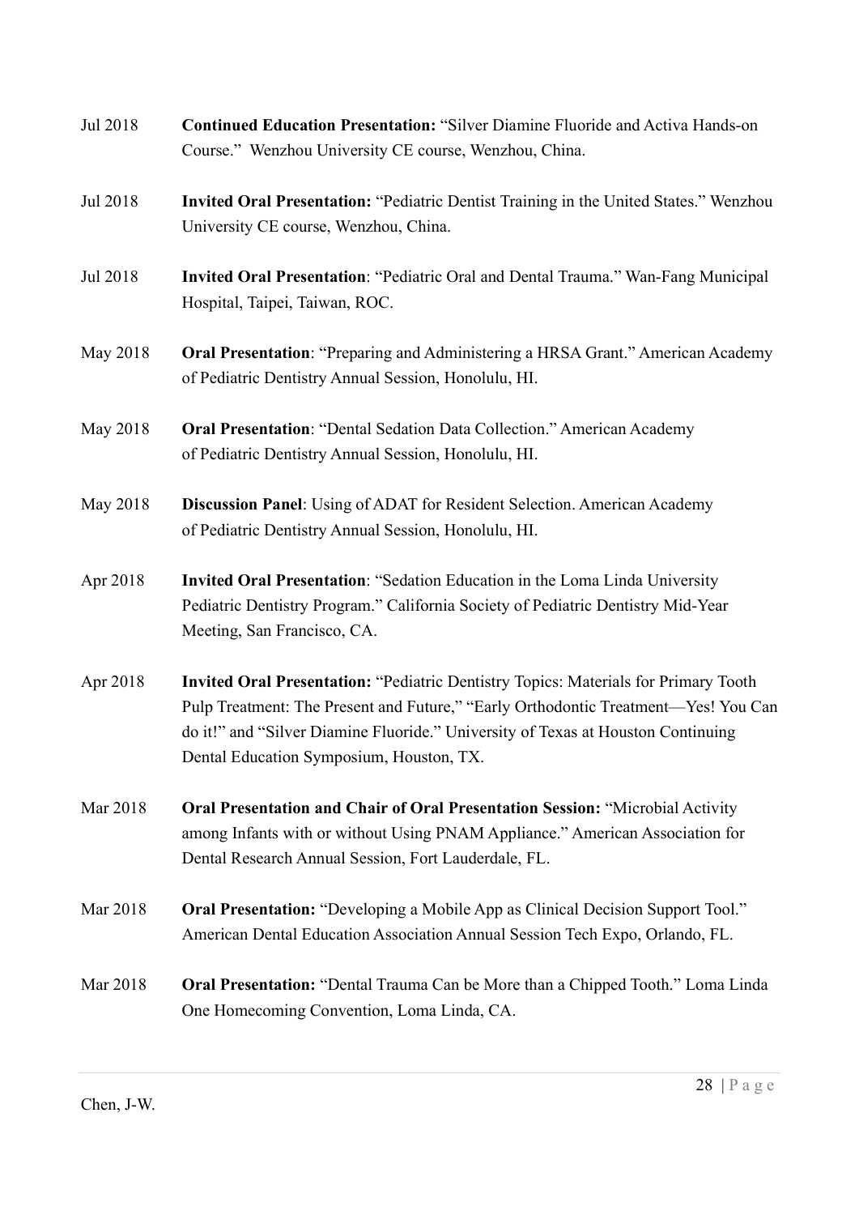Jul 2018 **Continued Education Presentation:** "Silver Diamine Fluoride and Activa Hands-on Course." Wenzhou University CE course, Wenzhou, China.

Jul 2018 **Invited Oral Presentation:** "Pediatric Dentist Training in the United States." Wenzhou University CE course, Wenzhou, China.

Jul 2018 **Invited Oral Presentation**: "Pediatric Oral and Dental Trauma." Wan-Fang Municipal Hospital, Taipei, Taiwan, ROC.

May 2018 **Oral Presentation**: "Preparing and Administering a HRSA Grant." American Academy of Pediatric Dentistry Annual Session, Honolulu, HI.

May 2018 **Oral Presentation**: "Dental Sedation Data Collection." American Academy of Pediatric Dentistry Annual Session, Honolulu, HI.

May 2018 **Discussion Panel**: Using of ADAT for Resident Selection. American Academy of Pediatric Dentistry Annual Session, Honolulu, HI.

Apr 2018 **Invited Oral Presentation**: "Sedation Education in the Loma Linda University Pediatric Dentistry Program." California Society of Pediatric Dentistry Mid-Year Meeting, San Francisco, CA.

Apr 2018 **Invited Oral Presentation:** "Pediatric Dentistry Topics: Materials for Primary Tooth Pulp Treatment: The Present and Future," "Early Orthodontic Treatment—Yes! You Can do it!" and "Silver Diamine Fluoride." University of Texas at Houston Continuing Dental Education Symposium, Houston, TX.

Mar 2018 **Oral Presentation and Chair of Oral Presentation Session:** "Microbial Activity among Infants with or without Using PNAM Appliance." American Association for Dental Research Annual Session, Fort Lauderdale, FL.

Mar 2018 **Oral Presentation:** "Developing a Mobile App as Clinical Decision Support Tool." American Dental Education Association Annual Session Tech Expo, Orlando, FL.

Mar 2018 **Oral Presentation:** "Dental Trauma Can be More than a Chipped Tooth." Loma Linda One Homecoming Convention, Loma Linda, CA.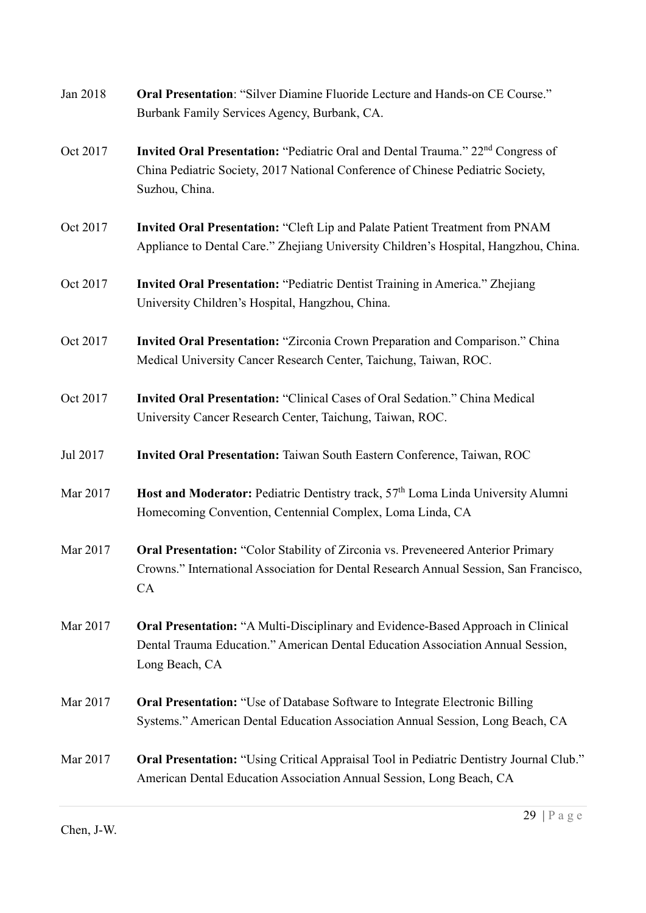Jan 2018 **Oral Presentation**: "Silver Diamine Fluoride Lecture and Hands-on CE Course." Burbank Family Services Agency, Burbank, CA.

Oct 2017 **Invited Oral Presentation:** "Pediatric Oral and Dental Trauma." 22nd Congress of China Pediatric Society, 2017 National Conference of Chinese Pediatric Society, Suzhou, China.

Oct 2017 **Invited Oral Presentation:** "Cleft Lip and Palate Patient Treatment from PNAM Appliance to Dental Care." Zhejiang University Children's Hospital, Hangzhou, China.

Oct 2017 **Invited Oral Presentation:** "Pediatric Dentist Training in America." Zhejiang University Children's Hospital, Hangzhou, China.

Oct 2017 **Invited Oral Presentation:** "Zirconia Crown Preparation and Comparison." China Medical University Cancer Research Center, Taichung, Taiwan, ROC.

Oct 2017 **Invited Oral Presentation:** "Clinical Cases of Oral Sedation." China Medical University Cancer Research Center, Taichung, Taiwan, ROC.

Jul 2017 **Invited Oral Presentation:** Taiwan South Eastern Conference, Taiwan, ROC

Mar 2017 **Host and Moderator:** Pediatric Dentistry track, 57th Loma Linda University Alumni Homecoming Convention, Centennial Complex, Loma Linda, CA

Mar 2017 **Oral Presentation:** "Color Stability of Zirconia vs. Preveneered Anterior Primary Crowns." International Association for Dental Research Annual Session, San Francisco, CA

Mar 2017 **Oral Presentation:** "A Multi-Disciplinary and Evidence-Based Approach in Clinical Dental Trauma Education." American Dental Education Association Annual Session, Long Beach, CA

Mar 2017 **Oral Presentation:** "Use of Database Software to Integrate Electronic Billing Systems." American Dental Education Association Annual Session, Long Beach, CA

Mar 2017 **Oral Presentation:** "Using Critical Appraisal Tool in Pediatric Dentistry Journal Club." American Dental Education Association Annual Session, Long Beach, CA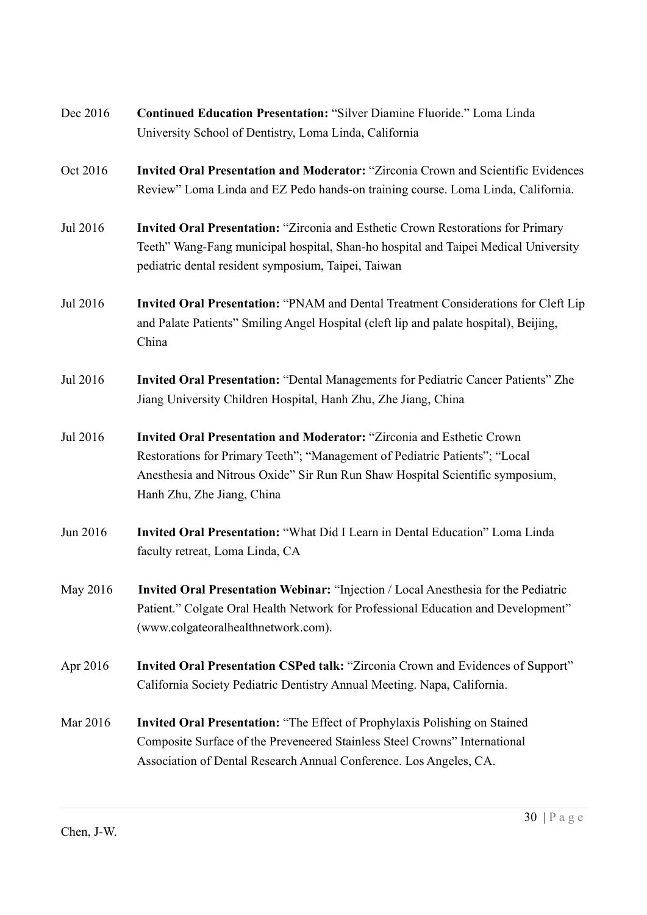Dec 2016 **Continued Education Presentation:** "Silver Diamine Fluoride." Loma Linda University School of Dentistry, Loma Linda, California

Oct 2016 **Invited Oral Presentation and Moderator:** "Zirconia Crown and Scientific Evidences Review" Loma Linda and EZ Pedo hands-on training course. Loma Linda, California.

Jul 2016 **Invited Oral Presentation:** "Zirconia and Esthetic Crown Restorations for Primary Teeth" Wang-Fang municipal hospital, Shan-ho hospital and Taipei Medical University pediatric dental resident symposium, Taipei, Taiwan

Jul 2016 **Invited Oral Presentation:** "PNAM and Dental Treatment Considerations for Cleft Lip and Palate Patients" Smiling Angel Hospital (cleft lip and palate hospital), Beijing, China

Jul 2016 **Invited Oral Presentation:** "Dental Managements for Pediatric Cancer Patients" Zhe Jiang University Children Hospital, Hanh Zhu, Zhe Jiang, China

Jul 2016 **Invited Oral Presentation and Moderator:** "Zirconia and Esthetic Crown Restorations for Primary Teeth"; "Management of Pediatric Patients"; "Local Anesthesia and Nitrous Oxide" Sir Run Run Shaw Hospital Scientific symposium, Hanh Zhu, Zhe Jiang, China

Jun 2016 **Invited Oral Presentation:** "What Did I Learn in Dental Education" Loma Linda faculty retreat, Loma Linda, CA

May 2016 **Invited Oral Presentation Webinar:** "Injection / Local Anesthesia for the Pediatric Patient." Colgate Oral Health Network for Professional Education and Development" (www.colgateoralhealthnetwork.com).

Apr 2016 **Invited Oral Presentation CSPed talk:** "Zirconia Crown and Evidences of Support" California Society Pediatric Dentistry Annual Meeting. Napa, California.

Mar 2016 **Invited Oral Presentation:** "The Effect of Prophylaxis Polishing on Stained Composite Surface of the Preveneered Stainless Steel Crowns" International Association of Dental Research Annual Conference. Los Angeles, CA.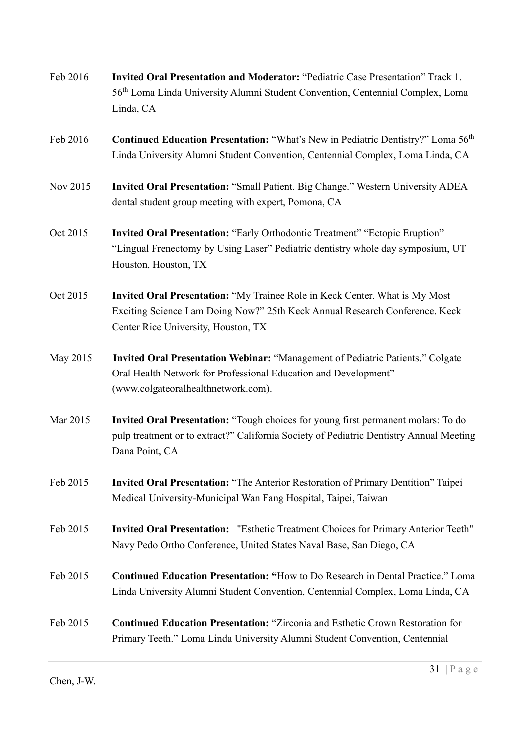Feb 2016 **Invited Oral Presentation and Moderator:** "Pediatric Case Presentation" Track 1. 56th Loma Linda University Alumni Student Convention, Centennial Complex, Loma Linda, CA

Feb 2016 **Continued Education Presentation:** "What's New in Pediatric Dentistry?" Loma 56th Linda University Alumni Student Convention, Centennial Complex, Loma Linda, CA

Nov 2015 **Invited Oral Presentation:** "Small Patient. Big Change." Western University ADEA dental student group meeting with expert, Pomona, CA

Oct 2015 **Invited Oral Presentation:** "Early Orthodontic Treatment" "Ectopic Eruption" "Lingual Frenectomy by Using Laser" Pediatric dentistry whole day symposium, UT Houston, Houston, TX

Oct 2015 **Invited Oral Presentation:** "My Trainee Role in Keck Center. What is My Most Exciting Science I am Doing Now?" 25th Keck Annual Research Conference. Keck Center Rice University, Houston, TX

May 2015 **Invited Oral Presentation Webinar:** "Management of Pediatric Patients." Colgate Oral Health Network for Professional Education and Development" (www.colgateoralhealthnetwork.com).

Mar 2015 **Invited Oral Presentation:** "Tough choices for young first permanent molars: To do pulp treatment or to extract?" California Society of Pediatric Dentistry Annual Meeting Dana Point, CA

Feb 2015 **Invited Oral Presentation:** "The Anterior Restoration of Primary Dentition" Taipei Medical University-Municipal Wan Fang Hospital, Taipei, Taiwan

Feb 2015 **Invited Oral Presentation:** "Esthetic Treatment Choices for Primary Anterior Teeth" Navy Pedo Ortho Conference, United States Naval Base, San Diego, CA

Feb 2015 **Continued Education Presentation: "**How to Do Research in Dental Practice." Loma Linda University Alumni Student Convention, Centennial Complex, Loma Linda, CA

Feb 2015 **Continued Education Presentation:** "Zirconia and Esthetic Crown Restoration for Primary Teeth." Loma Linda University Alumni Student Convention, Centennial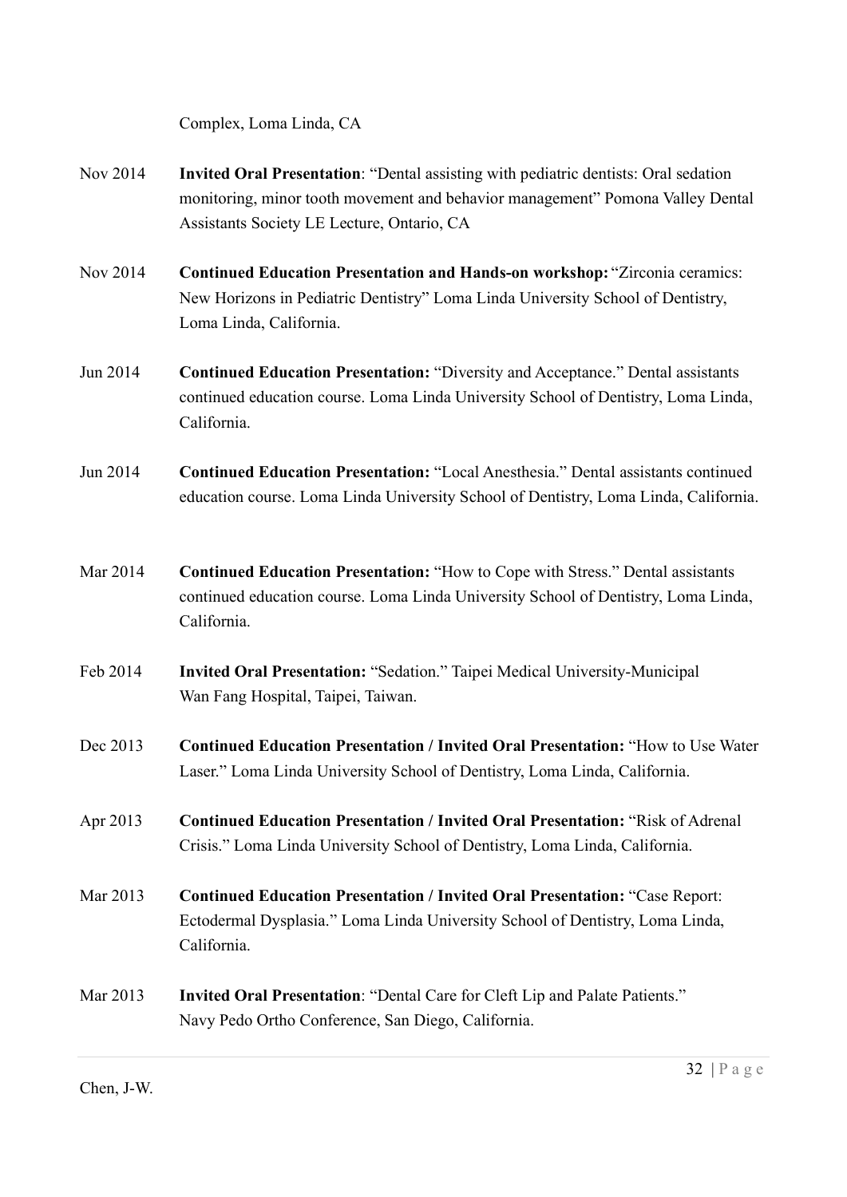Complex, Loma Linda, CA

Nov 2014 **Invited Oral Presentation**: "Dental assisting with pediatric dentists: Oral sedation monitoring, minor tooth movement and behavior management" Pomona Valley Dental Assistants Society LE Lecture, Ontario, CA

Nov 2014 **Continued Education Presentation and Hands-on workshop:** "Zirconia ceramics: New Horizons in Pediatric Dentistry" Loma Linda University School of Dentistry, Loma Linda, California.

Jun 2014 **Continued Education Presentation:** "Diversity and Acceptance." Dental assistants continued education course. Loma Linda University School of Dentistry, Loma Linda, California.

Jun 2014 **Continued Education Presentation:** "Local Anesthesia." Dental assistants continued education course. Loma Linda University School of Dentistry, Loma Linda, California.

Mar 2014 **Continued Education Presentation:** "How to Cope with Stress." Dental assistants continued education course. Loma Linda University School of Dentistry, Loma Linda, California.

Feb 2014 **Invited Oral Presentation:** "Sedation." Taipei Medical University-Municipal Wan Fang Hospital, Taipei, Taiwan.

Dec 2013 **Continued Education Presentation / Invited Oral Presentation:** "How to Use Water Laser." Loma Linda University School of Dentistry, Loma Linda, California.

Apr 2013 **Continued Education Presentation / Invited Oral Presentation:** "Risk of Adrenal Crisis." Loma Linda University School of Dentistry, Loma Linda, California.

Mar 2013 **Continued Education Presentation / Invited Oral Presentation:** "Case Report: Ectodermal Dysplasia." Loma Linda University School of Dentistry, Loma Linda, California.

Mar 2013 **Invited Oral Presentation**: "Dental Care for Cleft Lip and Palate Patients." Navy Pedo Ortho Conference, San Diego, California.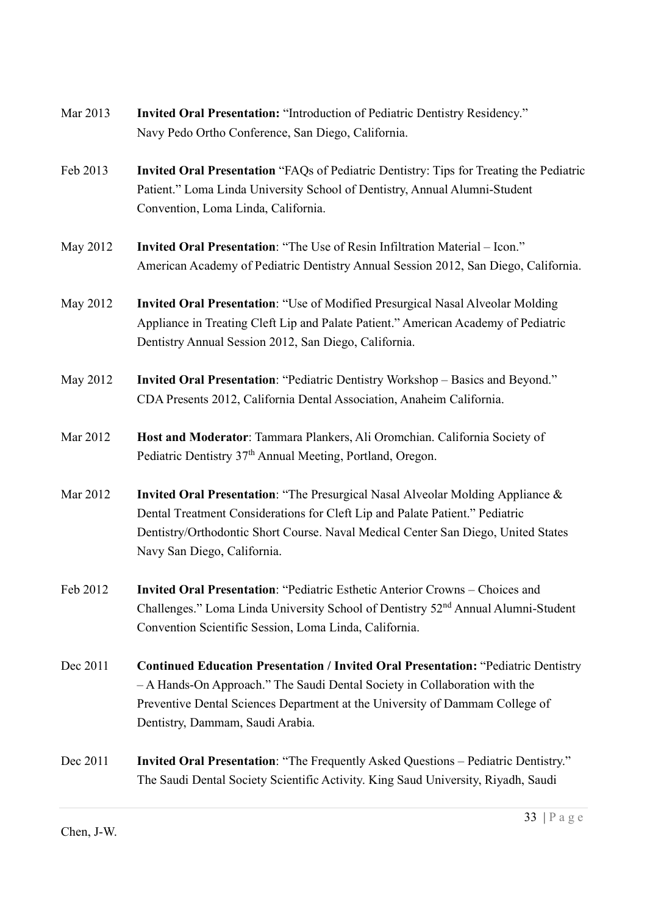Mar 2013 **Invited Oral Presentation:** "Introduction of Pediatric Dentistry Residency." Navy Pedo Ortho Conference, San Diego, California.

Feb 2013 **Invited Oral Presentation** "FAQs of Pediatric Dentistry: Tips for Treating the Pediatric Patient." Loma Linda University School of Dentistry, Annual Alumni-Student Convention, Loma Linda, California.

May 2012 **Invited Oral Presentation**: "The Use of Resin Infiltration Material – Icon." American Academy of Pediatric Dentistry Annual Session 2012, San Diego, California.

May 2012 **Invited Oral Presentation**: "Use of Modified Presurgical Nasal Alveolar Molding Appliance in Treating Cleft Lip and Palate Patient." American Academy of Pediatric Dentistry Annual Session 2012, San Diego, California.

May 2012 **Invited Oral Presentation**: "Pediatric Dentistry Workshop – Basics and Beyond." CDA Presents 2012, California Dental Association, Anaheim California.

Mar 2012 **Host and Moderator**: Tammara Plankers, Ali Oromchian. California Society of Pediatric Dentistry 37th Annual Meeting, Portland, Oregon.

Mar 2012 **Invited Oral Presentation**: "The Presurgical Nasal Alveolar Molding Appliance & Dental Treatment Considerations for Cleft Lip and Palate Patient." Pediatric Dentistry/Orthodontic Short Course. Naval Medical Center San Diego, United States Navy San Diego, California.

Feb 2012 **Invited Oral Presentation**: "Pediatric Esthetic Anterior Crowns – Choices and Challenges." Loma Linda University School of Dentistry 52nd Annual Alumni-Student Convention Scientific Session, Loma Linda, California.

Dec 2011 **Continued Education Presentation / Invited Oral Presentation:** "Pediatric Dentistry – A Hands-On Approach." The Saudi Dental Society in Collaboration with the Preventive Dental Sciences Department at the University of Dammam College of Dentistry, Dammam, Saudi Arabia.

Dec 2011 **Invited Oral Presentation**: "The Frequently Asked Questions – Pediatric Dentistry." The Saudi Dental Society Scientific Activity. King Saud University, Riyadh, Saudi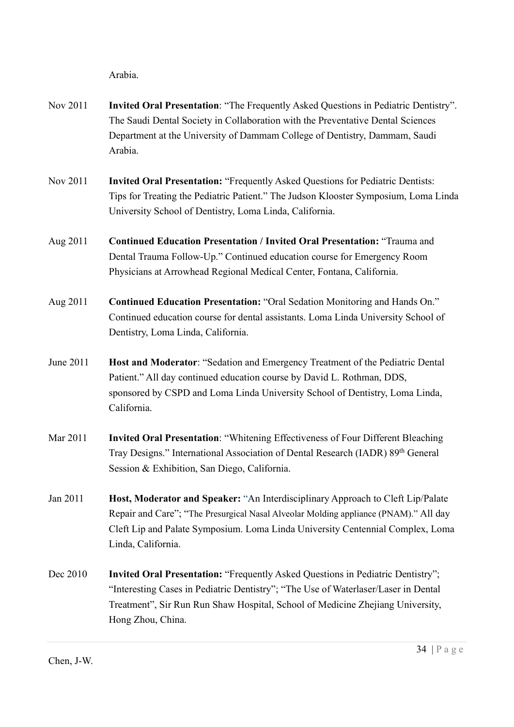Arabia.

Nov 2011 **Invited Oral Presentation**: "The Frequently Asked Questions in Pediatric Dentistry". The Saudi Dental Society in Collaboration with the Preventative Dental Sciences Department at the University of Dammam College of Dentistry, Dammam, Saudi Arabia.

Nov 2011 **Invited Oral Presentation:** "Frequently Asked Questions for Pediatric Dentists: Tips for Treating the Pediatric Patient." The Judson Klooster Symposium, Loma Linda University School of Dentistry, Loma Linda, California.

Aug 2011 **Continued Education Presentation / Invited Oral Presentation:** "Trauma and Dental Trauma Follow-Up." Continued education course for Emergency Room Physicians at Arrowhead Regional Medical Center, Fontana, California.

Aug 2011 **Continued Education Presentation:** "Oral Sedation Monitoring and Hands On." Continued education course for dental assistants. Loma Linda University School of Dentistry, Loma Linda, California.

June 2011 **Host and Moderator**: "Sedation and Emergency Treatment of the Pediatric Dental Patient." All day continued education course by David L. Rothman, DDS, sponsored by CSPD and Loma Linda University School of Dentistry, Loma Linda, California.

Mar 2011 **Invited Oral Presentation**: "Whitening Effectiveness of Four Different Bleaching Tray Designs." International Association of Dental Research (IADR) 89th General Session & Exhibition, San Diego, California.

Jan 2011 **Host, Moderator and Speaker:** "An Interdisciplinary Approach to Cleft Lip/Palate Repair and Care"; "The Presurgical Nasal Alveolar Molding appliance (PNAM)." All day Cleft Lip and Palate Symposium. Loma Linda University Centennial Complex, Loma Linda, California.

Dec 2010 **Invited Oral Presentation:** "Frequently Asked Questions in Pediatric Dentistry"; "Interesting Cases in Pediatric Dentistry"; "The Use of Waterlaser/Laser in Dental Treatment", Sir Run Run Shaw Hospital, School of Medicine Zhejiang University, Hong Zhou, China.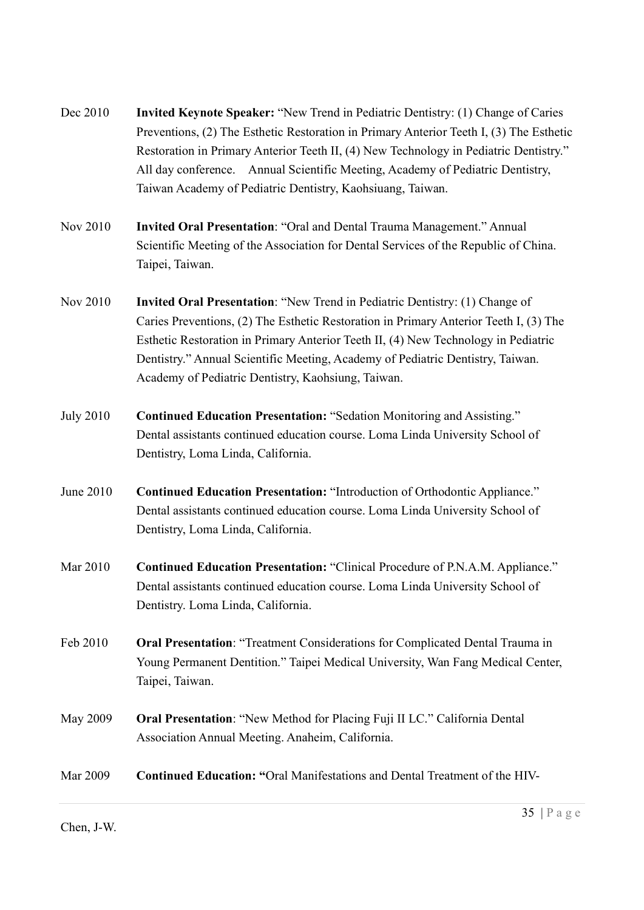Dec 2010 **Invited Keynote Speaker:** "New Trend in Pediatric Dentistry: (1) Change of Caries Preventions, (2) The Esthetic Restoration in Primary Anterior Teeth I, (3) The Esthetic Restoration in Primary Anterior Teeth II, (4) New Technology in Pediatric Dentistry." All day conference. Annual Scientific Meeting, Academy of Pediatric Dentistry, Taiwan Academy of Pediatric Dentistry, Kaohsiuang, Taiwan.

Nov 2010 **Invited Oral Presentation**: "Oral and Dental Trauma Management." Annual Scientific Meeting of the Association for Dental Services of the Republic of China. Taipei, Taiwan.

Nov 2010 **Invited Oral Presentation**: "New Trend in Pediatric Dentistry: (1) Change of Caries Preventions, (2) The Esthetic Restoration in Primary Anterior Teeth I, (3) The Esthetic Restoration in Primary Anterior Teeth II, (4) New Technology in Pediatric Dentistry." Annual Scientific Meeting, Academy of Pediatric Dentistry, Taiwan. Academy of Pediatric Dentistry, Kaohsiung, Taiwan.

July 2010 **Continued Education Presentation:** "Sedation Monitoring and Assisting." Dental assistants continued education course. Loma Linda University School of Dentistry, Loma Linda, California.

June 2010 **Continued Education Presentation:** "Introduction of Orthodontic Appliance." Dental assistants continued education course. Loma Linda University School of Dentistry, Loma Linda, California.

Mar 2010 **Continued Education Presentation:** "Clinical Procedure of P.N.A.M. Appliance." Dental assistants continued education course. Loma Linda University School of Dentistry. Loma Linda, California.

Feb 2010 **Oral Presentation**: "Treatment Considerations for Complicated Dental Trauma in Young Permanent Dentition." Taipei Medical University, Wan Fang Medical Center, Taipei, Taiwan.

May 2009 **Oral Presentation**: "New Method for Placing Fuji II LC." California Dental Association Annual Meeting. Anaheim, California.

Mar 2009 **Continued Education: "**Oral Manifestations and Dental Treatment of the HIV-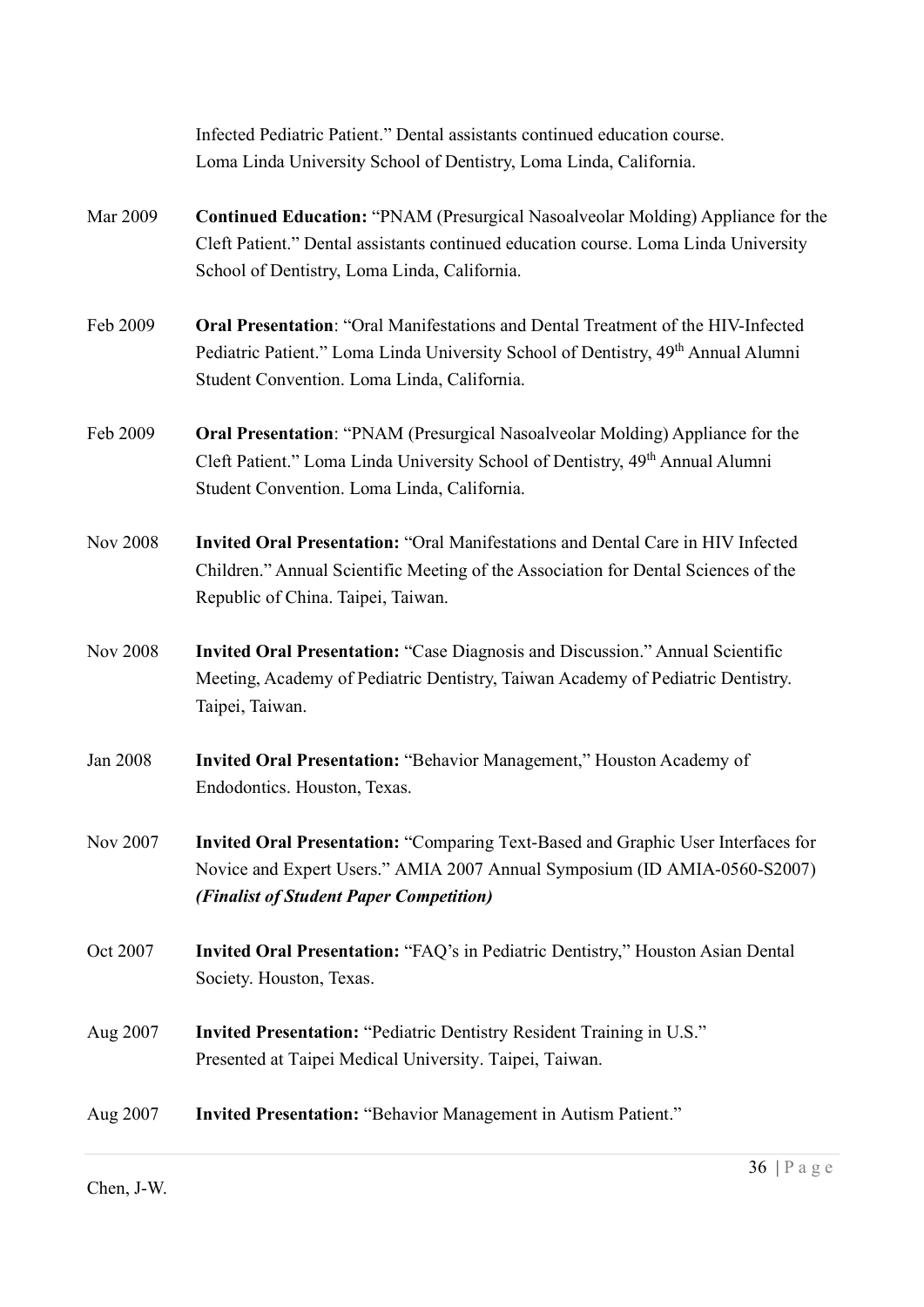Infected Pediatric Patient." Dental assistants continued education course. Loma Linda University School of Dentistry, Loma Linda, California.

Mar 2009 **Continued Education:** "PNAM (Presurgical Nasoalveolar Molding) Appliance for the Cleft Patient." Dental assistants continued education course. Loma Linda University School of Dentistry, Loma Linda, California.

Feb 2009 **Oral Presentation**: "Oral Manifestations and Dental Treatment of the HIV-Infected Pediatric Patient." Loma Linda University School of Dentistry, 49th Annual Alumni Student Convention. Loma Linda, California.

Feb 2009 **Oral Presentation**: "PNAM (Presurgical Nasoalveolar Molding) Appliance for the Cleft Patient." Loma Linda University School of Dentistry, 49th Annual Alumni Student Convention. Loma Linda, California.

Nov 2008 **Invited Oral Presentation:** "Oral Manifestations and Dental Care in HIV Infected Children." Annual Scientific Meeting of the Association for Dental Sciences of the Republic of China. Taipei, Taiwan.

Nov 2008 **Invited Oral Presentation:** "Case Diagnosis and Discussion." Annual Scientific Meeting, Academy of Pediatric Dentistry, Taiwan Academy of Pediatric Dentistry. Taipei, Taiwan.

Jan 2008 **Invited Oral Presentation:** "Behavior Management," Houston Academy of Endodontics. Houston, Texas.

Nov 2007 **Invited Oral Presentation:** "Comparing Text-Based and Graphic User Interfaces for Novice and Expert Users." AMIA 2007 Annual Symposium (ID AMIA-0560-S2007) ***(Finalist of Student Paper Competition)***

Oct 2007 **Invited Oral Presentation:** "FAQ's in Pediatric Dentistry," Houston Asian Dental Society. Houston, Texas.

Aug 2007 **Invited Presentation:** "Pediatric Dentistry Resident Training in U.S." Presented at Taipei Medical University. Taipei, Taiwan.

Aug 2007 **Invited Presentation:** "Behavior Management in Autism Patient."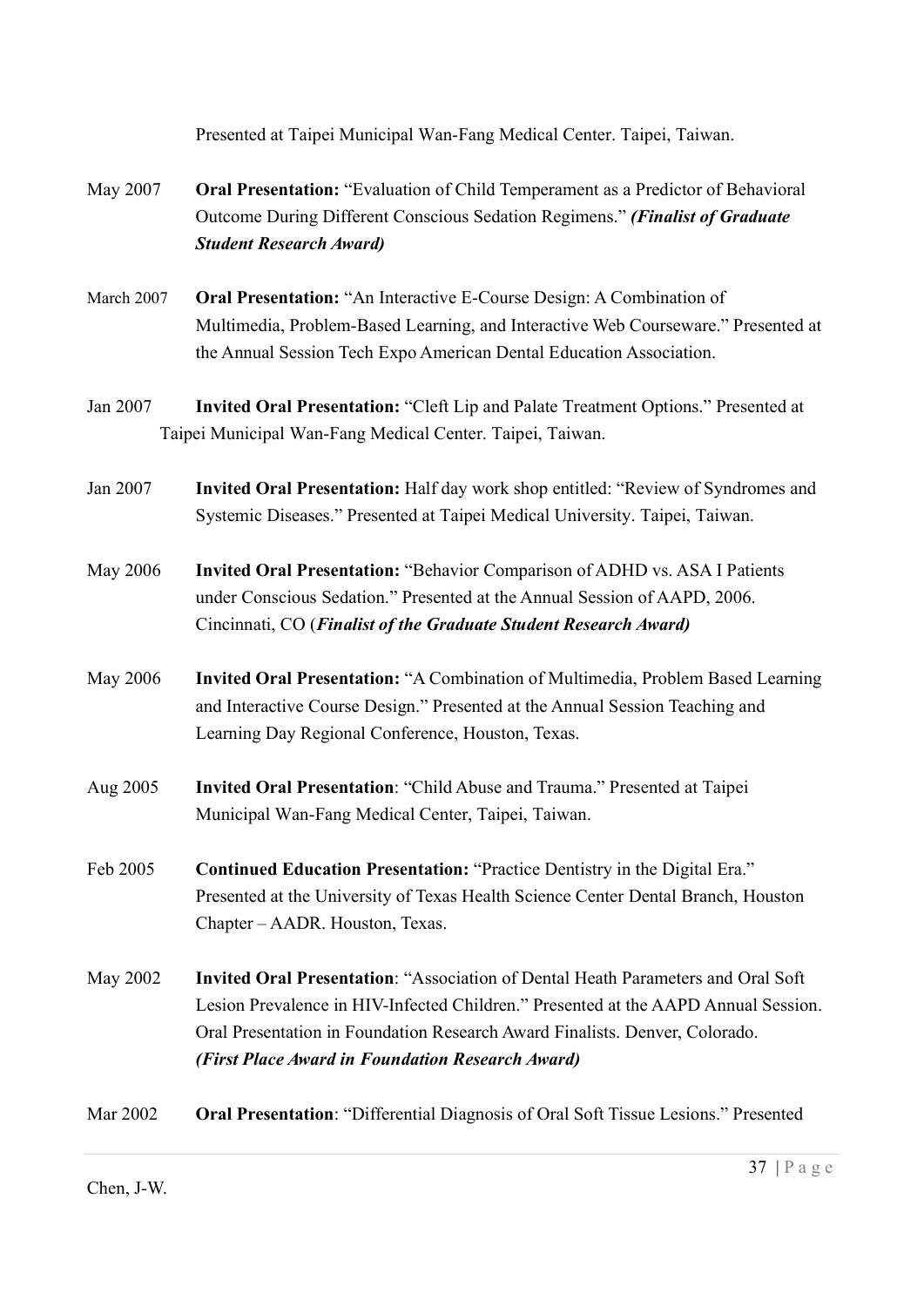Presented at Taipei Municipal Wan-Fang Medical Center. Taipei, Taiwan.

May 2007 **Oral Presentation:** "Evaluation of Child Temperament as a Predictor of Behavioral Outcome During Different Conscious Sedation Regimens." ***(Finalist of Graduate Student Research Award)***

March 2007 **Oral Presentation:** "An Interactive E-Course Design: A Combination of Multimedia, Problem-Based Learning, and Interactive Web Courseware." Presented at the Annual Session Tech Expo American Dental Education Association.

Jan 2007 **Invited Oral Presentation:** "Cleft Lip and Palate Treatment Options." Presented at Taipei Municipal Wan-Fang Medical Center. Taipei, Taiwan.

Jan 2007 **Invited Oral Presentation:** Half day work shop entitled: "Review of Syndromes and Systemic Diseases." Presented at Taipei Medical University. Taipei, Taiwan.

May 2006 **Invited Oral Presentation:** "Behavior Comparison of ADHD vs. ASA I Patients under Conscious Sedation." Presented at the Annual Session of AAPD, 2006. Cincinnati, CO (***Finalist of the Graduate Student Research Award)***

May 2006 **Invited Oral Presentation:** "A Combination of Multimedia, Problem Based Learning and Interactive Course Design." Presented at the Annual Session Teaching and Learning Day Regional Conference, Houston, Texas.

Aug 2005 **Invited Oral Presentation**: "Child Abuse and Trauma." Presented at Taipei Municipal Wan-Fang Medical Center, Taipei, Taiwan.

Feb 2005 **Continued Education Presentation:** "Practice Dentistry in the Digital Era." Presented at the University of Texas Health Science Center Dental Branch, Houston Chapter – AADR. Houston, Texas.

May 2002 **Invited Oral Presentation**: "Association of Dental Heath Parameters and Oral Soft Lesion Prevalence in HIV-Infected Children." Presented at the AAPD Annual Session. Oral Presentation in Foundation Research Award Finalists. Denver, Colorado. ***(First Place Award in Foundation Research Award)***

Mar 2002 **Oral Presentation**: "Differential Diagnosis of Oral Soft Tissue Lesions." Presented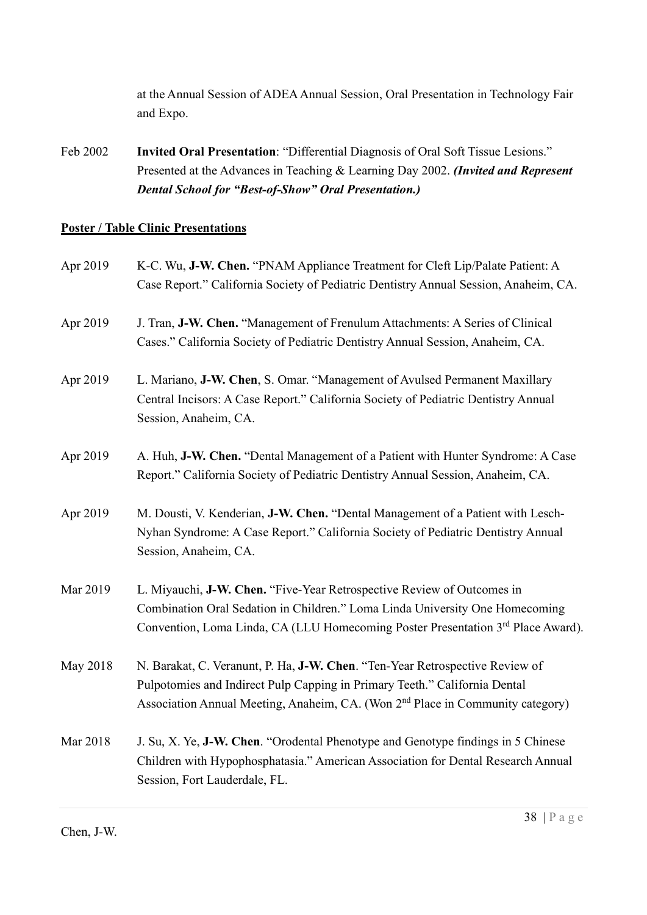at the Annual Session of ADEA Annual Session, Oral Presentation in Technology Fair and Expo.

Feb 2002 **Invited Oral Presentation**: "Differential Diagnosis of Oral Soft Tissue Lesions." Presented at the Advances in Teaching & Learning Day 2002. ***(Invited and Represent Dental School for "Best-of-Show" Oral Presentation.)***

**Poster / Table Clinic Presentations**

Apr 2019 K-C. Wu, **J-W. Chen.** "PNAM Appliance Treatment for Cleft Lip/Palate Patient: A Case Report." California Society of Pediatric Dentistry Annual Session, Anaheim, CA.

Apr 2019 J. Tran, **J-W. Chen.** "Management of Frenulum Attachments: A Series of Clinical Cases." California Society of Pediatric Dentistry Annual Session, Anaheim, CA.

Apr 2019 L. Mariano, **J-W. Chen**, S. Omar. "Management of Avulsed Permanent Maxillary Central Incisors: A Case Report." California Society of Pediatric Dentistry Annual Session, Anaheim, CA.

Apr 2019 A. Huh, **J-W. Chen.** "Dental Management of a Patient with Hunter Syndrome: A Case Report." California Society of Pediatric Dentistry Annual Session, Anaheim, CA.

Apr 2019 M. Dousti, V. Kenderian, **J-W. Chen.** "Dental Management of a Patient with Lesch-Nyhan Syndrome: A Case Report." California Society of Pediatric Dentistry Annual Session, Anaheim, CA.

Mar 2019 L. Miyauchi, **J-W. Chen.** "Five-Year Retrospective Review of Outcomes in Combination Oral Sedation in Children." Loma Linda University One Homecoming Convention, Loma Linda, CA (LLU Homecoming Poster Presentation 3rd Place Award).

May 2018 N. Barakat, C. Veranunt, P. Ha, **J-W. Chen**. "Ten-Year Retrospective Review of Pulpotomies and Indirect Pulp Capping in Primary Teeth." California Dental Association Annual Meeting, Anaheim, CA. (Won 2nd Place in Community category)

Mar 2018 J. Su, X. Ye, **J-W. Chen**. "Orodental Phenotype and Genotype findings in 5 Chinese Children with Hypophosphatasia." American Association for Dental Research Annual Session, Fort Lauderdale, FL.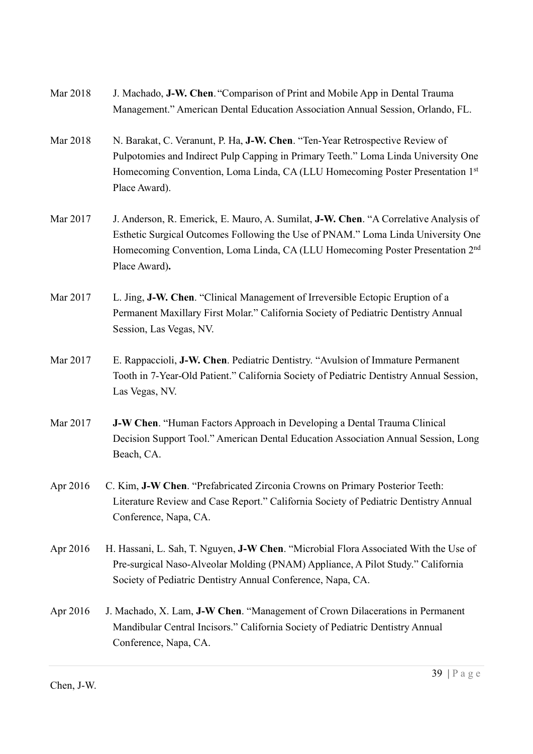Mar 2018 J. Machado, **J-W. Chen**. "Comparison of Print and Mobile App in Dental Trauma Management." American Dental Education Association Annual Session, Orlando, FL.

Mar 2018 N. Barakat, C. Veranunt, P. Ha, **J-W. Chen**. "Ten-Year Retrospective Review of Pulpotomies and Indirect Pulp Capping in Primary Teeth." Loma Linda University One Homecoming Convention, Loma Linda, CA (LLU Homecoming Poster Presentation 1st Place Award).

Mar 2017 J. Anderson, R. Emerick, E. Mauro, A. Sumilat, **J-W. Chen**. "A Correlative Analysis of Esthetic Surgical Outcomes Following the Use of PNAM." Loma Linda University One Homecoming Convention, Loma Linda, CA (LLU Homecoming Poster Presentation 2nd Place Award)**.**

Mar 2017 L. Jing, **J-W. Chen**. "Clinical Management of Irreversible Ectopic Eruption of a Permanent Maxillary First Molar." California Society of Pediatric Dentistry Annual Session, Las Vegas, NV.

Mar 2017 E. Rappaccioli, **J-W. Chen**. Pediatric Dentistry. "Avulsion of Immature Permanent Tooth in 7-Year-Old Patient." California Society of Pediatric Dentistry Annual Session, Las Vegas, NV.

Mar 2017 **J-W Chen**. "Human Factors Approach in Developing a Dental Trauma Clinical Decision Support Tool." American Dental Education Association Annual Session, Long Beach, CA.

Apr 2016 C. Kim, **J-W Chen**. "Prefabricated Zirconia Crowns on Primary Posterior Teeth: Literature Review and Case Report." California Society of Pediatric Dentistry Annual Conference, Napa, CA.

Apr 2016 H. Hassani, L. Sah, T. Nguyen, **J-W Chen**. "Microbial Flora Associated With the Use of Pre-surgical Naso-Alveolar Molding (PNAM) Appliance, A Pilot Study." California Society of Pediatric Dentistry Annual Conference, Napa, CA.

Apr 2016 J. Machado, X. Lam, **J-W Chen**. "Management of Crown Dilacerations in Permanent Mandibular Central Incisors." California Society of Pediatric Dentistry Annual Conference, Napa, CA.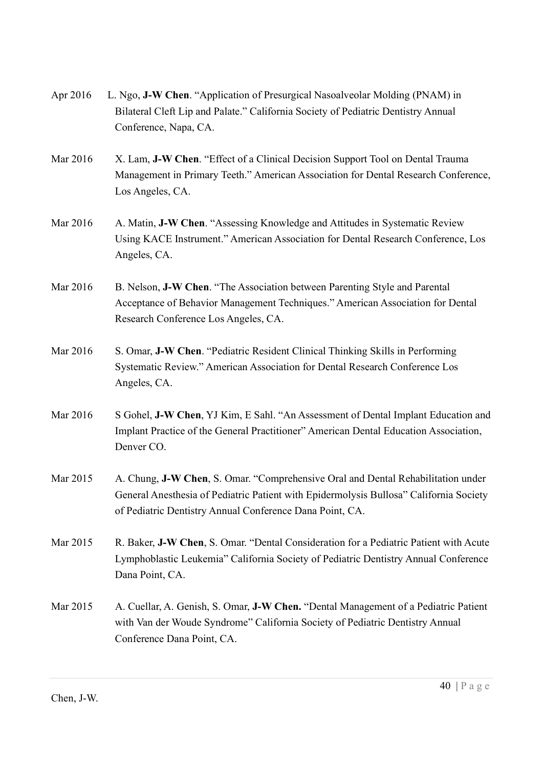Apr 2016 L. Ngo, **J-W Chen**. "Application of Presurgical Nasoalveolar Molding (PNAM) in Bilateral Cleft Lip and Palate." California Society of Pediatric Dentistry Annual Conference, Napa, CA.

Mar 2016 X. Lam, **J-W Chen**. "Effect of a Clinical Decision Support Tool on Dental Trauma Management in Primary Teeth." American Association for Dental Research Conference, Los Angeles, CA.

Mar 2016 A. Matin, **J-W Chen**. "Assessing Knowledge and Attitudes in Systematic Review Using KACE Instrument." American Association for Dental Research Conference, Los Angeles, CA.

Mar 2016 B. Nelson, **J-W Chen**. "The Association between Parenting Style and Parental Acceptance of Behavior Management Techniques." American Association for Dental Research Conference Los Angeles, CA.

Mar 2016 S. Omar, **J-W Chen**. "Pediatric Resident Clinical Thinking Skills in Performing Systematic Review." American Association for Dental Research Conference Los Angeles, CA.

Mar 2016 S Gohel, **J-W Chen**, YJ Kim, E Sahl. "An Assessment of Dental Implant Education and Implant Practice of the General Practitioner" American Dental Education Association, Denver CO.

Mar 2015 A. Chung, **J-W Chen**, S. Omar. "Comprehensive Oral and Dental Rehabilitation under General Anesthesia of Pediatric Patient with Epidermolysis Bullosa" California Society of Pediatric Dentistry Annual Conference Dana Point, CA.

Mar 2015 R. Baker, **J-W Chen**, S. Omar. "Dental Consideration for a Pediatric Patient with Acute Lymphoblastic Leukemia" California Society of Pediatric Dentistry Annual Conference Dana Point, CA.

Mar 2015 A. Cuellar, A. Genish, S. Omar, **J-W Chen.** "Dental Management of a Pediatric Patient with Van der Woude Syndrome" California Society of Pediatric Dentistry Annual Conference Dana Point, CA.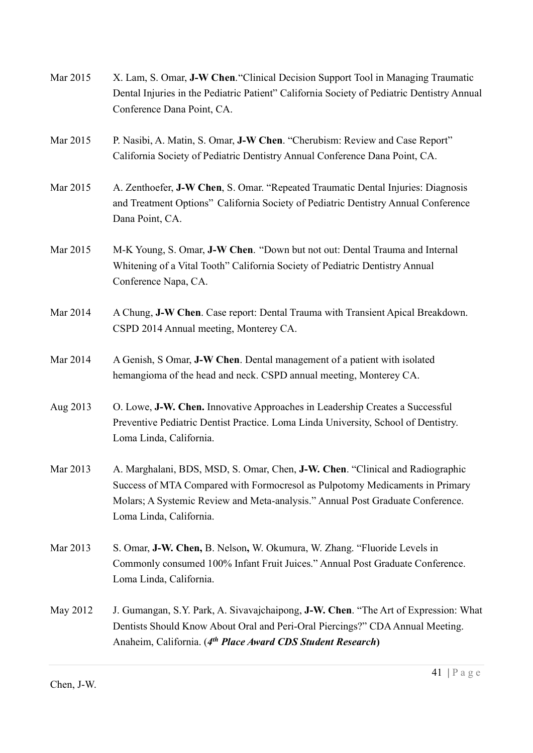Mar 2015 X. Lam, S. Omar, **J-W Chen**."Clinical Decision Support Tool in Managing Traumatic Dental Injuries in the Pediatric Patient" California Society of Pediatric Dentistry Annual Conference Dana Point, CA.

Mar 2015 P. Nasibi, A. Matin, S. Omar, **J-W Chen**. "Cherubism: Review and Case Report" California Society of Pediatric Dentistry Annual Conference Dana Point, CA.

Mar 2015 A. Zenthoefer, **J-W Chen**, S. Omar. "Repeated Traumatic Dental Injuries: Diagnosis and Treatment Options" California Society of Pediatric Dentistry Annual Conference Dana Point, CA.

Mar 2015 M-K Young, S. Omar, **J-W Chen**. "Down but not out: Dental Trauma and Internal Whitening of a Vital Tooth" California Society of Pediatric Dentistry Annual Conference Napa, CA.

Mar 2014 A Chung, **J-W Chen**. Case report: Dental Trauma with Transient Apical Breakdown. CSPD 2014 Annual meeting, Monterey CA.

Mar 2014 A Genish, S Omar, **J-W Chen**. Dental management of a patient with isolated hemangioma of the head and neck. CSPD annual meeting, Monterey CA.

Aug 2013 O. Lowe, **J-W. Chen.** Innovative Approaches in Leadership Creates a Successful Preventive Pediatric Dentist Practice. Loma Linda University, School of Dentistry. Loma Linda, California.

Mar 2013 A. Marghalani, BDS, MSD, S. Omar, Chen, **J-W. Chen**. "Clinical and Radiographic Success of MTA Compared with Formocresol as Pulpotomy Medicaments in Primary Molars; A Systemic Review and Meta-analysis." Annual Post Graduate Conference. Loma Linda, California.

Mar 2013 S. Omar, **J-W. Chen,** B. Nelson**,** W. Okumura, W. Zhang. "Fluoride Levels in Commonly consumed 100% Infant Fruit Juices." Annual Post Graduate Conference. Loma Linda, California.

May 2012 J. Gumangan, S.Y. Park, A. Sivavajchaipong, **J-W. Chen**. "The Art of Expression: What Dentists Should Know About Oral and Peri-Oral Piercings?" CDA Annual Meeting. Anaheim, California. (***4th Place Award CDS Student Research***)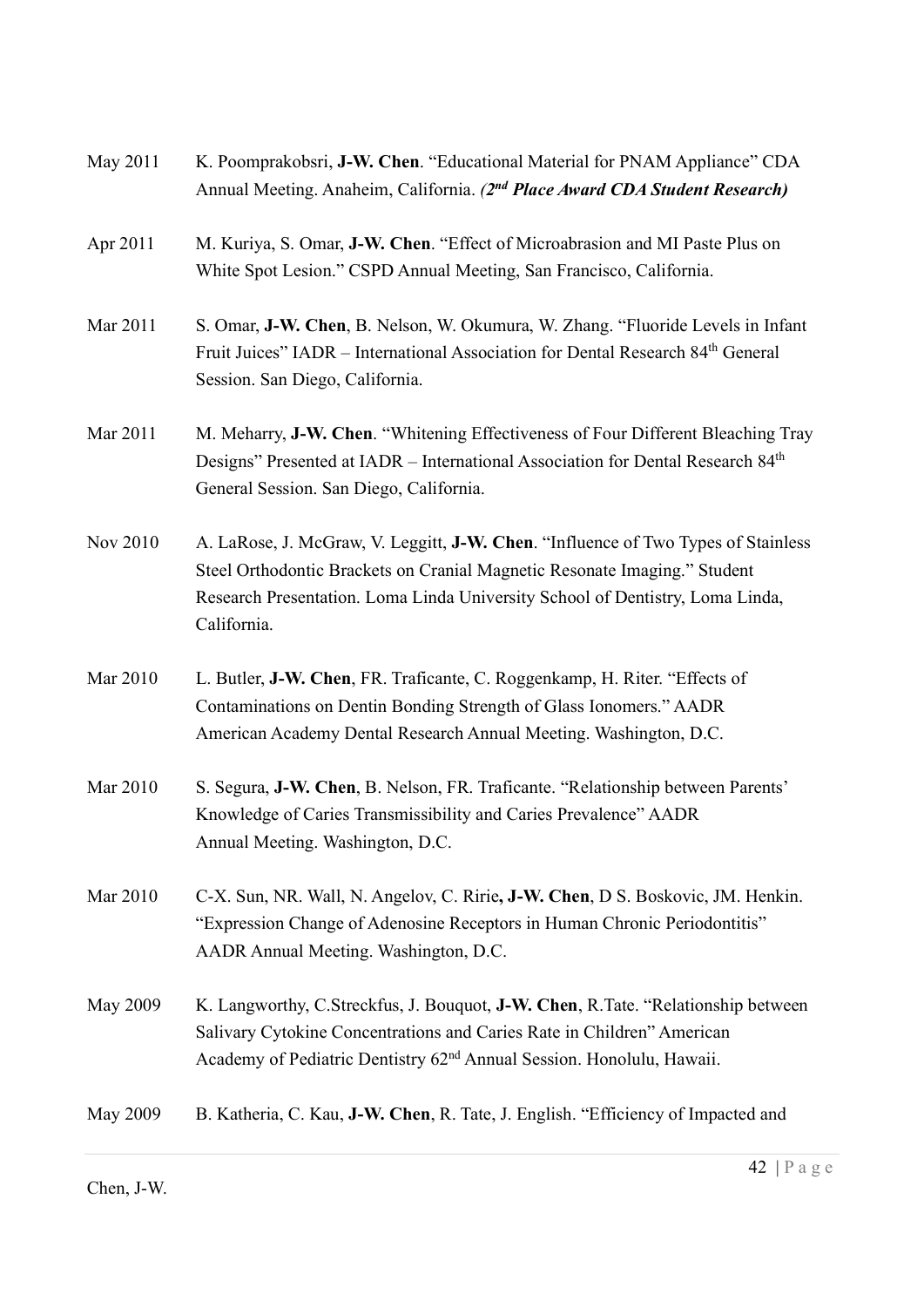May 2011 K. Poomprakobsri, **J-W. Chen**. "Educational Material for PNAM Appliance" CDA Annual Meeting. Anaheim, California. ***(2nd Place Award CDA Student Research)***

Apr 2011 M. Kuriya, S. Omar, **J-W. Chen**. "Effect of Microabrasion and MI Paste Plus on White Spot Lesion." CSPD Annual Meeting, San Francisco, California.

Mar 2011 S. Omar, **J-W. Chen**, B. Nelson, W. Okumura, W. Zhang. "Fluoride Levels in Infant Fruit Juices" IADR – International Association for Dental Research 84th General Session. San Diego, California.

Mar 2011 M. Meharry, **J-W. Chen**. "Whitening Effectiveness of Four Different Bleaching Tray Designs" Presented at IADR – International Association for Dental Research 84th General Session. San Diego, California.

Nov 2010 A. LaRose, J. McGraw, V. Leggitt, **J-W. Chen**. "Influence of Two Types of Stainless Steel Orthodontic Brackets on Cranial Magnetic Resonate Imaging." Student Research Presentation. Loma Linda University School of Dentistry, Loma Linda, California.

Mar 2010 L. Butler, **J-W. Chen**, FR. Traficante, C. Roggenkamp, H. Riter. "Effects of Contaminations on Dentin Bonding Strength of Glass Ionomers." AADR American Academy Dental Research Annual Meeting. Washington, D.C.

Mar 2010 S. Segura, **J-W. Chen**, B. Nelson, FR. Traficante. "Relationship between Parents' Knowledge of Caries Transmissibility and Caries Prevalence" AADR Annual Meeting. Washington, D.C.

Mar 2010 C-X. Sun, NR. Wall, N. Angelov, C. Ririe**, J-W. Chen**, D S. Boskovic, JM. Henkin. "Expression Change of Adenosine Receptors in Human Chronic Periodontitis" AADR Annual Meeting. Washington, D.C.

May 2009 K. Langworthy, C.Streckfus, J. Bouquot, **J-W. Chen**, R.Tate. "Relationship between Salivary Cytokine Concentrations and Caries Rate in Children" American Academy of Pediatric Dentistry 62nd Annual Session. Honolulu, Hawaii.

May 2009 B. Katheria, C. Kau, **J-W. Chen**, R. Tate, J. English. "Efficiency of Impacted and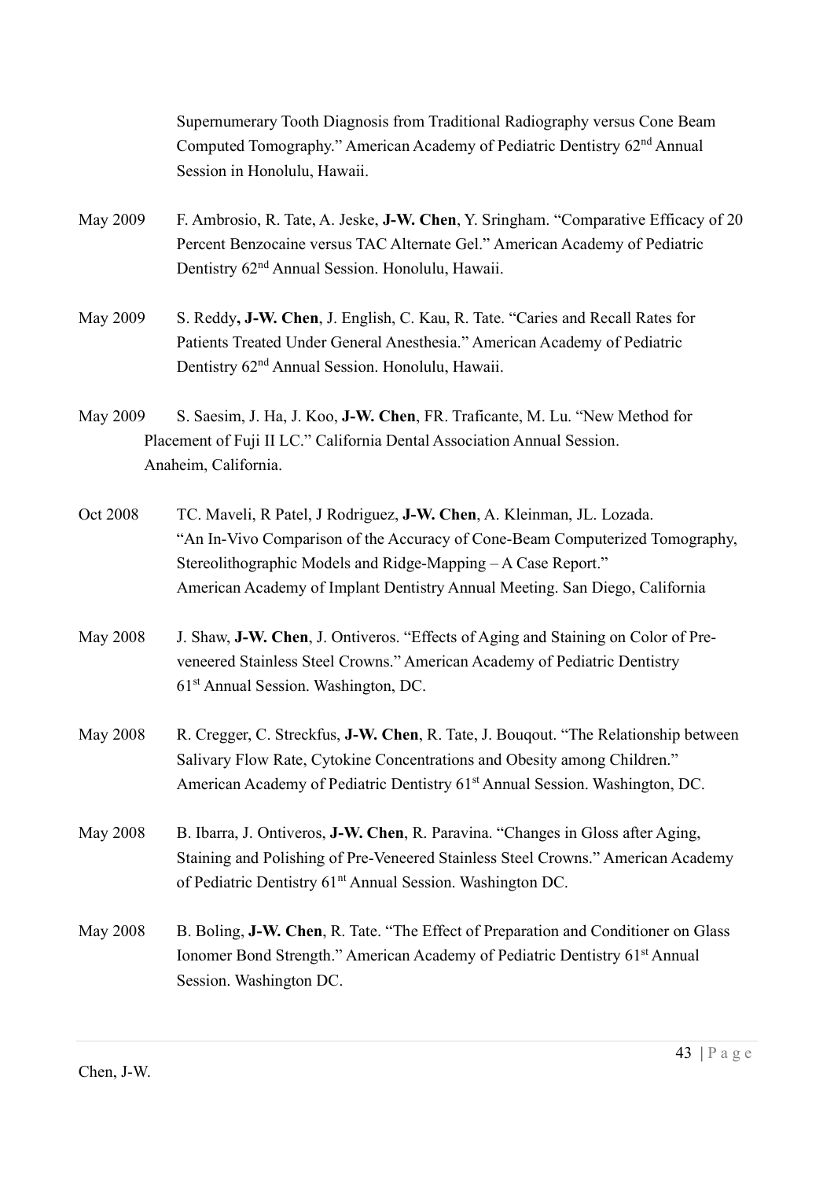Supernumerary Tooth Diagnosis from Traditional Radiography versus Cone Beam Computed Tomography." American Academy of Pediatric Dentistry 62nd Annual Session in Honolulu, Hawaii.

May 2009 F. Ambrosio, R. Tate, A. Jeske, **J-W. Chen**, Y. Sringham. "Comparative Efficacy of 20 Percent Benzocaine versus TAC Alternate Gel." American Academy of Pediatric Dentistry 62nd Annual Session. Honolulu, Hawaii.

May 2009 S. Reddy**, J-W. Chen**, J. English, C. Kau, R. Tate. "Caries and Recall Rates for Patients Treated Under General Anesthesia." American Academy of Pediatric Dentistry 62nd Annual Session. Honolulu, Hawaii.

May 2009 S. Saesim, J. Ha, J. Koo, **J-W. Chen**, FR. Traficante, M. Lu. "New Method for Placement of Fuji II LC." California Dental Association Annual Session. Anaheim, California.

Oct 2008 TC. Maveli, R Patel, J Rodriguez, **J-W. Chen**, A. Kleinman, JL. Lozada. "An In-Vivo Comparison of the Accuracy of Cone-Beam Computerized Tomography, Stereolithographic Models and Ridge-Mapping – A Case Report." American Academy of Implant Dentistry Annual Meeting. San Diego, California

May 2008 J. Shaw, **J-W. Chen**, J. Ontiveros. "Effects of Aging and Staining on Color of Pre-veneered Stainless Steel Crowns." American Academy of Pediatric Dentistry 61st Annual Session. Washington, DC.

May 2008 R. Cregger, C. Streckfus, **J-W. Chen**, R. Tate, J. Bouqout. "The Relationship between Salivary Flow Rate, Cytokine Concentrations and Obesity among Children." American Academy of Pediatric Dentistry 61st Annual Session. Washington, DC.

May 2008 B. Ibarra, J. Ontiveros, **J-W. Chen**, R. Paravina. "Changes in Gloss after Aging, Staining and Polishing of Pre-Veneered Stainless Steel Crowns." American Academy of Pediatric Dentistry 61nt Annual Session. Washington DC.

May 2008 B. Boling, **J-W. Chen**, R. Tate. "The Effect of Preparation and Conditioner on Glass Ionomer Bond Strength." American Academy of Pediatric Dentistry 61st Annual Session. Washington DC.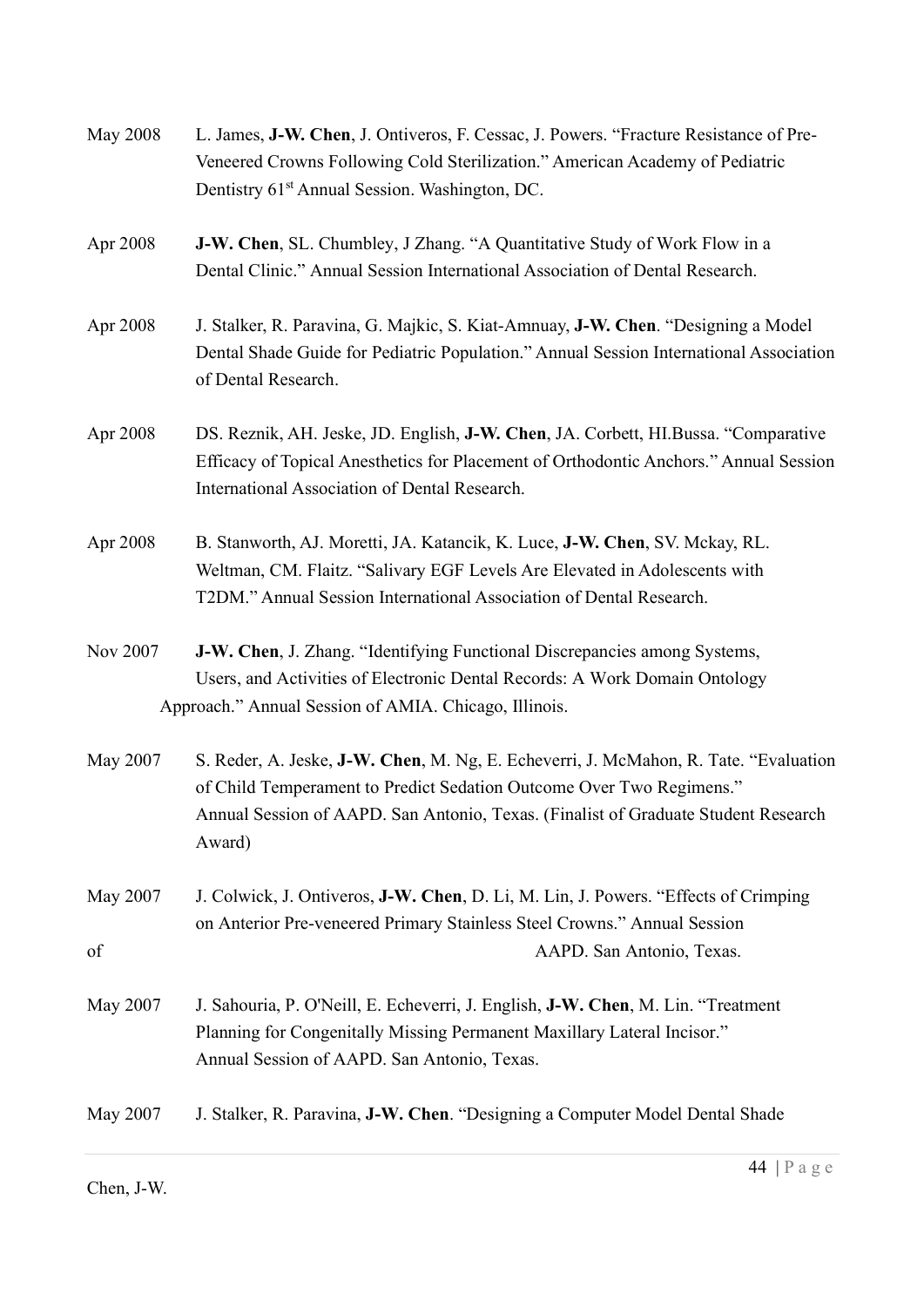May 2008 L. James, **J-W. Chen**, J. Ontiveros, F. Cessac, J. Powers. "Fracture Resistance of Pre-Veneered Crowns Following Cold Sterilization." American Academy of Pediatric Dentistry 61st Annual Session. Washington, DC.

Apr 2008 **J-W. Chen**, SL. Chumbley, J Zhang. "A Quantitative Study of Work Flow in a Dental Clinic." Annual Session International Association of Dental Research.

Apr 2008 J. Stalker, R. Paravina, G. Majkic, S. Kiat-Amnuay, **J-W. Chen**. "Designing a Model Dental Shade Guide for Pediatric Population." Annual Session International Association of Dental Research.

Apr 2008 DS. Reznik, AH. Jeske, JD. English, **J-W. Chen**, JA. Corbett, HI.Bussa. "Comparative Efficacy of Topical Anesthetics for Placement of Orthodontic Anchors." Annual Session International Association of Dental Research.

Apr 2008 B. Stanworth, AJ. Moretti, JA. Katancik, K. Luce, **J-W. Chen**, SV. Mckay, RL. Weltman, CM. Flaitz. "Salivary EGF Levels Are Elevated in Adolescents with T2DM." Annual Session International Association of Dental Research.

Nov 2007 **J-W. Chen**, J. Zhang. "Identifying Functional Discrepancies among Systems, Users, and Activities of Electronic Dental Records: A Work Domain Ontology Approach." Annual Session of AMIA. Chicago, Illinois.

May 2007 S. Reder, A. Jeske, **J-W. Chen**, M. Ng, E. Echeverri, J. McMahon, R. Tate. "Evaluation of Child Temperament to Predict Sedation Outcome Over Two Regimens." Annual Session of AAPD. San Antonio, Texas. (Finalist of Graduate Student Research Award)

May 2007 J. Colwick, J. Ontiveros, **J-W. Chen**, D. Li, M. Lin, J. Powers. "Effects of Crimping on Anterior Pre-veneered Primary Stainless Steel Crowns." Annual Session of AAPD. San Antonio, Texas.

May 2007 J. Sahouria, P. O'Neill, E. Echeverri, J. English, **J-W. Chen**, M. Lin. "Treatment Planning for Congenitally Missing Permanent Maxillary Lateral Incisor." Annual Session of AAPD. San Antonio, Texas.

May 2007 J. Stalker, R. Paravina, **J-W. Chen**. "Designing a Computer Model Dental Shade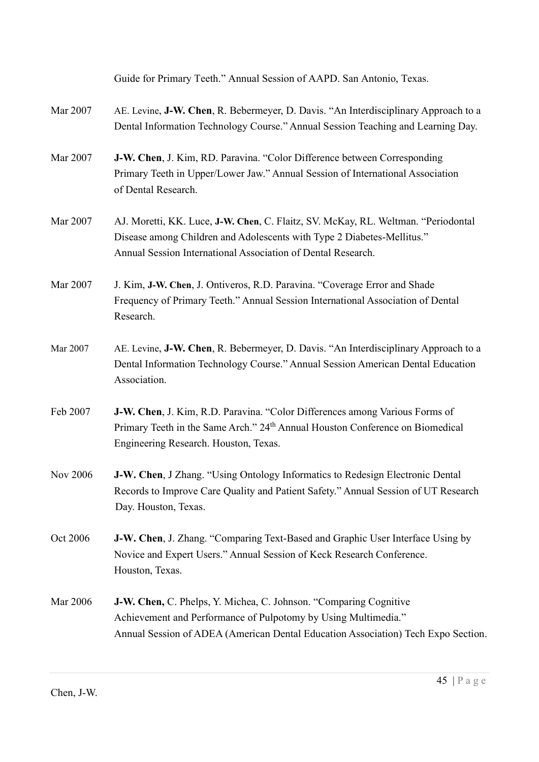Guide for Primary Teeth." Annual Session of AAPD. San Antonio, Texas.

Mar 2007 AE. Levine, **J-W. Chen**, R. Bebermeyer, D. Davis. "An Interdisciplinary Approach to a Dental Information Technology Course." Annual Session Teaching and Learning Day.

Mar 2007 **J-W. Chen**, J. Kim, RD. Paravina. "Color Difference between Corresponding Primary Teeth in Upper/Lower Jaw." Annual Session of International Association of Dental Research.

Mar 2007 AJ. Moretti, KK. Luce, **J-W. Chen**, C. Flaitz, SV. McKay, RL. Weltman. "Periodontal Disease among Children and Adolescents with Type 2 Diabetes-Mellitus." Annual Session International Association of Dental Research.

Mar 2007 J. Kim, **J-W. Chen**, J. Ontiveros, R.D. Paravina. "Coverage Error and Shade Frequency of Primary Teeth." Annual Session International Association of Dental Research.

Mar 2007 AE. Levine, **J-W. Chen**, R. Bebermeyer, D. Davis. "An Interdisciplinary Approach to a Dental Information Technology Course." Annual Session American Dental Education Association.

Feb 2007 **J-W. Chen**, J. Kim, R.D. Paravina. "Color Differences among Various Forms of Primary Teeth in the Same Arch." 24th Annual Houston Conference on Biomedical Engineering Research. Houston, Texas.

Nov 2006 **J-W. Chen**, J Zhang. "Using Ontology Informatics to Redesign Electronic Dental Records to Improve Care Quality and Patient Safety." Annual Session of UT Research Day. Houston, Texas.

Oct 2006 **J-W. Chen**, J. Zhang. "Comparing Text-Based and Graphic User Interface Using by Novice and Expert Users." Annual Session of Keck Research Conference. Houston, Texas.

Mar 2006 **J-W. Chen,** C. Phelps, Y. Michea, C. Johnson. "Comparing Cognitive Achievement and Performance of Pulpotomy by Using Multimedia." Annual Session of ADEA (American Dental Education Association) Tech Expo Section.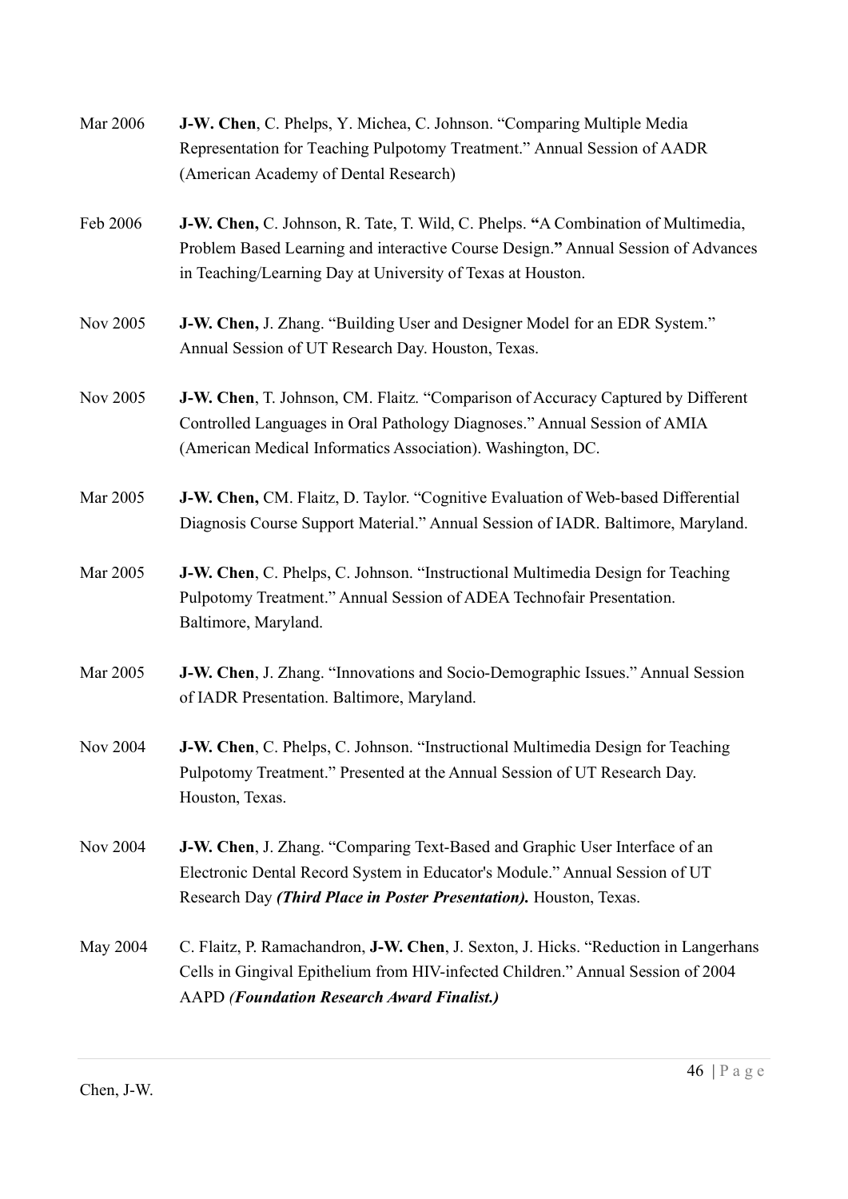Mar 2006 **J-W. Chen**, C. Phelps, Y. Michea, C. Johnson. "Comparing Multiple Media Representation for Teaching Pulpotomy Treatment." Annual Session of AADR (American Academy of Dental Research)

Feb 2006 **J-W. Chen,** C. Johnson, R. Tate, T. Wild, C. Phelps. **"**A Combination of Multimedia, Problem Based Learning and interactive Course Design.**"** Annual Session of Advances in Teaching/Learning Day at University of Texas at Houston.

Nov 2005 **J-W. Chen,** J. Zhang. "Building User and Designer Model for an EDR System." Annual Session of UT Research Day. Houston, Texas.

Nov 2005 **J-W. Chen**, T. Johnson, CM. Flaitz. "Comparison of Accuracy Captured by Different Controlled Languages in Oral Pathology Diagnoses." Annual Session of AMIA (American Medical Informatics Association). Washington, DC.

Mar 2005 **J-W. Chen,** CM. Flaitz, D. Taylor. "Cognitive Evaluation of Web-based Differential Diagnosis Course Support Material." Annual Session of IADR. Baltimore, Maryland.

Mar 2005 **J-W. Chen**, C. Phelps, C. Johnson. "Instructional Multimedia Design for Teaching Pulpotomy Treatment." Annual Session of ADEA Technofair Presentation. Baltimore, Maryland.

Mar 2005 **J-W. Chen**, J. Zhang. "Innovations and Socio-Demographic Issues." Annual Session of IADR Presentation. Baltimore, Maryland.

Nov 2004 **J-W. Chen**, C. Phelps, C. Johnson. "Instructional Multimedia Design for Teaching Pulpotomy Treatment." Presented at the Annual Session of UT Research Day. Houston, Texas.

Nov 2004 **J-W. Chen**, J. Zhang. "Comparing Text-Based and Graphic User Interface of an Electronic Dental Record System in Educator's Module." Annual Session of UT Research Day ***(Third Place in Poster Presentation).*** Houston, Texas.

May 2004 C. Flaitz, P. Ramachandron, **J-W. Chen**, J. Sexton, J. Hicks. "Reduction in Langerhans Cells in Gingival Epithelium from HIV-infected Children." Annual Session of 2004 AAPD ***(Foundation Research Award Finalist.)***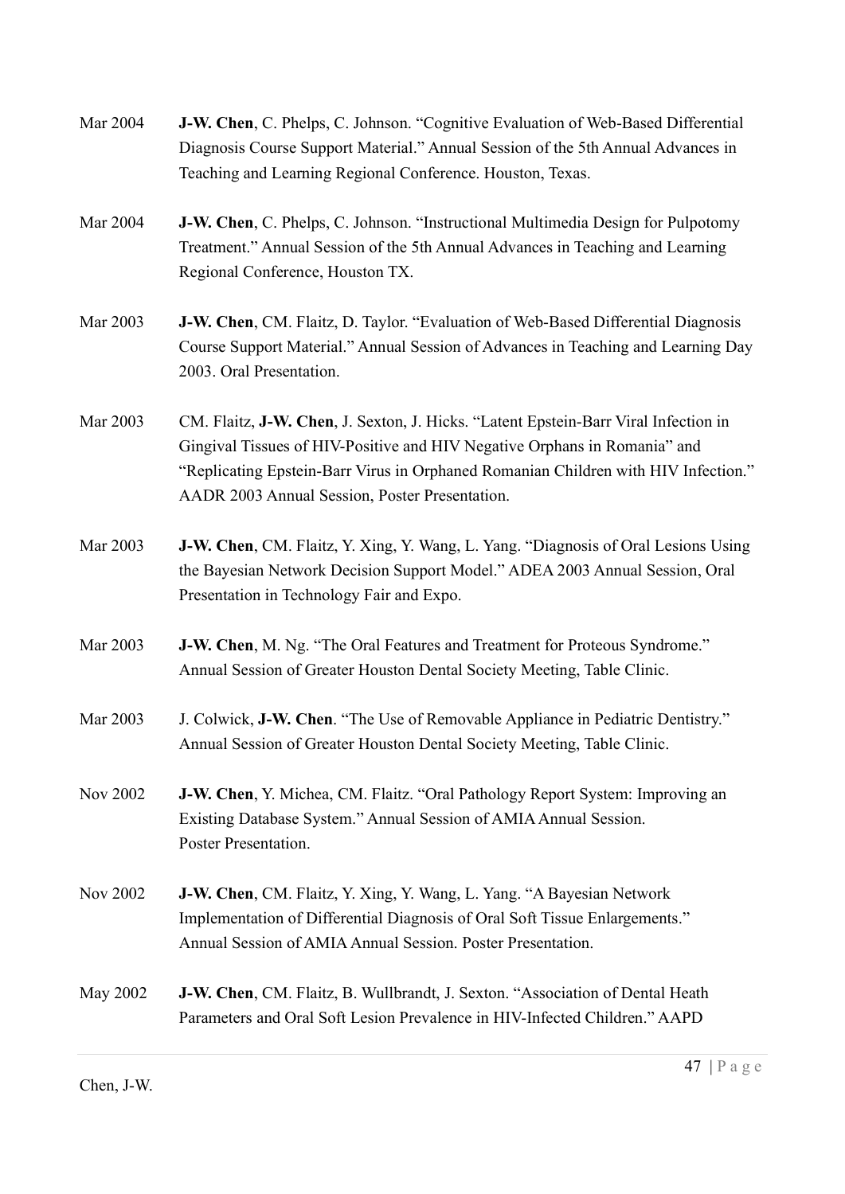Mar 2004 **J-W. Chen**, C. Phelps, C. Johnson. "Cognitive Evaluation of Web-Based Differential Diagnosis Course Support Material." Annual Session of the 5th Annual Advances in Teaching and Learning Regional Conference. Houston, Texas.

Mar 2004 **J-W. Chen**, C. Phelps, C. Johnson. "Instructional Multimedia Design for Pulpotomy Treatment." Annual Session of the 5th Annual Advances in Teaching and Learning Regional Conference, Houston TX.

Mar 2003 **J-W. Chen**, CM. Flaitz, D. Taylor. "Evaluation of Web-Based Differential Diagnosis Course Support Material." Annual Session of Advances in Teaching and Learning Day 2003. Oral Presentation.

Mar 2003 CM. Flaitz, **J-W. Chen**, J. Sexton, J. Hicks. "Latent Epstein-Barr Viral Infection in Gingival Tissues of HIV-Positive and HIV Negative Orphans in Romania" and "Replicating Epstein-Barr Virus in Orphaned Romanian Children with HIV Infection." AADR 2003 Annual Session, Poster Presentation.

Mar 2003 **J-W. Chen**, CM. Flaitz, Y. Xing, Y. Wang, L. Yang. "Diagnosis of Oral Lesions Using the Bayesian Network Decision Support Model." ADEA 2003 Annual Session, Oral Presentation in Technology Fair and Expo.

Mar 2003 **J-W. Chen**, M. Ng. "The Oral Features and Treatment for Proteous Syndrome." Annual Session of Greater Houston Dental Society Meeting, Table Clinic.

Mar 2003 J. Colwick, **J-W. Chen**. "The Use of Removable Appliance in Pediatric Dentistry." Annual Session of Greater Houston Dental Society Meeting, Table Clinic.

Nov 2002 **J-W. Chen**, Y. Michea, CM. Flaitz. "Oral Pathology Report System: Improving an Existing Database System." Annual Session of AMIA Annual Session. Poster Presentation.

Nov 2002 **J-W. Chen**, CM. Flaitz, Y. Xing, Y. Wang, L. Yang. "A Bayesian Network Implementation of Differential Diagnosis of Oral Soft Tissue Enlargements." Annual Session of AMIA Annual Session. Poster Presentation.

May 2002 **J-W. Chen**, CM. Flaitz, B. Wullbrandt, J. Sexton. "Association of Dental Heath Parameters and Oral Soft Lesion Prevalence in HIV-Infected Children." AAPD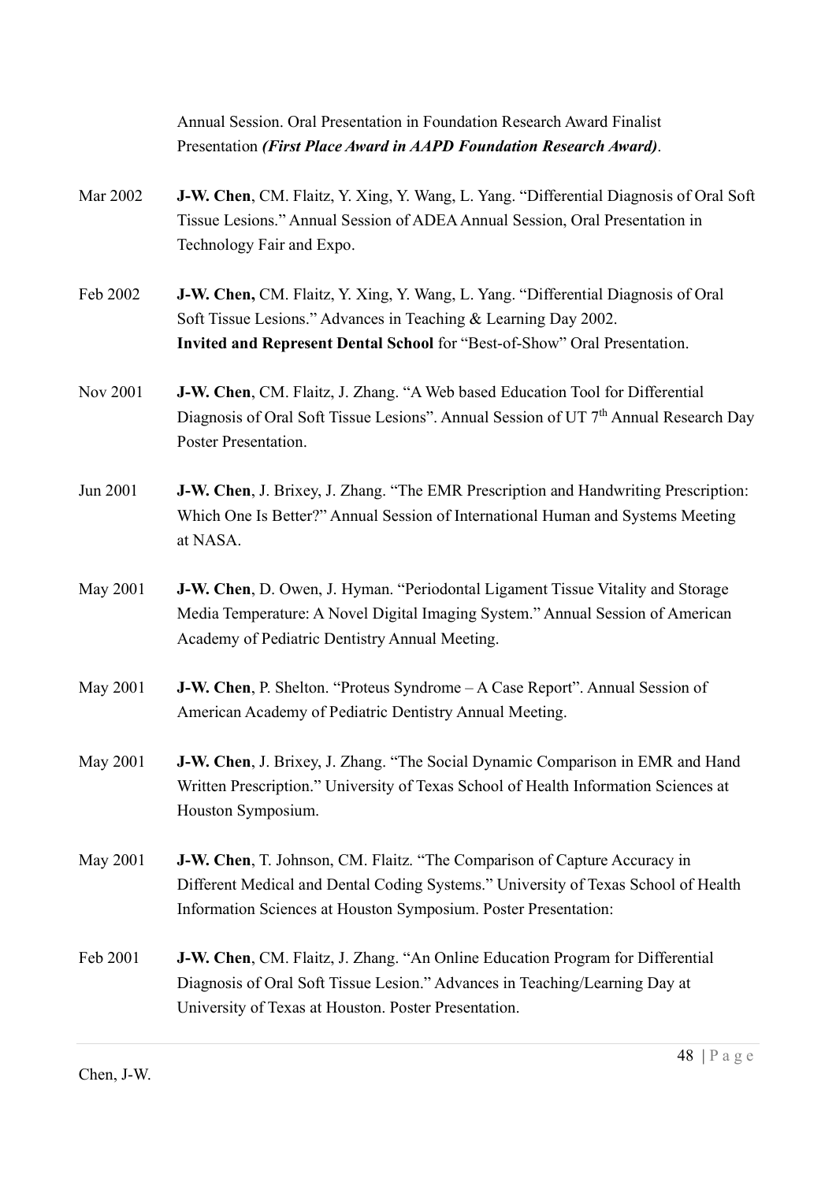Annual Session. Oral Presentation in Foundation Research Award Finalist Presentation ***(First Place Award in AAPD Foundation Research Award)***.

Mar 2002 **J-W. Chen**, CM. Flaitz, Y. Xing, Y. Wang, L. Yang. "Differential Diagnosis of Oral Soft Tissue Lesions." Annual Session of ADEA Annual Session, Oral Presentation in Technology Fair and Expo.

Feb 2002 **J-W. Chen,** CM. Flaitz, Y. Xing, Y. Wang, L. Yang. "Differential Diagnosis of Oral Soft Tissue Lesions." Advances in Teaching & Learning Day 2002. **Invited and Represent Dental School** for "Best-of-Show" Oral Presentation.

Nov 2001 **J-W. Chen**, CM. Flaitz, J. Zhang. "A Web based Education Tool for Differential Diagnosis of Oral Soft Tissue Lesions". Annual Session of UT 7th Annual Research Day Poster Presentation.

Jun 2001 **J-W. Chen**, J. Brixey, J. Zhang. "The EMR Prescription and Handwriting Prescription: Which One Is Better?" Annual Session of International Human and Systems Meeting at NASA.

May 2001 **J-W. Chen**, D. Owen, J. Hyman. "Periodontal Ligament Tissue Vitality and Storage Media Temperature: A Novel Digital Imaging System." Annual Session of American Academy of Pediatric Dentistry Annual Meeting.

May 2001 **J-W. Chen**, P. Shelton. "Proteus Syndrome – A Case Report". Annual Session of American Academy of Pediatric Dentistry Annual Meeting.

May 2001 **J-W. Chen**, J. Brixey, J. Zhang. "The Social Dynamic Comparison in EMR and Hand Written Prescription." University of Texas School of Health Information Sciences at Houston Symposium.

May 2001 **J-W. Chen**, T. Johnson, CM. Flaitz. "The Comparison of Capture Accuracy in Different Medical and Dental Coding Systems." University of Texas School of Health Information Sciences at Houston Symposium. Poster Presentation:

Feb 2001 **J-W. Chen**, CM. Flaitz, J. Zhang. "An Online Education Program for Differential Diagnosis of Oral Soft Tissue Lesion." Advances in Teaching/Learning Day at University of Texas at Houston. Poster Presentation.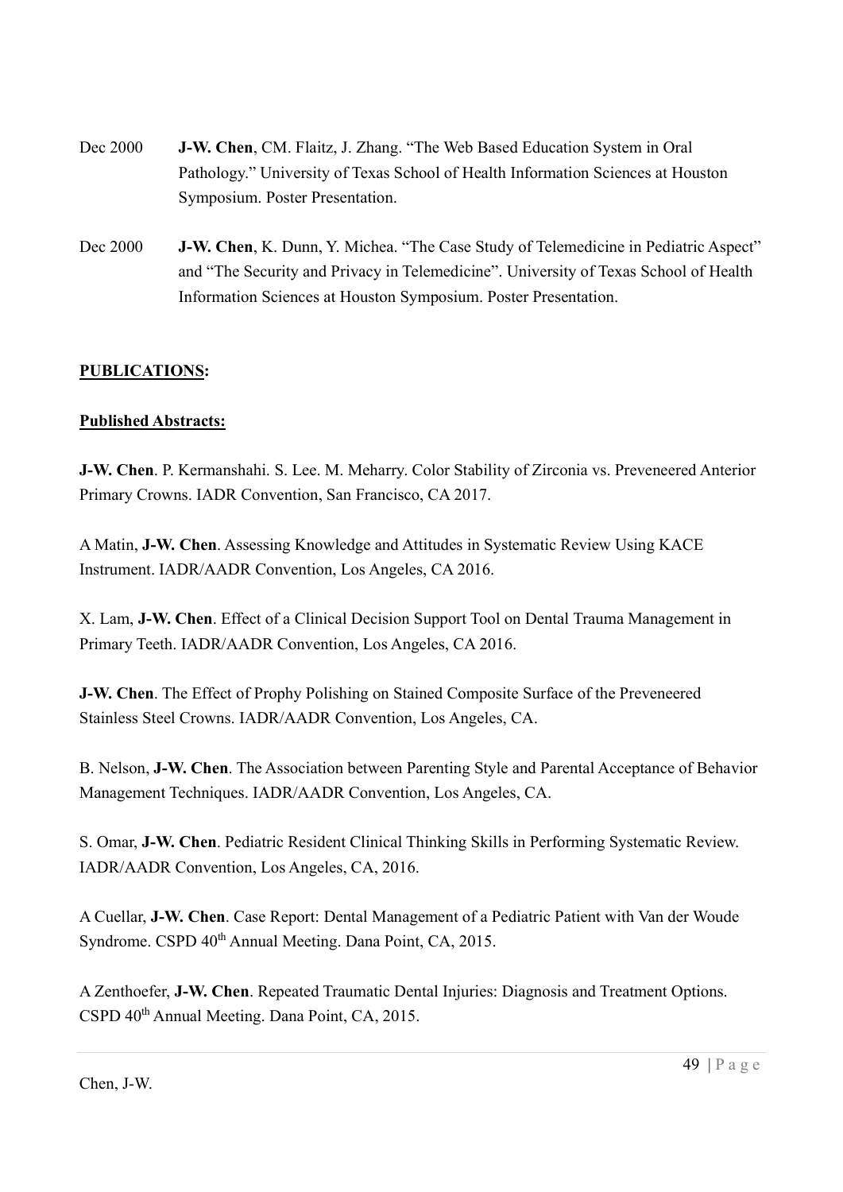Dec 2000 **J-W. Chen**, CM. Flaitz, J. Zhang. "The Web Based Education System in Oral Pathology." University of Texas School of Health Information Sciences at Houston Symposium. Poster Presentation.

Dec 2000 **J-W. Chen**, K. Dunn, Y. Michea. "The Case Study of Telemedicine in Pediatric Aspect" and "The Security and Privacy in Telemedicine". University of Texas School of Health Information Sciences at Houston Symposium. Poster Presentation.

## PUBLICATIONS:

### Published Abstracts:

**J-W. Chen**. P. Kermanshahi. S. Lee. M. Meharry. Color Stability of Zirconia vs. Preveneered Anterior Primary Crowns. IADR Convention, San Francisco, CA 2017.

A Matin, **J-W. Chen**. Assessing Knowledge and Attitudes in Systematic Review Using KACE Instrument. IADR/AADR Convention, Los Angeles, CA 2016.

X. Lam, **J-W. Chen**. Effect of a Clinical Decision Support Tool on Dental Trauma Management in Primary Teeth. IADR/AADR Convention, Los Angeles, CA 2016.

**J-W. Chen**. The Effect of Prophy Polishing on Stained Composite Surface of the Preveneered Stainless Steel Crowns. IADR/AADR Convention, Los Angeles, CA.

B. Nelson, **J-W. Chen**. The Association between Parenting Style and Parental Acceptance of Behavior Management Techniques. IADR/AADR Convention, Los Angeles, CA.

S. Omar, **J-W. Chen**. Pediatric Resident Clinical Thinking Skills in Performing Systematic Review. IADR/AADR Convention, Los Angeles, CA, 2016.

A Cuellar, **J-W. Chen**. Case Report: Dental Management of a Pediatric Patient with Van der Woude Syndrome. CSPD 40th Annual Meeting. Dana Point, CA, 2015.

A Zenthoefer, **J-W. Chen**. Repeated Traumatic Dental Injuries: Diagnosis and Treatment Options. CSPD 40th Annual Meeting. Dana Point, CA, 2015.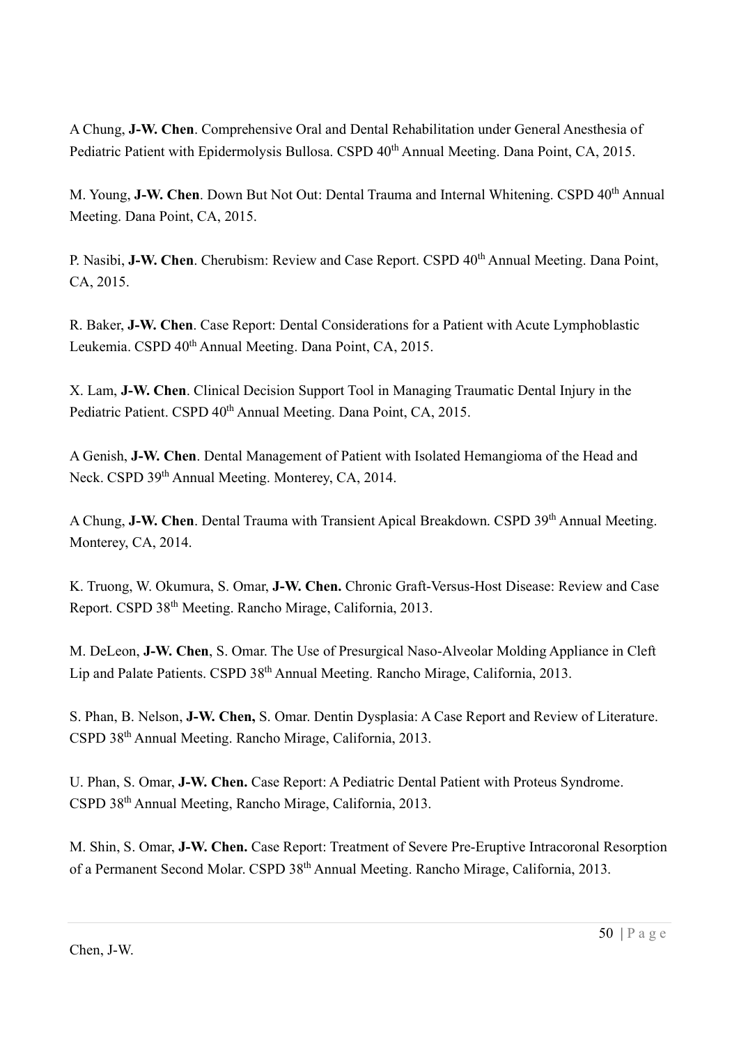A Chung, **J-W. Chen**. Comprehensive Oral and Dental Rehabilitation under General Anesthesia of Pediatric Patient with Epidermolysis Bullosa. CSPD 40th Annual Meeting. Dana Point, CA, 2015.

M. Young, **J-W. Chen**. Down But Not Out: Dental Trauma and Internal Whitening. CSPD 40th Annual Meeting. Dana Point, CA, 2015.

P. Nasibi, **J-W. Chen**. Cherubism: Review and Case Report. CSPD 40th Annual Meeting. Dana Point, CA, 2015.

R. Baker, **J-W. Chen**. Case Report: Dental Considerations for a Patient with Acute Lymphoblastic Leukemia. CSPD 40th Annual Meeting. Dana Point, CA, 2015.

X. Lam, **J-W. Chen**. Clinical Decision Support Tool in Managing Traumatic Dental Injury in the Pediatric Patient. CSPD 40th Annual Meeting. Dana Point, CA, 2015.

A Genish, **J-W. Chen**. Dental Management of Patient with Isolated Hemangioma of the Head and Neck. CSPD 39th Annual Meeting. Monterey, CA, 2014.

A Chung, **J-W. Chen**. Dental Trauma with Transient Apical Breakdown. CSPD 39th Annual Meeting. Monterey, CA, 2014.

K. Truong, W. Okumura, S. Omar, **J-W. Chen.** Chronic Graft-Versus-Host Disease: Review and Case Report. CSPD 38th Meeting. Rancho Mirage, California, 2013.

M. DeLeon, **J-W. Chen**, S. Omar. The Use of Presurgical Naso-Alveolar Molding Appliance in Cleft Lip and Palate Patients. CSPD 38th Annual Meeting. Rancho Mirage, California, 2013.

S. Phan, B. Nelson, **J-W. Chen,** S. Omar. Dentin Dysplasia: A Case Report and Review of Literature. CSPD 38th Annual Meeting. Rancho Mirage, California, 2013.

U. Phan, S. Omar, **J-W. Chen.** Case Report: A Pediatric Dental Patient with Proteus Syndrome. CSPD 38th Annual Meeting, Rancho Mirage, California, 2013.

M. Shin, S. Omar, **J-W. Chen.** Case Report: Treatment of Severe Pre-Eruptive Intracoronal Resorption of a Permanent Second Molar. CSPD 38th Annual Meeting. Rancho Mirage, California, 2013.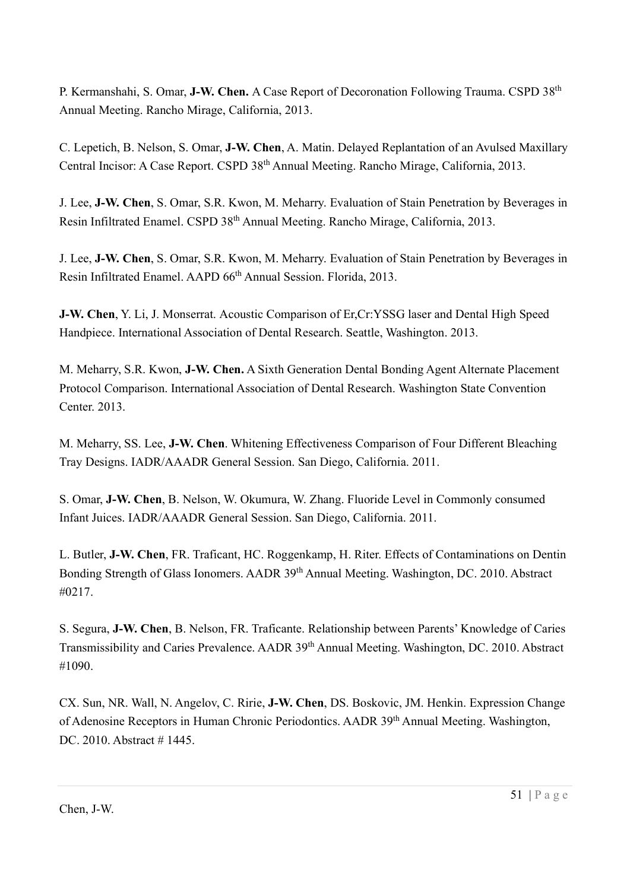P. Kermanshahi, S. Omar, **J-W. Chen.** A Case Report of Decoronation Following Trauma. CSPD 38th Annual Meeting. Rancho Mirage, California, 2013.

C. Lepetich, B. Nelson, S. Omar, **J-W. Chen**, A. Matin. Delayed Replantation of an Avulsed Maxillary Central Incisor: A Case Report. CSPD 38th Annual Meeting. Rancho Mirage, California, 2013.

J. Lee, **J-W. Chen**, S. Omar, S.R. Kwon, M. Meharry. Evaluation of Stain Penetration by Beverages in Resin Infiltrated Enamel. CSPD 38th Annual Meeting. Rancho Mirage, California, 2013.

J. Lee, **J-W. Chen**, S. Omar, S.R. Kwon, M. Meharry. Evaluation of Stain Penetration by Beverages in Resin Infiltrated Enamel. AAPD 66th Annual Session. Florida, 2013.

**J-W. Chen**, Y. Li, J. Monserrat. Acoustic Comparison of Er,Cr:YSSG laser and Dental High Speed Handpiece. International Association of Dental Research. Seattle, Washington. 2013.

M. Meharry, S.R. Kwon, **J-W. Chen.** A Sixth Generation Dental Bonding Agent Alternate Placement Protocol Comparison. International Association of Dental Research. Washington State Convention Center. 2013.

M. Meharry, SS. Lee, **J-W. Chen**. Whitening Effectiveness Comparison of Four Different Bleaching Tray Designs. IADR/AAADR General Session. San Diego, California. 2011.

S. Omar, **J-W. Chen**, B. Nelson, W. Okumura, W. Zhang. Fluoride Level in Commonly consumed Infant Juices. IADR/AAADR General Session. San Diego, California. 2011.

L. Butler, **J-W. Chen**, FR. Traficant, HC. Roggenkamp, H. Riter. Effects of Contaminations on Dentin Bonding Strength of Glass Ionomers. AADR 39th Annual Meeting. Washington, DC. 2010. Abstract #0217.

S. Segura, **J-W. Chen**, B. Nelson, FR. Traficante. Relationship between Parents' Knowledge of Caries Transmissibility and Caries Prevalence. AADR 39th Annual Meeting. Washington, DC. 2010. Abstract #1090.

CX. Sun, NR. Wall, N. Angelov, C. Ririe, **J-W. Chen**, DS. Boskovic, JM. Henkin. Expression Change of Adenosine Receptors in Human Chronic Periodontics. AADR 39th Annual Meeting. Washington, DC. 2010. Abstract # 1445.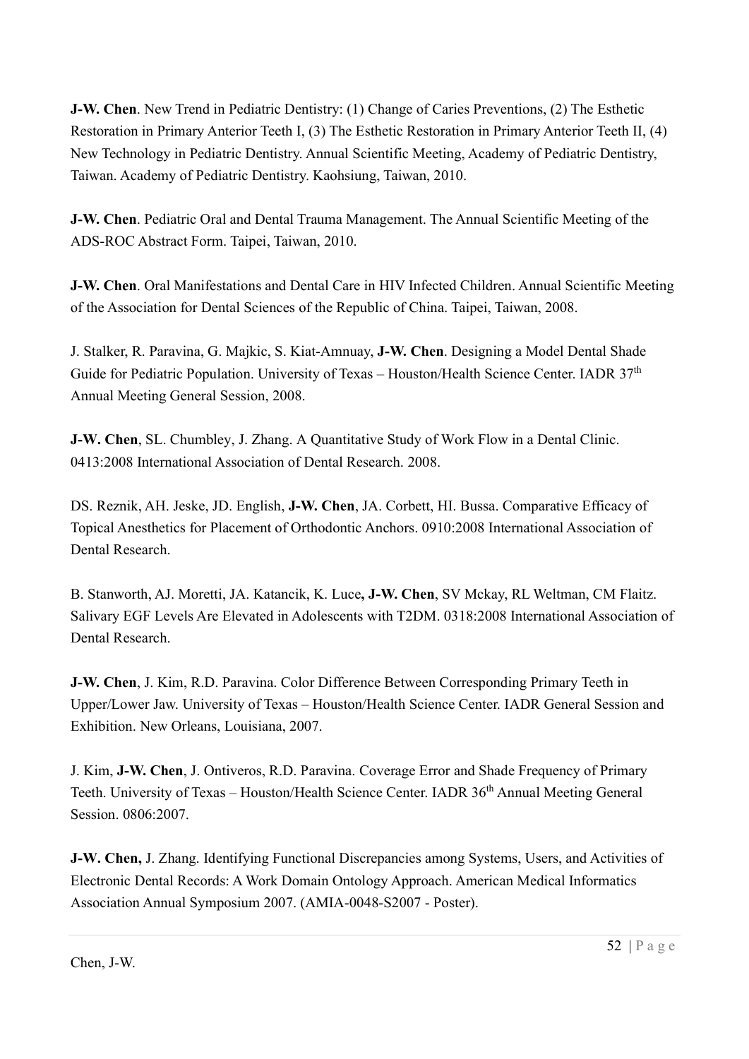**J-W. Chen**. New Trend in Pediatric Dentistry: (1) Change of Caries Preventions, (2) The Esthetic Restoration in Primary Anterior Teeth I, (3) The Esthetic Restoration in Primary Anterior Teeth II, (4) New Technology in Pediatric Dentistry. Annual Scientific Meeting, Academy of Pediatric Dentistry, Taiwan. Academy of Pediatric Dentistry. Kaohsiung, Taiwan, 2010.

**J-W. Chen**. Pediatric Oral and Dental Trauma Management. The Annual Scientific Meeting of the ADS-ROC Abstract Form. Taipei, Taiwan, 2010.

**J-W. Chen**. Oral Manifestations and Dental Care in HIV Infected Children. Annual Scientific Meeting of the Association for Dental Sciences of the Republic of China. Taipei, Taiwan, 2008.

J. Stalker, R. Paravina, G. Majkic, S. Kiat-Amnuay, **J-W. Chen**. Designing a Model Dental Shade Guide for Pediatric Population. University of Texas – Houston/Health Science Center. IADR 37th Annual Meeting General Session, 2008.

**J-W. Chen**, SL. Chumbley, J. Zhang. A Quantitative Study of Work Flow in a Dental Clinic. 0413:2008 International Association of Dental Research. 2008.

DS. Reznik, AH. Jeske, JD. English, **J-W. Chen**, JA. Corbett, HI. Bussa. Comparative Efficacy of Topical Anesthetics for Placement of Orthodontic Anchors. 0910:2008 International Association of Dental Research.

B. Stanworth, AJ. Moretti, JA. Katancik, K. Luce**, J-W. Chen**, SV Mckay, RL Weltman, CM Flaitz. Salivary EGF Levels Are Elevated in Adolescents with T2DM. 0318:2008 International Association of Dental Research.

**J-W. Chen**, J. Kim, R.D. Paravina. Color Difference Between Corresponding Primary Teeth in Upper/Lower Jaw. University of Texas – Houston/Health Science Center. IADR General Session and Exhibition. New Orleans, Louisiana, 2007.

J. Kim, **J-W. Chen**, J. Ontiveros, R.D. Paravina. Coverage Error and Shade Frequency of Primary Teeth. University of Texas – Houston/Health Science Center. IADR 36th Annual Meeting General Session. 0806:2007.

**J-W. Chen,** J. Zhang. Identifying Functional Discrepancies among Systems, Users, and Activities of Electronic Dental Records: A Work Domain Ontology Approach. American Medical Informatics Association Annual Symposium 2007. (AMIA-0048-S2007 - Poster).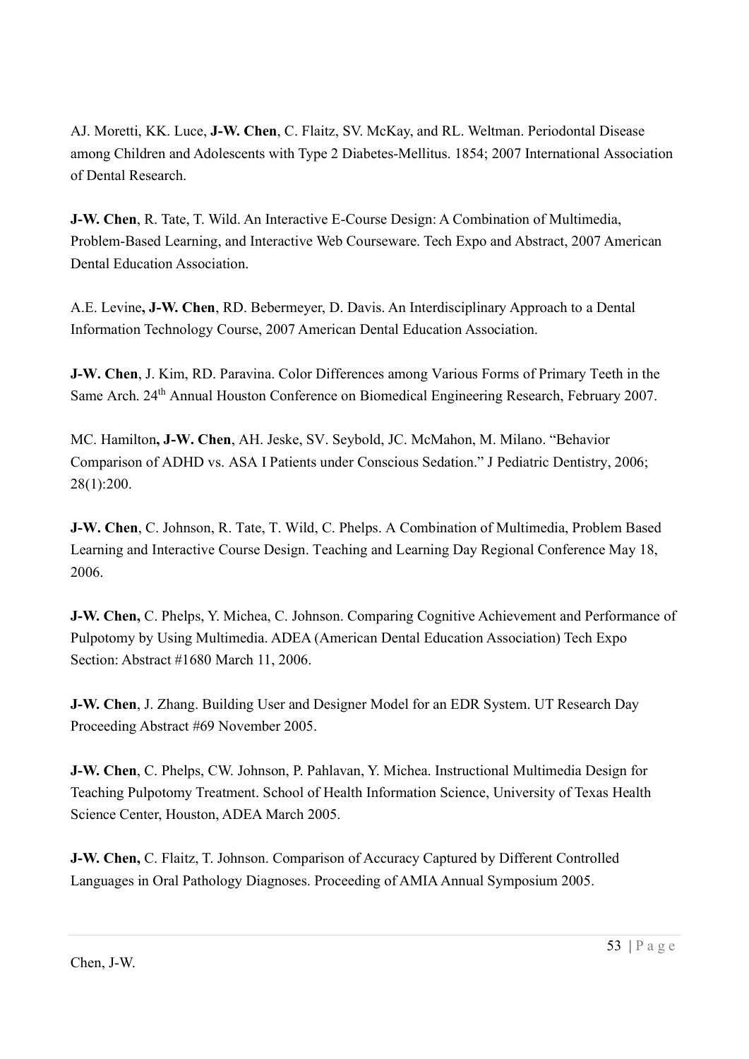AJ. Moretti, KK. Luce, **J-W. Chen**, C. Flaitz, SV. McKay, and RL. Weltman. Periodontal Disease among Children and Adolescents with Type 2 Diabetes-Mellitus. 1854; 2007 International Association of Dental Research.

**J-W. Chen**, R. Tate, T. Wild. An Interactive E-Course Design: A Combination of Multimedia, Problem-Based Learning, and Interactive Web Courseware. Tech Expo and Abstract, 2007 American Dental Education Association.

A.E. Levine**, J-W. Chen**, RD. Bebermeyer, D. Davis. An Interdisciplinary Approach to a Dental Information Technology Course, 2007 American Dental Education Association.

**J-W. Chen**, J. Kim, RD. Paravina. Color Differences among Various Forms of Primary Teeth in the Same Arch. 24th Annual Houston Conference on Biomedical Engineering Research, February 2007.

MC. Hamilton**, J-W. Chen**, AH. Jeske, SV. Seybold, JC. McMahon, M. Milano. "Behavior Comparison of ADHD vs. ASA I Patients under Conscious Sedation." J Pediatric Dentistry, 2006; 28(1):200.

**J-W. Chen**, C. Johnson, R. Tate, T. Wild, C. Phelps. A Combination of Multimedia, Problem Based Learning and Interactive Course Design. Teaching and Learning Day Regional Conference May 18, 2006.

**J-W. Chen,** C. Phelps, Y. Michea, C. Johnson. Comparing Cognitive Achievement and Performance of Pulpotomy by Using Multimedia. ADEA (American Dental Education Association) Tech Expo Section: Abstract #1680 March 11, 2006.

**J-W. Chen**, J. Zhang. Building User and Designer Model for an EDR System. UT Research Day Proceeding Abstract #69 November 2005.

**J-W. Chen**, C. Phelps, CW. Johnson, P. Pahlavan, Y. Michea. Instructional Multimedia Design for Teaching Pulpotomy Treatment. School of Health Information Science, University of Texas Health Science Center, Houston, ADEA March 2005.

**J-W. Chen,** C. Flaitz, T. Johnson. Comparison of Accuracy Captured by Different Controlled Languages in Oral Pathology Diagnoses. Proceeding of AMIA Annual Symposium 2005.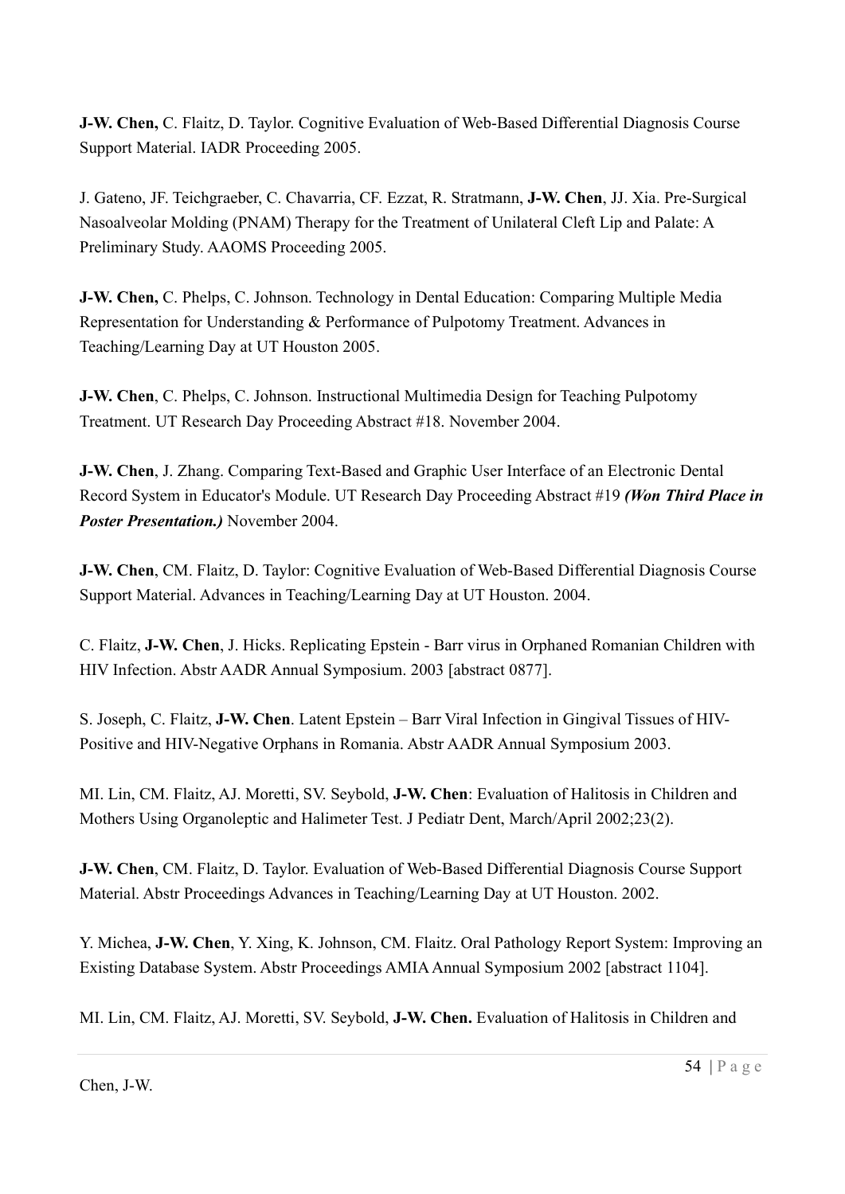**J-W. Chen,** C. Flaitz, D. Taylor. Cognitive Evaluation of Web-Based Differential Diagnosis Course Support Material. IADR Proceeding 2005.

J. Gateno, JF. Teichgraeber, C. Chavarria, CF. Ezzat, R. Stratmann, **J-W. Chen**, JJ. Xia. Pre-Surgical Nasoalveolar Molding (PNAM) Therapy for the Treatment of Unilateral Cleft Lip and Palate: A Preliminary Study. AAOMS Proceeding 2005.

**J-W. Chen,** C. Phelps, C. Johnson. Technology in Dental Education: Comparing Multiple Media Representation for Understanding & Performance of Pulpotomy Treatment. Advances in Teaching/Learning Day at UT Houston 2005.

**J-W. Chen**, C. Phelps, C. Johnson. Instructional Multimedia Design for Teaching Pulpotomy Treatment. UT Research Day Proceeding Abstract #18. November 2004.

**J-W. Chen**, J. Zhang. Comparing Text-Based and Graphic User Interface of an Electronic Dental Record System in Educator's Module. UT Research Day Proceeding Abstract #19 ***(Won Third Place in Poster Presentation.)*** November 2004.

**J-W. Chen**, CM. Flaitz, D. Taylor: Cognitive Evaluation of Web-Based Differential Diagnosis Course Support Material. Advances in Teaching/Learning Day at UT Houston. 2004.

C. Flaitz, **J-W. Chen**, J. Hicks. Replicating Epstein - Barr virus in Orphaned Romanian Children with HIV Infection. Abstr AADR Annual Symposium. 2003 [abstract 0877].

S. Joseph, C. Flaitz, **J-W. Chen**. Latent Epstein – Barr Viral Infection in Gingival Tissues of HIV-Positive and HIV-Negative Orphans in Romania. Abstr AADR Annual Symposium 2003.

MI. Lin, CM. Flaitz, AJ. Moretti, SV. Seybold, **J-W. Chen**: Evaluation of Halitosis in Children and Mothers Using Organoleptic and Halimeter Test. J Pediatr Dent, March/April 2002;23(2).

**J-W. Chen**, CM. Flaitz, D. Taylor. Evaluation of Web-Based Differential Diagnosis Course Support Material. Abstr Proceedings Advances in Teaching/Learning Day at UT Houston. 2002.

Y. Michea, **J-W. Chen**, Y. Xing, K. Johnson, CM. Flaitz. Oral Pathology Report System: Improving an Existing Database System. Abstr Proceedings AMIA Annual Symposium 2002 [abstract 1104].

MI. Lin, CM. Flaitz, AJ. Moretti, SV. Seybold, **J-W. Chen.** Evaluation of Halitosis in Children and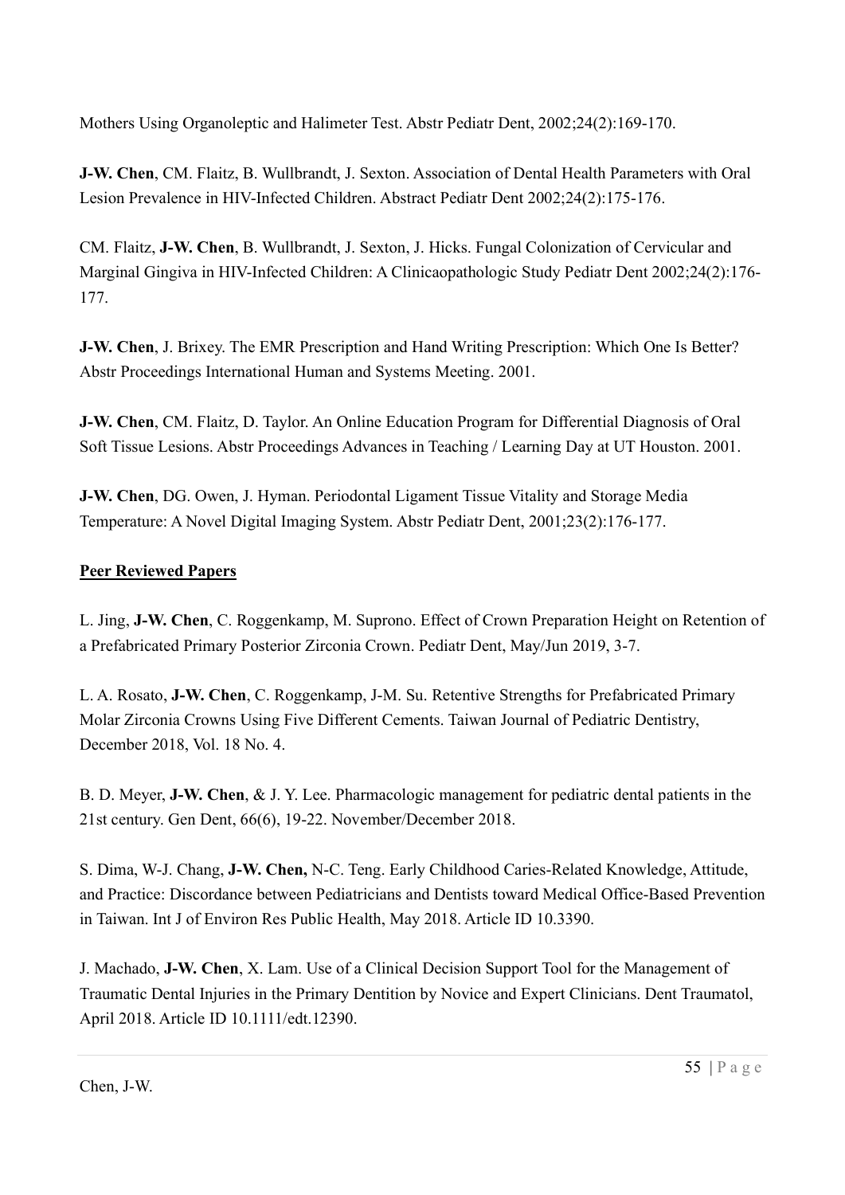Mothers Using Organoleptic and Halimeter Test. Abstr Pediatr Dent, 2002;24(2):169-170.

**J-W. Chen**, CM. Flaitz, B. Wullbrandt, J. Sexton. Association of Dental Health Parameters with Oral Lesion Prevalence in HIV-Infected Children. Abstract Pediatr Dent 2002;24(2):175-176.

CM. Flaitz, **J-W. Chen**, B. Wullbrandt, J. Sexton, J. Hicks. Fungal Colonization of Cervicular and Marginal Gingiva in HIV-Infected Children: A Clinicaopathologic Study Pediatr Dent 2002;24(2):176-177.

**J-W. Chen**, J. Brixey. The EMR Prescription and Hand Writing Prescription: Which One Is Better? Abstr Proceedings International Human and Systems Meeting. 2001.

**J-W. Chen**, CM. Flaitz, D. Taylor. An Online Education Program for Differential Diagnosis of Oral Soft Tissue Lesions. Abstr Proceedings Advances in Teaching / Learning Day at UT Houston. 2001.

**J-W. Chen**, DG. Owen, J. Hyman. Periodontal Ligament Tissue Vitality and Storage Media Temperature: A Novel Digital Imaging System. Abstr Pediatr Dent, 2001;23(2):176-177.

## Peer Reviewed Papers

L. Jing, **J-W. Chen**, C. Roggenkamp, M. Suprono. Effect of Crown Preparation Height on Retention of a Prefabricated Primary Posterior Zirconia Crown. Pediatr Dent, May/Jun 2019, 3-7.

L. A. Rosato, **J-W. Chen**, C. Roggenkamp, J-M. Su. Retentive Strengths for Prefabricated Primary Molar Zirconia Crowns Using Five Different Cements. Taiwan Journal of Pediatric Dentistry, December 2018, Vol. 18 No. 4.

B. D. Meyer, **J-W. Chen**, & J. Y. Lee. Pharmacologic management for pediatric dental patients in the 21st century. Gen Dent, 66(6), 19-22. November/December 2018.

S. Dima, W-J. Chang, **J-W. Chen,** N-C. Teng. Early Childhood Caries-Related Knowledge, Attitude, and Practice: Discordance between Pediatricians and Dentists toward Medical Office-Based Prevention in Taiwan. Int J of Environ Res Public Health, May 2018. Article ID 10.3390.

J. Machado, **J-W. Chen**, X. Lam. Use of a Clinical Decision Support Tool for the Management of Traumatic Dental Injuries in the Primary Dentition by Novice and Expert Clinicians. Dent Traumatol, April 2018. Article ID 10.1111/edt.12390.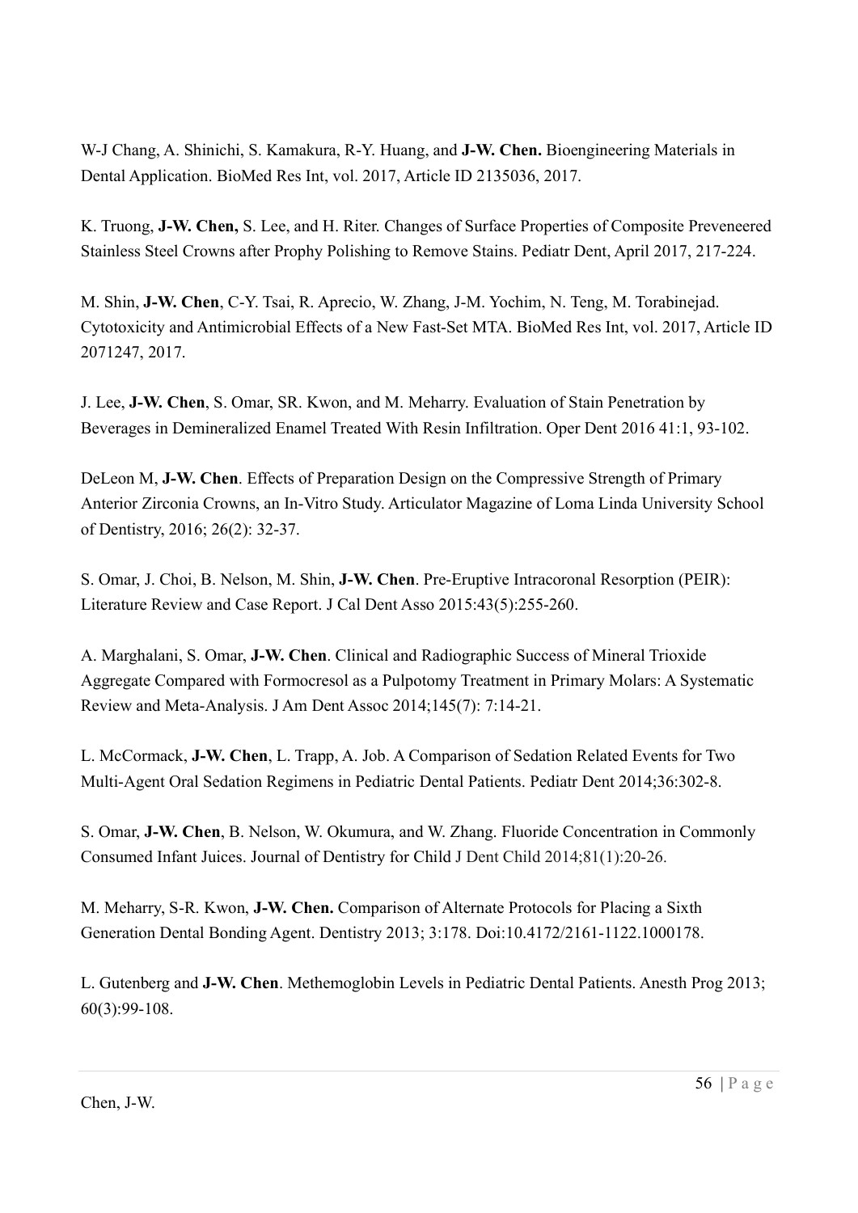W-J Chang, A. Shinichi, S. Kamakura, R-Y. Huang, and **J-W. Chen.** Bioengineering Materials in Dental Application. BioMed Res Int, vol. 2017, Article ID 2135036, 2017.

K. Truong, **J-W. Chen,** S. Lee, and H. Riter. Changes of Surface Properties of Composite Preveneered Stainless Steel Crowns after Prophy Polishing to Remove Stains. Pediatr Dent, April 2017, 217-224.

M. Shin, **J-W. Chen**, C-Y. Tsai, R. Aprecio, W. Zhang, J-M. Yochim, N. Teng, M. Torabinejad. Cytotoxicity and Antimicrobial Effects of a New Fast-Set MTA. BioMed Res Int, vol. 2017, Article ID 2071247, 2017.

J. Lee, **J-W. Chen**, S. Omar, SR. Kwon, and M. Meharry. Evaluation of Stain Penetration by Beverages in Demineralized Enamel Treated With Resin Infiltration. Oper Dent 2016 41:1, 93-102.

DeLeon M, **J-W. Chen**. Effects of Preparation Design on the Compressive Strength of Primary Anterior Zirconia Crowns, an In-Vitro Study. Articulator Magazine of Loma Linda University School of Dentistry, 2016; 26(2): 32-37.

S. Omar, J. Choi, B. Nelson, M. Shin, **J-W. Chen**. Pre-Eruptive Intracoronal Resorption (PEIR): Literature Review and Case Report. J Cal Dent Asso 2015:43(5):255-260.

A. Marghalani, S. Omar, **J-W. Chen**. Clinical and Radiographic Success of Mineral Trioxide Aggregate Compared with Formocresol as a Pulpotomy Treatment in Primary Molars: A Systematic Review and Meta-Analysis. J Am Dent Assoc 2014;145(7): 7:14-21.

L. McCormack, **J-W. Chen**, L. Trapp, A. Job. A Comparison of Sedation Related Events for Two Multi-Agent Oral Sedation Regimens in Pediatric Dental Patients. Pediatr Dent 2014;36:302-8.

S. Omar, **J-W. Chen**, B. Nelson, W. Okumura, and W. Zhang. Fluoride Concentration in Commonly Consumed Infant Juices. Journal of Dentistry for Child J Dent Child 2014;81(1):20-26.

M. Meharry, S-R. Kwon, **J-W. Chen.** Comparison of Alternate Protocols for Placing a Sixth Generation Dental Bonding Agent. Dentistry 2013; 3:178. Doi:10.4172/2161-1122.1000178.

L. Gutenberg and **J-W. Chen**. Methemoglobin Levels in Pediatric Dental Patients. Anesth Prog 2013; 60(3):99-108.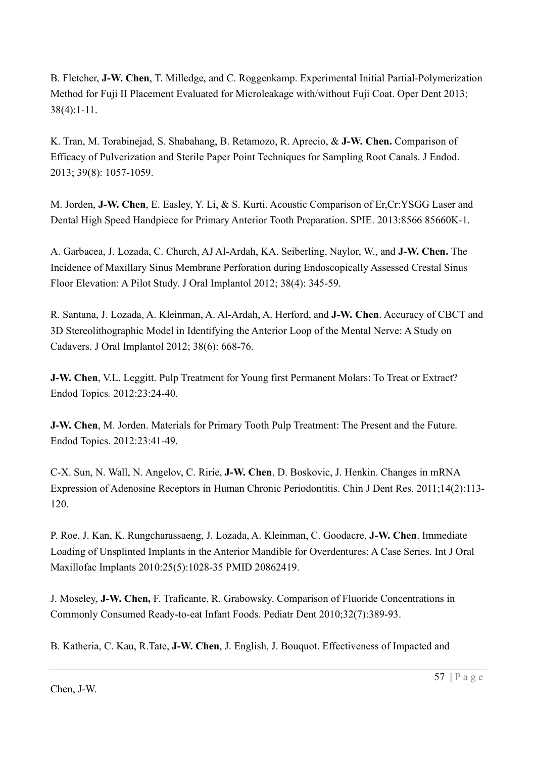B. Fletcher, **J-W. Chen**, T. Milledge, and C. Roggenkamp. Experimental Initial Partial-Polymerization Method for Fuji II Placement Evaluated for Microleakage with/without Fuji Coat. Oper Dent 2013; 38(4):1-11.

K. Tran, M. Torabinejad, S. Shabahang, B. Retamozo, R. Aprecio, & **J-W. Chen.** Comparison of Efficacy of Pulverization and Sterile Paper Point Techniques for Sampling Root Canals. J Endod. 2013; 39(8): 1057-1059.

M. Jorden, **J-W. Chen**, E. Easley, Y. Li, & S. Kurti. Acoustic Comparison of Er,Cr:YSGG Laser and Dental High Speed Handpiece for Primary Anterior Tooth Preparation. SPIE. 2013:8566 85660K-1.

A. Garbacea, J. Lozada, C. Church, AJ Al-Ardah, KA. Seiberling, Naylor, W., and **J-W. Chen.** The Incidence of Maxillary Sinus Membrane Perforation during Endoscopically Assessed Crestal Sinus Floor Elevation: A Pilot Study. J Oral Implantol 2012; 38(4): 345-59.

R. Santana, J. Lozada, A. Kleinman, A. Al-Ardah, A. Herford, and **J-W. Chen**. Accuracy of CBCT and 3D Stereolithographic Model in Identifying the Anterior Loop of the Mental Nerve: A Study on Cadavers. J Oral Implantol 2012; 38(6): 668-76.

**J-W. Chen**, V.L. Leggitt. Pulp Treatment for Young first Permanent Molars: To Treat or Extract? *Endod Topics.* 2012:23:24-40.

**J-W. Chen**, M. Jorden. Materials for Primary Tooth Pulp Treatment: The Present and the Future. Endod Topics. 2012:23:41-49.

C-X. Sun, N. Wall, N. Angelov, C. Ririe, **J-W. Chen**, D. Boskovic, J. Henkin. Changes in mRNA Expression of Adenosine Receptors in Human Chronic Periodontitis. Chin J Dent Res. 2011;14(2):113-120.

P. Roe, J. Kan, K. Rungcharassaeng, J. Lozada, A. Kleinman, C. Goodacre, **J-W. Chen**. Immediate Loading of Unsplinted Implants in the Anterior Mandible for Overdentures: A Case Series. Int J Oral Maxillofac Implants 2010:25(5):1028-35 PMID 20862419.

J. Moseley, **J-W. Chen,** F. Traficante, R. Grabowsky. Comparison of Fluoride Concentrations in Commonly Consumed Ready-to-eat Infant Foods. Pediatr Dent 2010;32(7):389-93.

B. Katheria, C. Kau, R.Tate, **J-W. Chen**, J. English, J. Bouquot. Effectiveness of Impacted and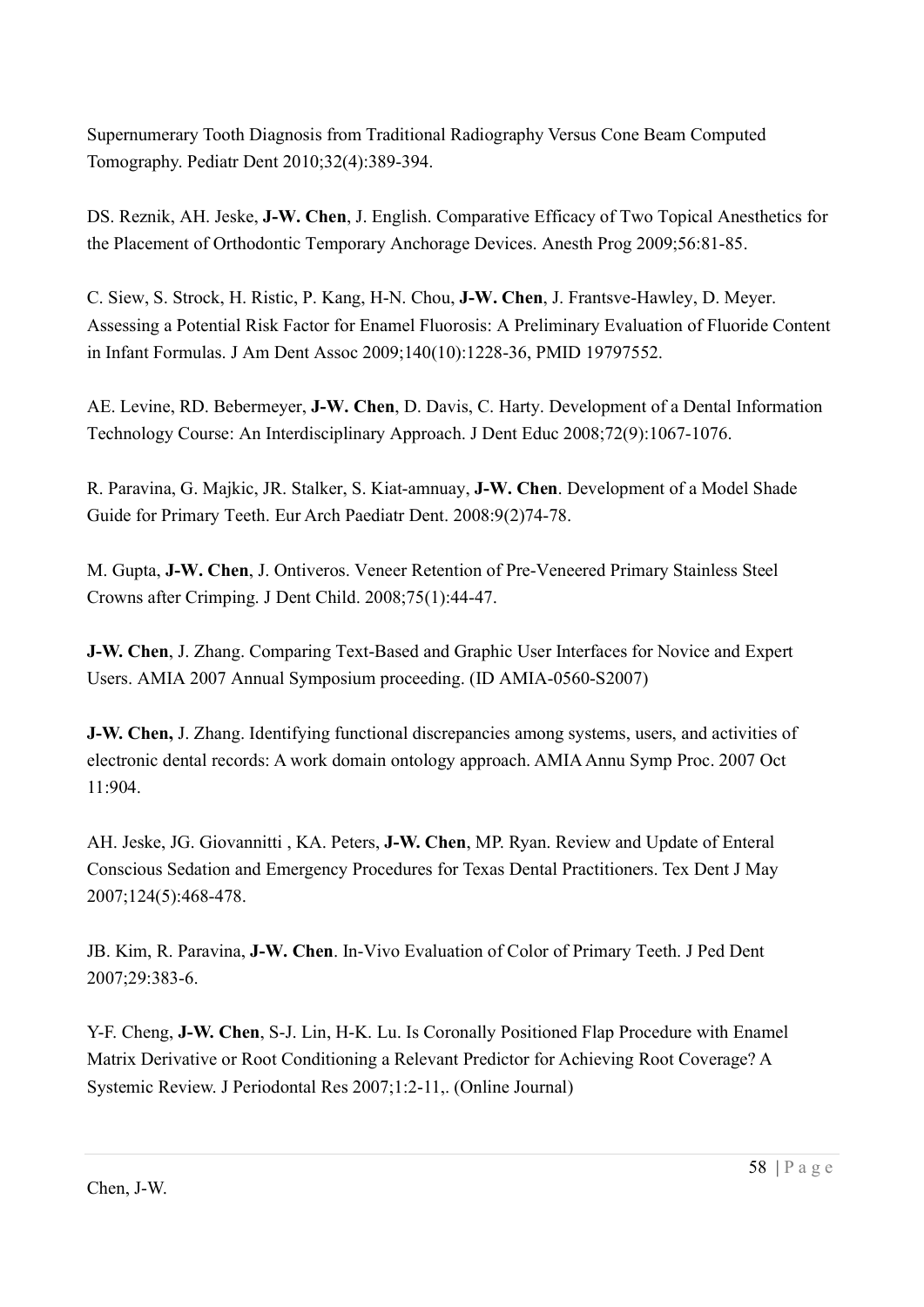Supernumerary Tooth Diagnosis from Traditional Radiography Versus Cone Beam Computed Tomography. Pediatr Dent 2010;32(4):389-394.

DS. Reznik, AH. Jeske, **J-W. Chen**, J. English. Comparative Efficacy of Two Topical Anesthetics for the Placement of Orthodontic Temporary Anchorage Devices. Anesth Prog 2009;56:81-85.

C. Siew, S. Strock, H. Ristic, P. Kang, H-N. Chou, **J-W. Chen**, J. Frantsve-Hawley, D. Meyer. Assessing a Potential Risk Factor for Enamel Fluorosis: A Preliminary Evaluation of Fluoride Content in Infant Formulas. J Am Dent Assoc 2009;140(10):1228-36, PMID 19797552.

AE. Levine, RD. Bebermeyer, **J-W. Chen**, D. Davis, C. Harty. Development of a Dental Information Technology Course: An Interdisciplinary Approach. J Dent Educ 2008;72(9):1067-1076.

R. Paravina, G. Majkic, JR. Stalker, S. Kiat-amnuay, **J-W. Chen**. Development of a Model Shade Guide for Primary Teeth. Eur Arch Paediatr Dent. 2008:9(2)74-78.

M. Gupta, **J-W. Chen**, J. Ontiveros. Veneer Retention of Pre-Veneered Primary Stainless Steel Crowns after Crimping. J Dent Child. 2008;75(1):44-47.

**J-W. Chen**, J. Zhang. Comparing Text-Based and Graphic User Interfaces for Novice and Expert Users. AMIA 2007 Annual Symposium proceeding. (ID AMIA-0560-S2007)

**J-W. Chen,** J. Zhang. Identifying functional discrepancies among systems, users, and activities of electronic dental records: A work domain ontology approach. AMIA Annu Symp Proc. 2007 Oct 11:904.

AH. Jeske, JG. Giovannitti , KA. Peters, **J-W. Chen**, MP. Ryan. Review and Update of Enteral Conscious Sedation and Emergency Procedures for Texas Dental Practitioners. Tex Dent J May 2007;124(5):468-478.

JB. Kim, R. Paravina, **J-W. Chen**. In-Vivo Evaluation of Color of Primary Teeth. J Ped Dent 2007;29:383-6.

Y-F. Cheng, **J-W. Chen**, S-J. Lin, H-K. Lu. Is Coronally Positioned Flap Procedure with Enamel Matrix Derivative or Root Conditioning a Relevant Predictor for Achieving Root Coverage? A Systemic Review. J Periodontal Res 2007;1:2-11,. (Online Journal)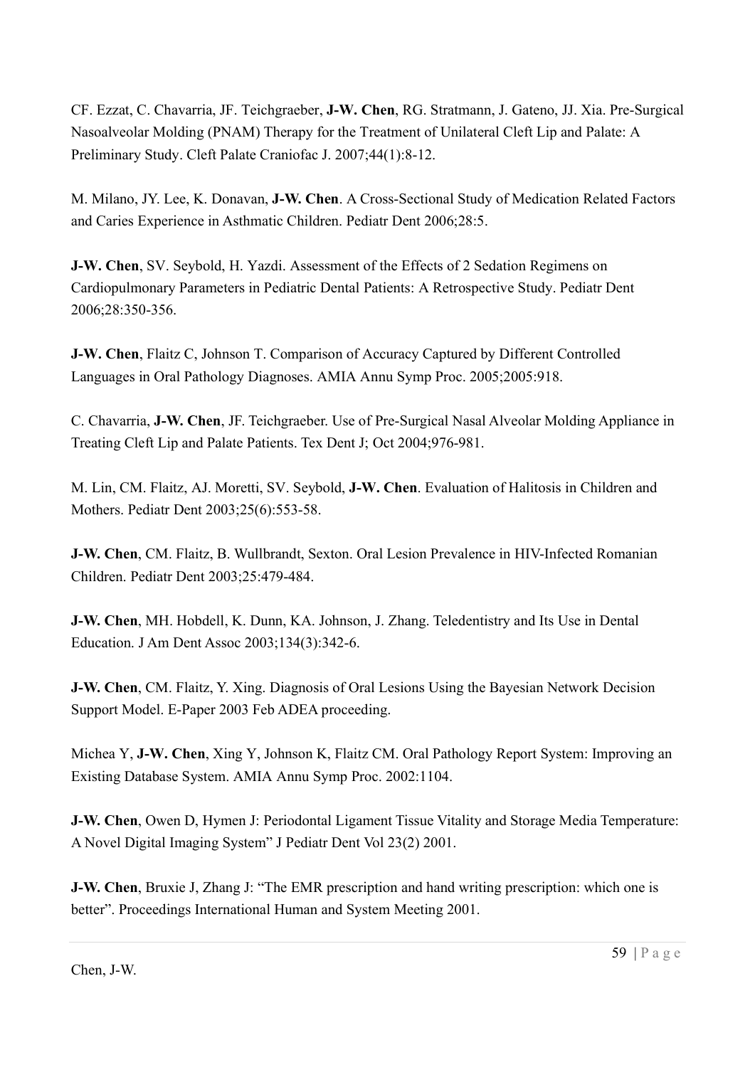CF. Ezzat, C. Chavarria, JF. Teichgraeber, **J-W. Chen**, RG. Stratmann, J. Gateno, JJ. Xia. Pre-Surgical Nasoalveolar Molding (PNAM) Therapy for the Treatment of Unilateral Cleft Lip and Palate: A Preliminary Study. Cleft Palate Craniofac J. 2007;44(1):8-12.

M. Milano, JY. Lee, K. Donavan, **J-W. Chen**. A Cross-Sectional Study of Medication Related Factors and Caries Experience in Asthmatic Children. Pediatr Dent 2006;28:5.

**J-W. Chen**, SV. Seybold, H. Yazdi. Assessment of the Effects of 2 Sedation Regimens on Cardiopulmonary Parameters in Pediatric Dental Patients: A Retrospective Study. Pediatr Dent 2006;28:350-356.

**J-W. Chen**, Flaitz C, Johnson T. Comparison of Accuracy Captured by Different Controlled Languages in Oral Pathology Diagnoses. AMIA Annu Symp Proc. 2005;2005:918.

C. Chavarria, **J-W. Chen**, JF. Teichgraeber. Use of Pre-Surgical Nasal Alveolar Molding Appliance in Treating Cleft Lip and Palate Patients. Tex Dent J; Oct 2004;976-981.

M. Lin, CM. Flaitz, AJ. Moretti, SV. Seybold, **J-W. Chen**. Evaluation of Halitosis in Children and Mothers. Pediatr Dent 2003;25(6):553-58.

**J-W. Chen**, CM. Flaitz, B. Wullbrandt, Sexton. Oral Lesion Prevalence in HIV-Infected Romanian Children. Pediatr Dent 2003;25:479-484.

**J-W. Chen**, MH. Hobdell, K. Dunn, KA. Johnson, J. Zhang. Teledentistry and Its Use in Dental Education. J Am Dent Assoc 2003;134(3):342-6.

**J-W. Chen**, CM. Flaitz, Y. Xing. Diagnosis of Oral Lesions Using the Bayesian Network Decision Support Model. E-Paper 2003 Feb ADEA proceeding.

Michea Y, **J-W. Chen**, Xing Y, Johnson K, Flaitz CM. Oral Pathology Report System: Improving an Existing Database System. AMIA Annu Symp Proc. 2002:1104.

**J-W. Chen**, Owen D, Hymen J: Periodontal Ligament Tissue Vitality and Storage Media Temperature: A Novel Digital Imaging System" J Pediatr Dent Vol 23(2) 2001.

**J-W. Chen**, Bruxie J, Zhang J: "The EMR prescription and hand writing prescription: which one is better". Proceedings International Human and System Meeting 2001.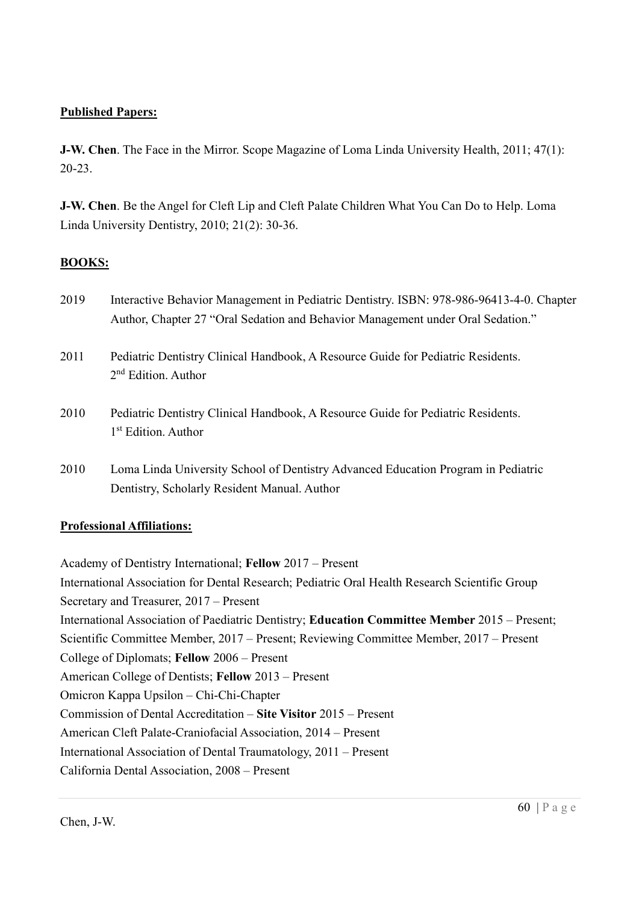**Published Papers:**

**J-W. Chen**. The Face in the Mirror. Scope Magazine of Loma Linda University Health, 2011; 47(1): 20-23.

**J-W. Chen**. Be the Angel for Cleft Lip and Cleft Palate Children What You Can Do to Help. Loma Linda University Dentistry, 2010; 21(2): 30-36.

**BOOKS:**

2019 Interactive Behavior Management in Pediatric Dentistry. ISBN: 978-986-96413-4-0. Chapter Author, Chapter 27 "Oral Sedation and Behavior Management under Oral Sedation."

2011 Pediatric Dentistry Clinical Handbook, A Resource Guide for Pediatric Residents. 2nd Edition. Author

2010 Pediatric Dentistry Clinical Handbook, A Resource Guide for Pediatric Residents. 1st Edition. Author

2010 Loma Linda University School of Dentistry Advanced Education Program in Pediatric Dentistry, Scholarly Resident Manual. Author

**Professional Affiliations:**

Academy of Dentistry International; **Fellow** 2017 – Present
International Association for Dental Research; Pediatric Oral Health Research Scientific Group Secretary and Treasurer, 2017 – Present
International Association of Paediatric Dentistry; **Education Committee Member** 2015 – Present; Scientific Committee Member, 2017 – Present; Reviewing Committee Member, 2017 – Present
College of Diplomats; **Fellow** 2006 – Present
American College of Dentists; **Fellow** 2013 – Present
Omicron Kappa Upsilon – Chi-Chi-Chapter
Commission of Dental Accreditation – **Site Visitor** 2015 – Present
American Cleft Palate-Craniofacial Association, 2014 – Present
International Association of Dental Traumatology, 2011 – Present
California Dental Association, 2008 – Present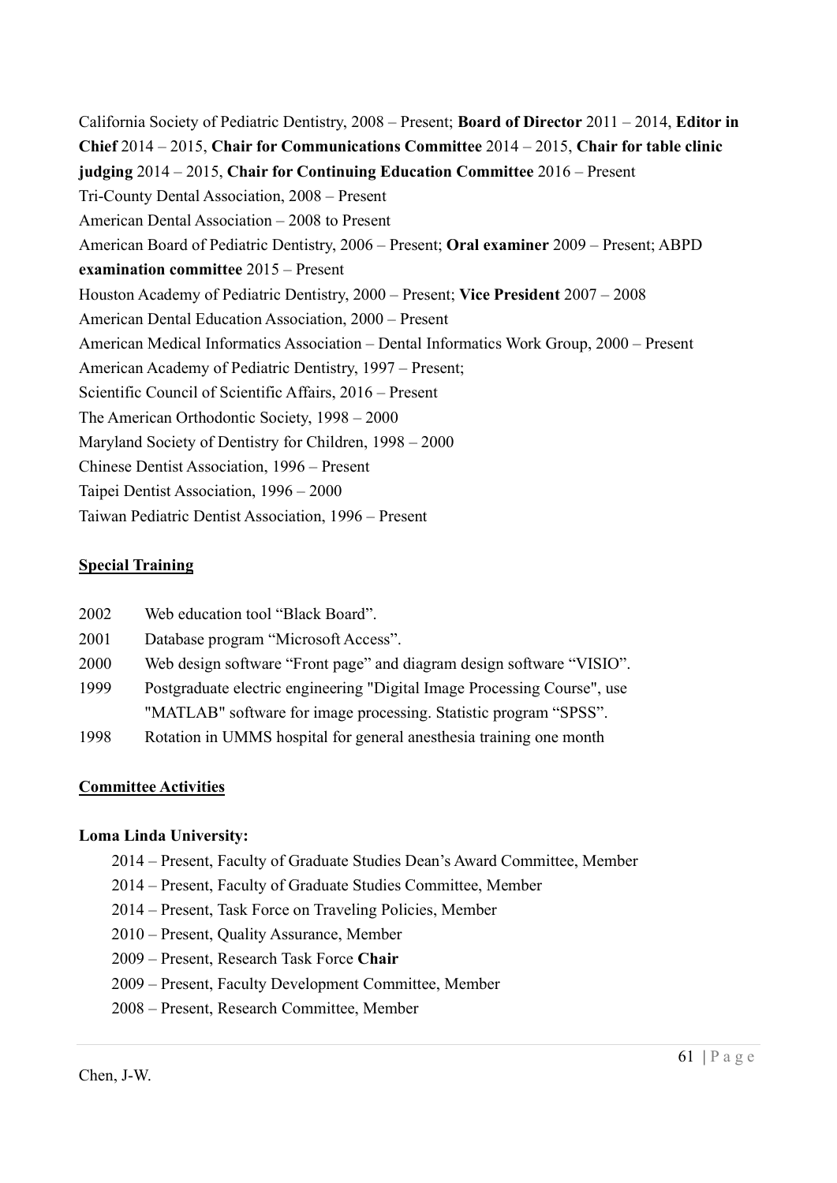California Society of Pediatric Dentistry, 2008 – Present; **Board of Director** 2011 – 2014, **Editor in Chief** 2014 – 2015, **Chair for Communications Committee** 2014 – 2015, **Chair for table clinic judging** 2014 – 2015, **Chair for Continuing Education Committee** 2016 – Present

Tri-County Dental Association, 2008 – Present

American Dental Association – 2008 to Present

American Board of Pediatric Dentistry, 2006 – Present; **Oral examiner** 2009 – Present; ABPD **examination committee** 2015 – Present

Houston Academy of Pediatric Dentistry, 2000 – Present; **Vice President** 2007 – 2008

American Dental Education Association, 2000 – Present

American Medical Informatics Association – Dental Informatics Work Group, 2000 – Present

American Academy of Pediatric Dentistry, 1997 – Present;

Scientific Council of Scientific Affairs, 2016 – Present

The American Orthodontic Society, 1998 – 2000

Maryland Society of Dentistry for Children, 1998 – 2000

Chinese Dentist Association, 1996 – Present

Taipei Dentist Association, 1996 – 2000

Taiwan Pediatric Dentist Association, 1996 – Present

## Special Training

2002 Web education tool "Black Board".

2001 Database program "Microsoft Access".

2000 Web design software "Front page" and diagram design software "VISIO".

1999 Postgraduate electric engineering "Digital Image Processing Course", use "MATLAB" software for image processing. Statistic program "SPSS".

1998 Rotation in UMMS hospital for general anesthesia training one month

## Committee Activities

**Loma Linda University:**

- 2014 – Present, Faculty of Graduate Studies Dean's Award Committee, Member
- 2014 – Present, Faculty of Graduate Studies Committee, Member
- 2014 – Present, Task Force on Traveling Policies, Member
- 2010 – Present, Quality Assurance, Member
- 2009 – Present, Research Task Force **Chair**
- 2009 – Present, Faculty Development Committee, Member
- 2008 – Present, Research Committee, Member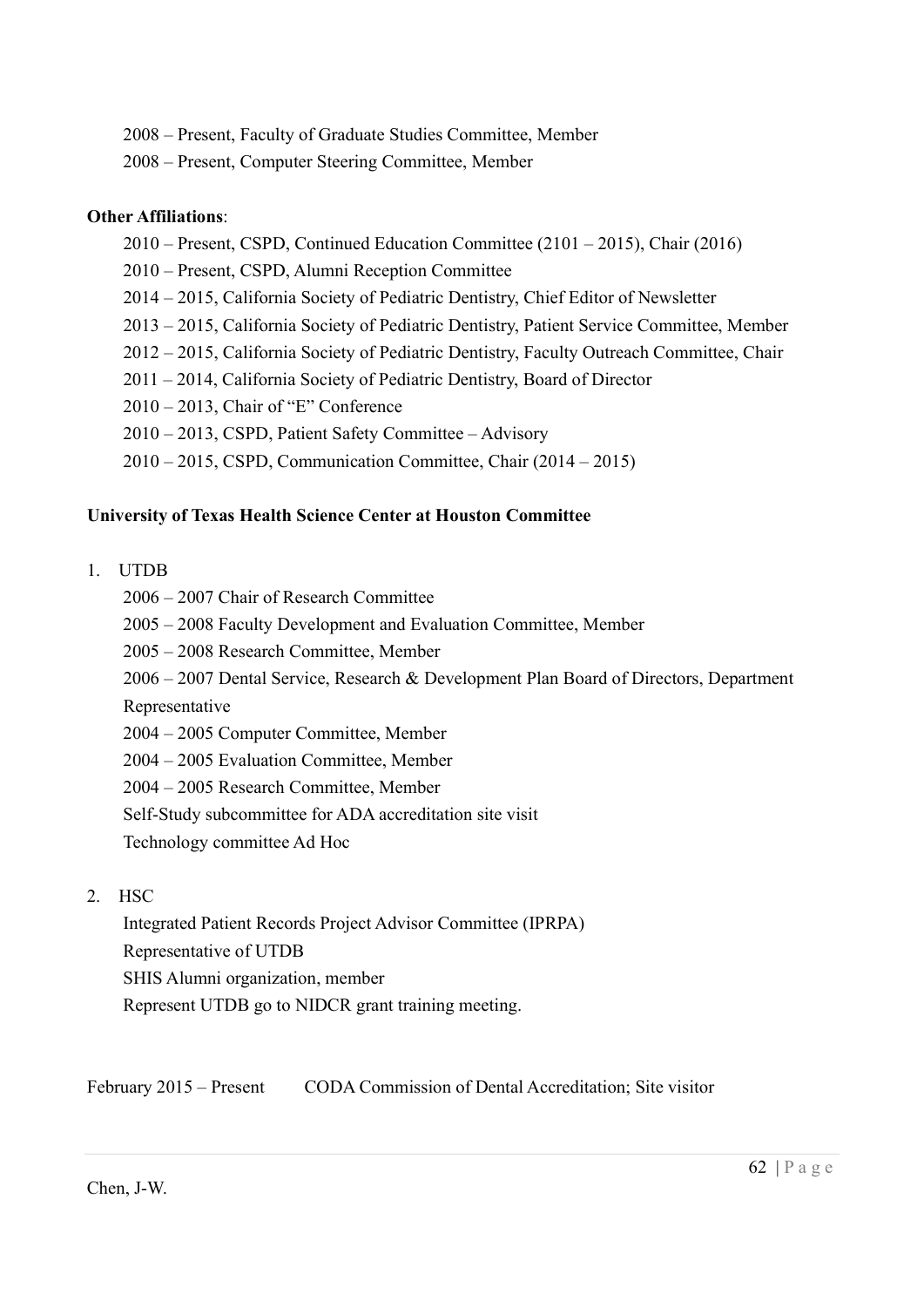2008 – Present, Faculty of Graduate Studies Committee, Member

2008 – Present, Computer Steering Committee, Member

**Other Affiliations**:

2010 – Present, CSPD, Continued Education Committee (2101 – 2015), Chair (2016)

2010 – Present, CSPD, Alumni Reception Committee

2014 – 2015, California Society of Pediatric Dentistry, Chief Editor of Newsletter

2013 – 2015, California Society of Pediatric Dentistry, Patient Service Committee, Member

2012 – 2015, California Society of Pediatric Dentistry, Faculty Outreach Committee, Chair

2011 – 2014, California Society of Pediatric Dentistry, Board of Director

2010 – 2013, Chair of "E" Conference

2010 – 2013, CSPD, Patient Safety Committee – Advisory

2010 – 2015, CSPD, Communication Committee, Chair (2014 – 2015)

**University of Texas Health Science Center at Houston Committee**

1. UTDB

   2006 – 2007 Chair of Research Committee

   2005 – 2008 Faculty Development and Evaluation Committee, Member

   2005 – 2008 Research Committee, Member

   2006 – 2007 Dental Service, Research & Development Plan Board of Directors, Department Representative

   2004 – 2005 Computer Committee, Member

   2004 – 2005 Evaluation Committee, Member

   2004 – 2005 Research Committee, Member

   Self-Study subcommittee for ADA accreditation site visit

   Technology committee Ad Hoc

2. HSC

   Integrated Patient Records Project Advisor Committee (IPRPA)

   Representative of UTDB

   SHIS Alumni organization, member

   Represent UTDB go to NIDCR grant training meeting.

February 2015 – Present CODA Commission of Dental Accreditation; Site visitor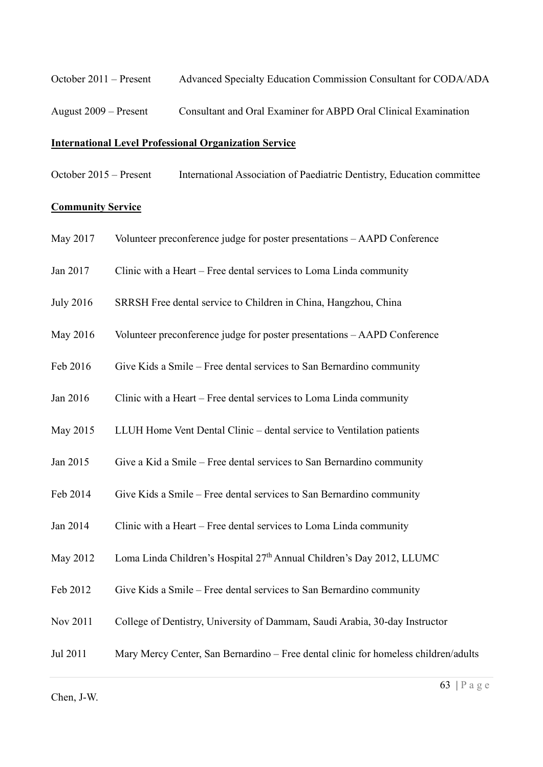October 2011 – Present Advanced Specialty Education Commission Consultant for CODA/ADA

August 2009 – Present Consultant and Oral Examiner for ABPD Oral Clinical Examination

**International Level Professional Organization Service**

October 2015 – Present International Association of Paediatric Dentistry, Education committee

**Community Service**

May 2017 Volunteer preconference judge for poster presentations – AAPD Conference

Jan 2017 Clinic with a Heart – Free dental services to Loma Linda community

July 2016 SRRSH Free dental service to Children in China, Hangzhou, China

May 2016 Volunteer preconference judge for poster presentations – AAPD Conference

Feb 2016 Give Kids a Smile – Free dental services to San Bernardino community

Jan 2016 Clinic with a Heart – Free dental services to Loma Linda community

May 2015 LLUH Home Vent Dental Clinic – dental service to Ventilation patients

Jan 2015 Give a Kid a Smile – Free dental services to San Bernardino community

Feb 2014 Give Kids a Smile – Free dental services to San Bernardino community

Jan 2014 Clinic with a Heart – Free dental services to Loma Linda community

May 2012 Loma Linda Children's Hospital 27th Annual Children's Day 2012, LLUMC

Feb 2012 Give Kids a Smile – Free dental services to San Bernardino community

Nov 2011 College of Dentistry, University of Dammam, Saudi Arabia, 30-day Instructor

Jul 2011 Mary Mercy Center, San Bernardino – Free dental clinic for homeless children/adults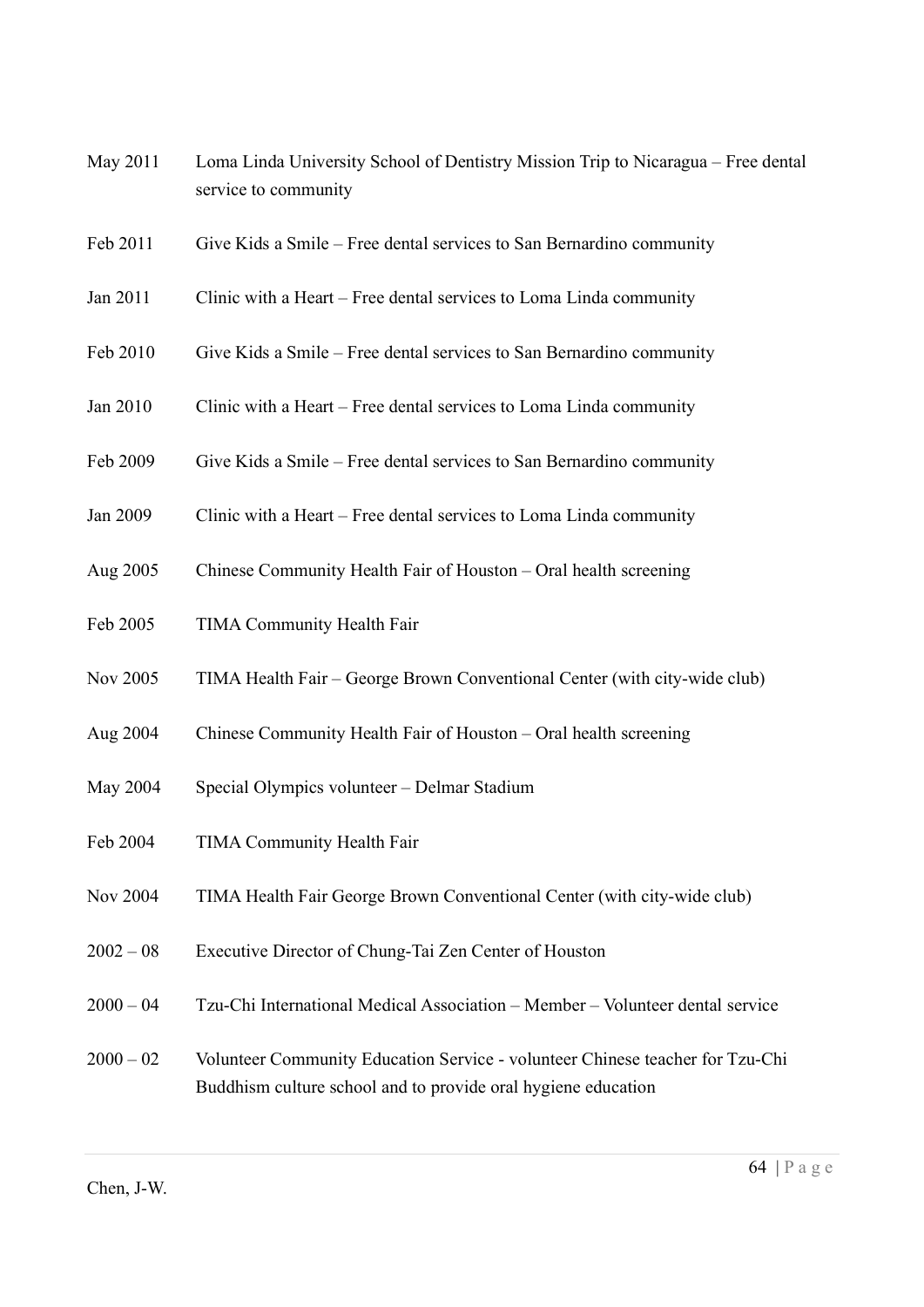| | |
|---|---|
| May 2011 | Loma Linda University School of Dentistry Mission Trip to Nicaragua – Free dental service to community |
| Feb 2011 | Give Kids a Smile – Free dental services to San Bernardino community |
| Jan 2011 | Clinic with a Heart – Free dental services to Loma Linda community |
| Feb 2010 | Give Kids a Smile – Free dental services to San Bernardino community |
| Jan 2010 | Clinic with a Heart – Free dental services to Loma Linda community |
| Feb 2009 | Give Kids a Smile – Free dental services to San Bernardino community |
| Jan 2009 | Clinic with a Heart – Free dental services to Loma Linda community |
| Aug 2005 | Chinese Community Health Fair of Houston – Oral health screening |
| Feb 2005 | TIMA Community Health Fair |
| Nov 2005 | TIMA Health Fair – George Brown Conventional Center (with city-wide club) |
| Aug 2004 | Chinese Community Health Fair of Houston – Oral health screening |
| May 2004 | Special Olympics volunteer – Delmar Stadium |
| Feb 2004 | TIMA Community Health Fair |
| Nov 2004 | TIMA Health Fair George Brown Conventional Center (with city-wide club) |
| 2002 – 08 | Executive Director of Chung-Tai Zen Center of Houston |
| 2000 – 04 | Tzu-Chi International Medical Association – Member – Volunteer dental service |
| 2000 – 02 | Volunteer Community Education Service - volunteer Chinese teacher for Tzu-Chi Buddhism culture school and to provide oral hygiene education |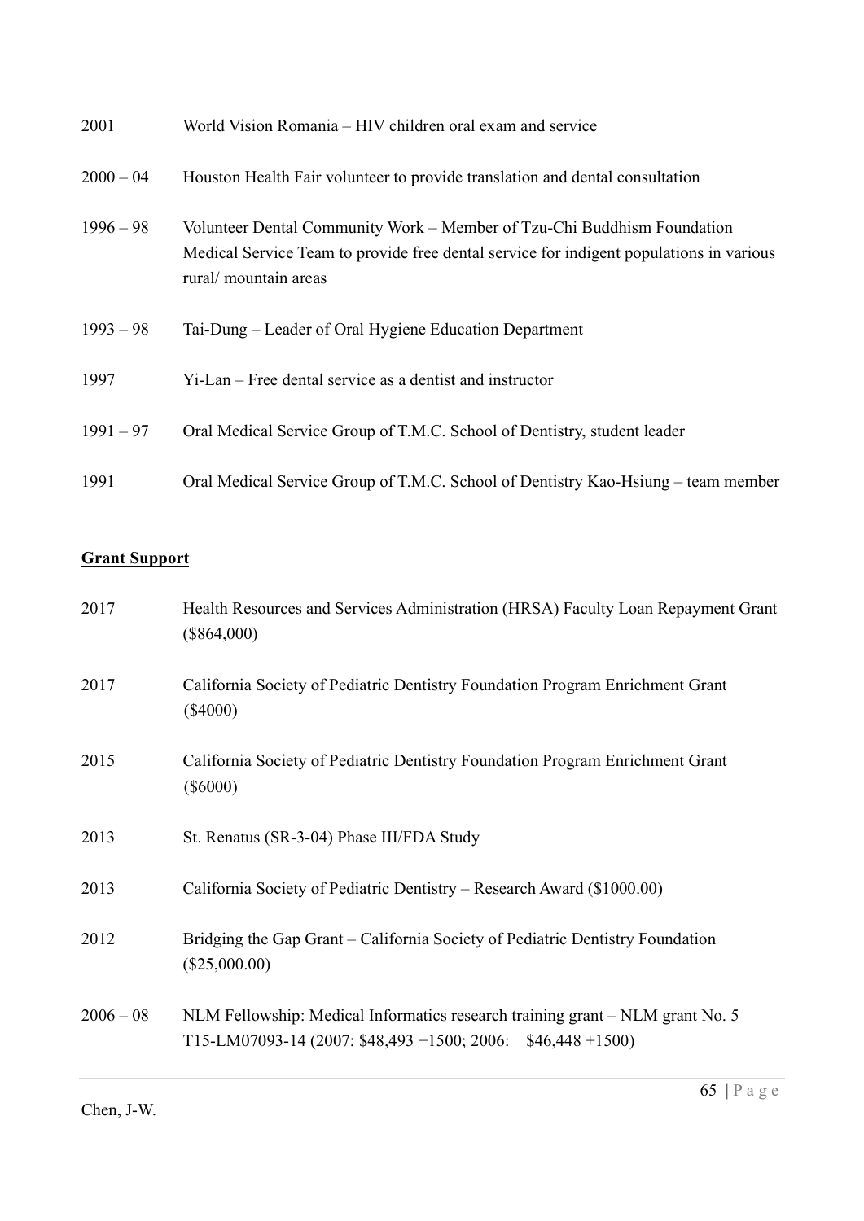2001 World Vision Romania – HIV children oral exam and service

2000 – 04 Houston Health Fair volunteer to provide translation and dental consultation

1996 – 98 Volunteer Dental Community Work – Member of Tzu-Chi Buddhism Foundation Medical Service Team to provide free dental service for indigent populations in various rural/ mountain areas

1993 – 98 Tai-Dung – Leader of Oral Hygiene Education Department

1997 Yi-Lan – Free dental service as a dentist and instructor

1991 – 97 Oral Medical Service Group of T.M.C. School of Dentistry, student leader

1991 Oral Medical Service Group of T.M.C. School of Dentistry Kao-Hsiung – team member

**<u>Grant Support</u>**

2017 Health Resources and Services Administration (HRSA) Faculty Loan Repayment Grant ($864,000)

2017 California Society of Pediatric Dentistry Foundation Program Enrichment Grant ($4000)

2015 California Society of Pediatric Dentistry Foundation Program Enrichment Grant ($6000)

2013 St. Renatus (SR-3-04) Phase III/FDA Study

2013 California Society of Pediatric Dentistry – Research Award ($1000.00)

2012 Bridging the Gap Grant – California Society of Pediatric Dentistry Foundation ($25,000.00)

2006 – 08 NLM Fellowship: Medical Informatics research training grant – NLM grant No. 5 T15-LM07093-14 (2007: $48,493 +1500; 2006: $46,448 +1500)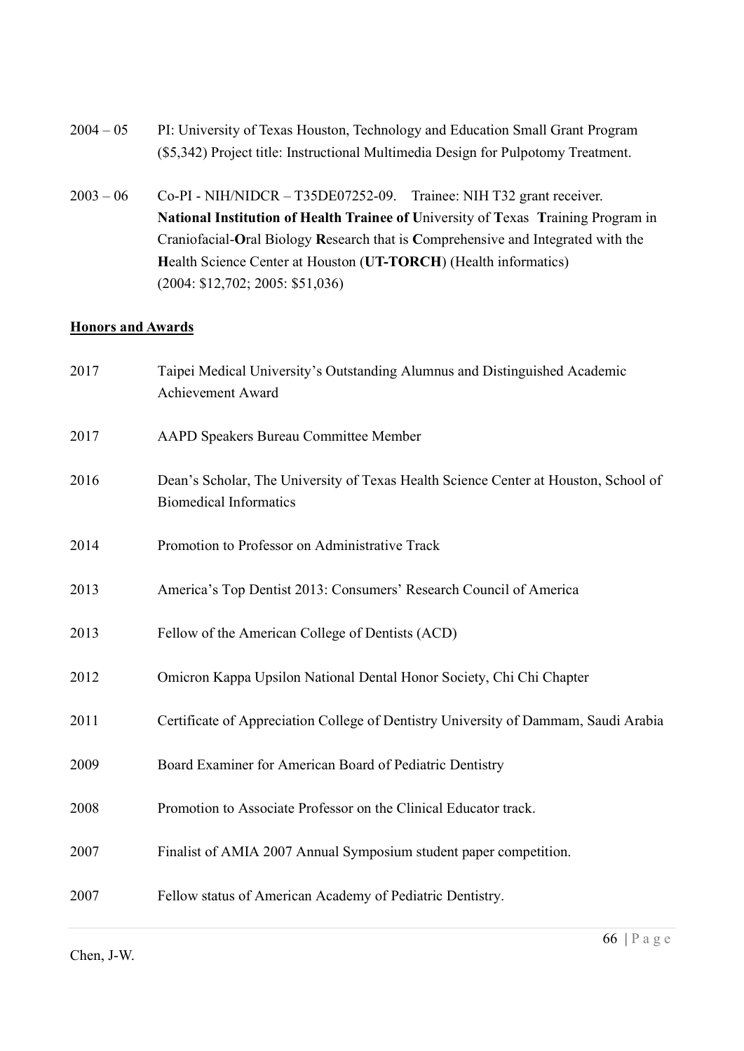2004 – 05 PI: University of Texas Houston, Technology and Education Small Grant Program ($5,342) Project title: Instructional Multimedia Design for Pulpotomy Treatment.

2003 – 06 Co-PI - NIH/NIDCR – T35DE07252-09. Trainee: NIH T32 grant receiver. **National Institution of Health Trainee of U**niversity of **T**exas **T**raining Program in Craniofacial-**O**ral Biology **R**esearch that is **C**omprehensive and Integrated with the **H**ealth Science Center at Houston (**UT-TORCH**) (Health informatics) (2004: $12,702; 2005: $51,036)

## Honors and Awards

2017 Taipei Medical University's Outstanding Alumnus and Distinguished Academic Achievement Award

2017 AAPD Speakers Bureau Committee Member

2016 Dean's Scholar, The University of Texas Health Science Center at Houston, School of Biomedical Informatics

2014 Promotion to Professor on Administrative Track

2013 America's Top Dentist 2013: Consumers' Research Council of America

2013 Fellow of the American College of Dentists (ACD)

2012 Omicron Kappa Upsilon National Dental Honor Society, Chi Chi Chapter

2011 Certificate of Appreciation College of Dentistry University of Dammam, Saudi Arabia

2009 Board Examiner for American Board of Pediatric Dentistry

2008 Promotion to Associate Professor on the Clinical Educator track.

2007 Finalist of AMIA 2007 Annual Symposium student paper competition.

2007 Fellow status of American Academy of Pediatric Dentistry.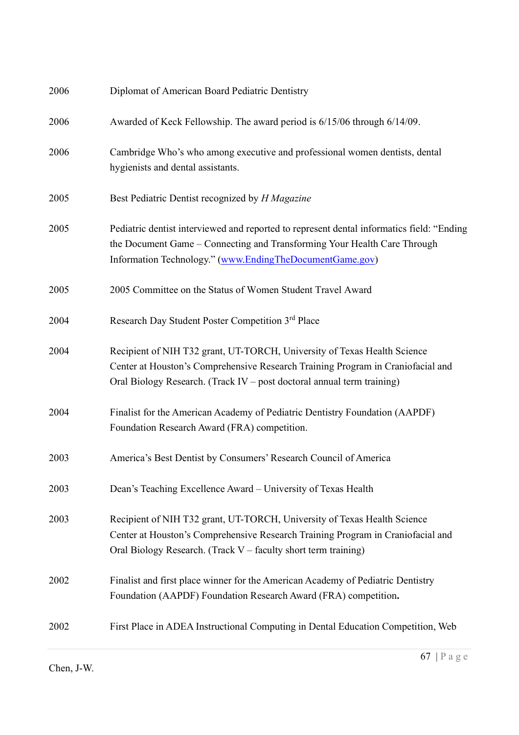| | |
|---|---|
| 2006 | Diplomat of American Board Pediatric Dentistry |
| 2006 | Awarded of Keck Fellowship. The award period is 6/15/06 through 6/14/09. |
| 2006 | Cambridge Who's who among executive and professional women dentists, dental hygienists and dental assistants. |
| 2005 | Best Pediatric Dentist recognized by *H Magazine* |
| 2005 | Pediatric dentist interviewed and reported to represent dental informatics field: "Ending the Document Game – Connecting and Transforming Your Health Care Through Information Technology." ([www.EndingTheDocumentGame.gov](http://www.EndingTheDocumentGame.gov)) |
| 2005 | 2005 Committee on the Status of Women Student Travel Award |
| 2004 | Research Day Student Poster Competition 3rd Place |
| 2004 | Recipient of NIH T32 grant, UT-TORCH, University of Texas Health Science Center at Houston's Comprehensive Research Training Program in Craniofacial and Oral Biology Research. (Track IV – post doctoral annual term training) |
| 2004 | Finalist for the American Academy of Pediatric Dentistry Foundation (AAPDF) Foundation Research Award (FRA) competition. |
| 2003 | America's Best Dentist by Consumers' Research Council of America |
| 2003 | Dean's Teaching Excellence Award – University of Texas Health |
| 2003 | Recipient of NIH T32 grant, UT-TORCH, University of Texas Health Science Center at Houston's Comprehensive Research Training Program in Craniofacial and Oral Biology Research. (Track V – faculty short term training) |
| 2002 | Finalist and first place winner for the American Academy of Pediatric Dentistry Foundation (AAPDF) Foundation Research Award (FRA) competition**.** |
| 2002 | First Place in ADEA Instructional Computing in Dental Education Competition, Web |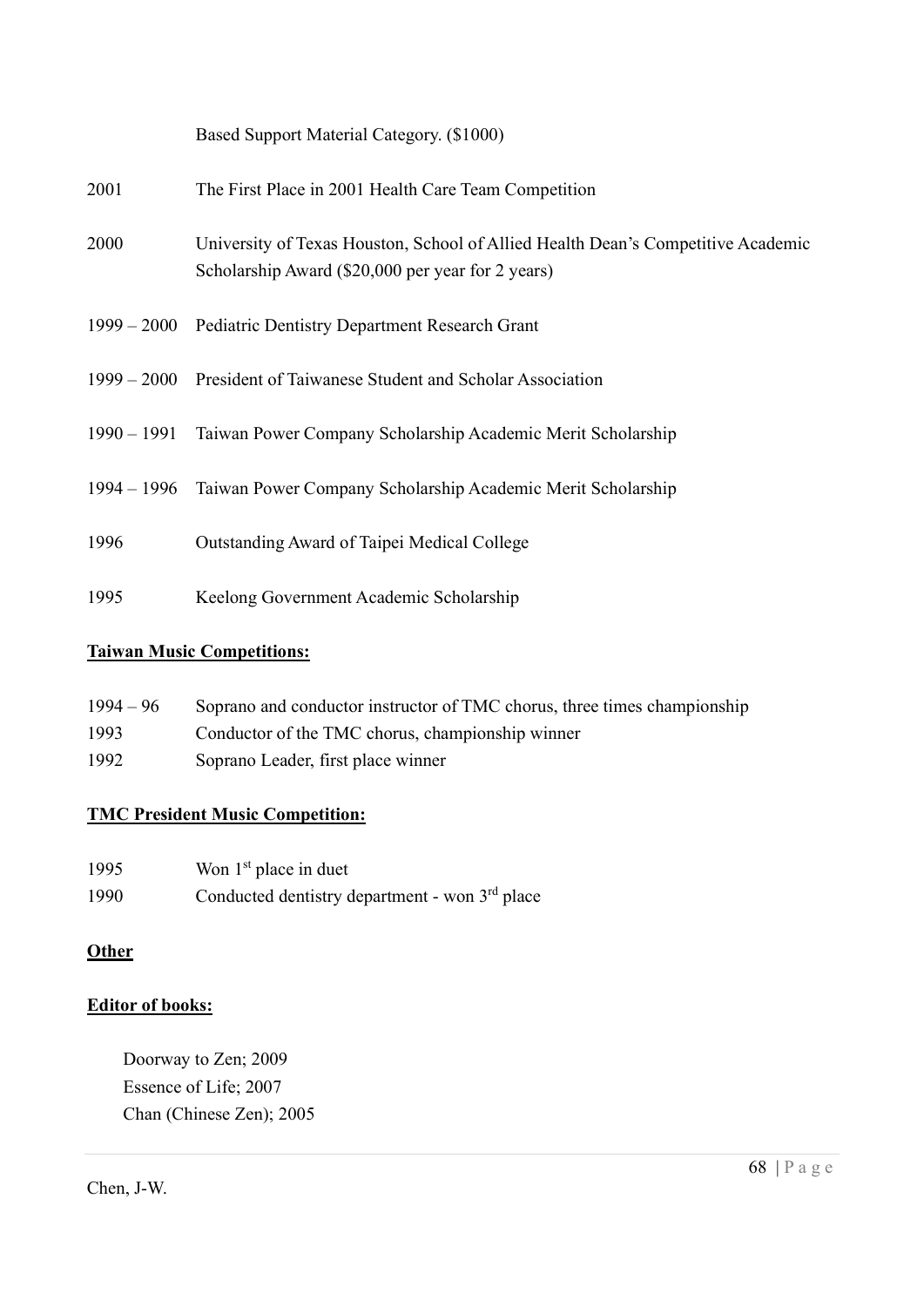Based Support Material Category. ($1000)

2001 The First Place in 2001 Health Care Team Competition

2000 University of Texas Houston, School of Allied Health Dean's Competitive Academic Scholarship Award ($20,000 per year for 2 years)

1999 – 2000 Pediatric Dentistry Department Research Grant

1999 – 2000 President of Taiwanese Student and Scholar Association

1990 – 1991 Taiwan Power Company Scholarship Academic Merit Scholarship

1994 – 1996 Taiwan Power Company Scholarship Academic Merit Scholarship

1996 Outstanding Award of Taipei Medical College

1995 Keelong Government Academic Scholarship

**Taiwan Music Competitions:**

1994 – 96 Soprano and conductor instructor of TMC chorus, three times championship
1993 Conductor of the TMC chorus, championship winner
1992 Soprano Leader, first place winner

**TMC President Music Competition:**

1995 Won 1st place in duet
1990 Conducted dentistry department - won 3rd place

**Other**

**Editor of books:**

Doorway to Zen; 2009
Essence of Life; 2007
Chan (Chinese Zen); 2005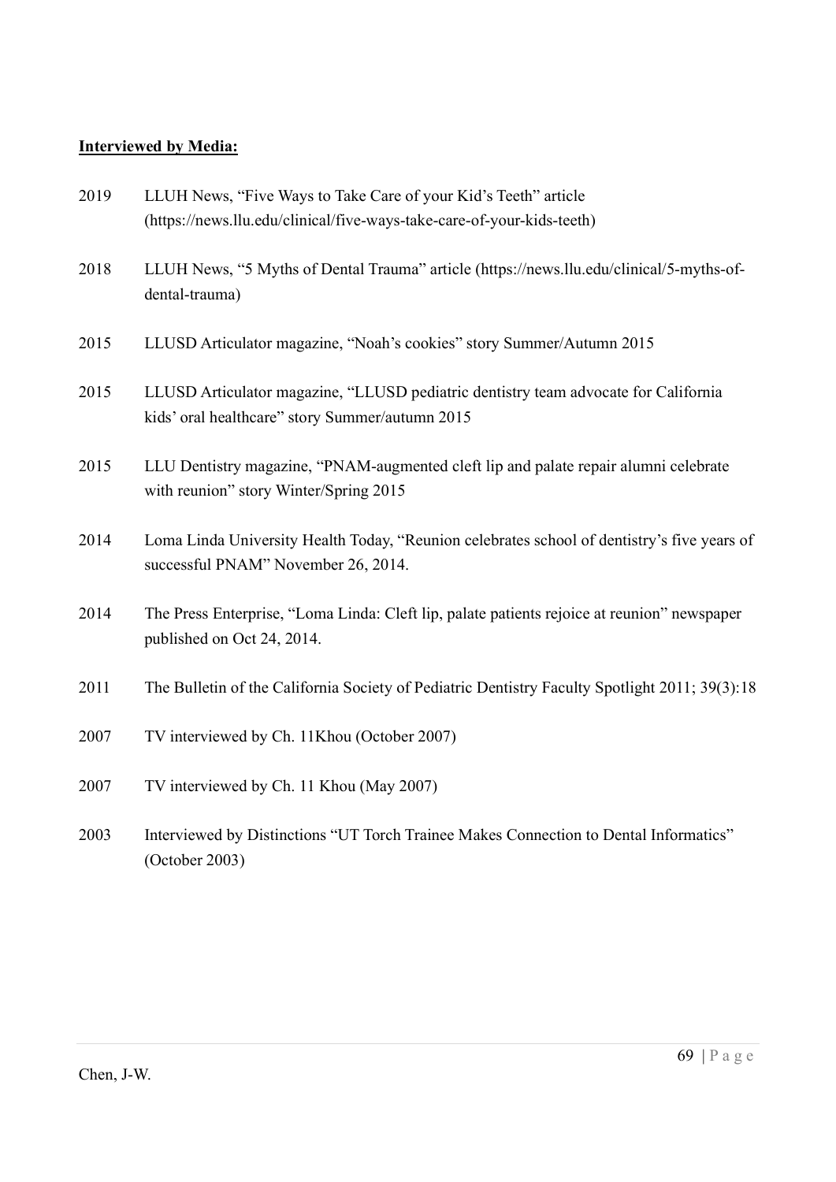**Interviewed by Media:**

2019 LLUH News, “Five Ways to Take Care of your Kid’s Teeth” article (https://news.llu.edu/clinical/five-ways-take-care-of-your-kids-teeth)

2018 LLUH News, “5 Myths of Dental Trauma” article (https://news.llu.edu/clinical/5-myths-of-dental-trauma)

2015 LLUSD Articulator magazine, “Noah’s cookies” story Summer/Autumn 2015

2015 LLUSD Articulator magazine, “LLUSD pediatric dentistry team advocate for California kids’ oral healthcare” story Summer/autumn 2015

2015 LLU Dentistry magazine, “PNAM-augmented cleft lip and palate repair alumni celebrate with reunion” story Winter/Spring 2015

2014 Loma Linda University Health Today, “Reunion celebrates school of dentistry’s five years of successful PNAM” November 26, 2014.

2014 The Press Enterprise, “Loma Linda: Cleft lip, palate patients rejoice at reunion” newspaper published on Oct 24, 2014.

2011 The Bulletin of the California Society of Pediatric Dentistry Faculty Spotlight 2011; 39(3):18

2007 TV interviewed by Ch. 11Khou (October 2007)

2007 TV interviewed by Ch. 11 Khou (May 2007)

2003 Interviewed by Distinctions “UT Torch Trainee Makes Connection to Dental Informatics” (October 2003)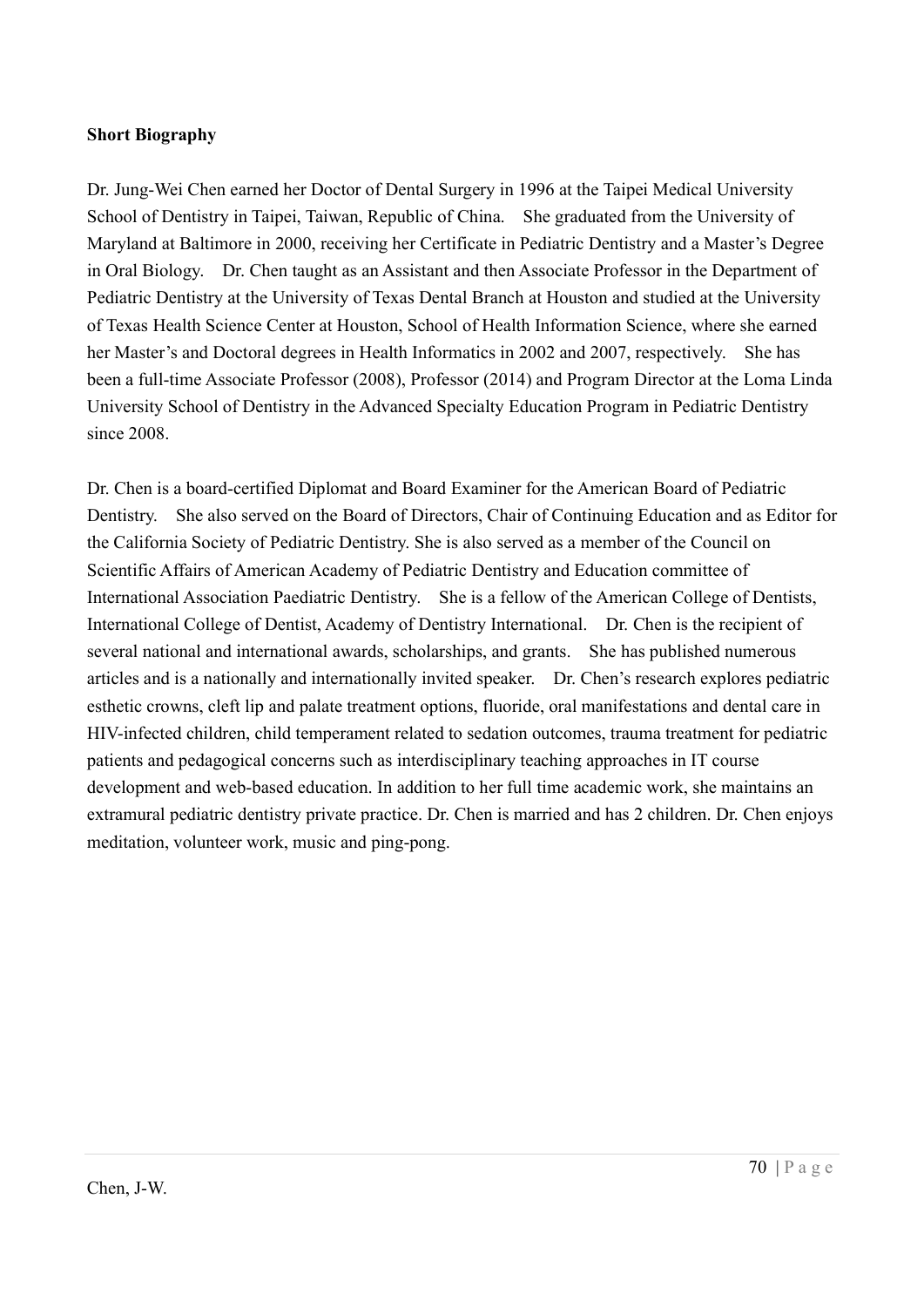**Short Biography**

Dr. Jung-Wei Chen earned her Doctor of Dental Surgery in 1996 at the Taipei Medical University School of Dentistry in Taipei, Taiwan, Republic of China. She graduated from the University of Maryland at Baltimore in 2000, receiving her Certificate in Pediatric Dentistry and a Master's Degree in Oral Biology. Dr. Chen taught as an Assistant and then Associate Professor in the Department of Pediatric Dentistry at the University of Texas Dental Branch at Houston and studied at the University of Texas Health Science Center at Houston, School of Health Information Science, where she earned her Master's and Doctoral degrees in Health Informatics in 2002 and 2007, respectively. She has been a full-time Associate Professor (2008), Professor (2014) and Program Director at the Loma Linda University School of Dentistry in the Advanced Specialty Education Program in Pediatric Dentistry since 2008.

Dr. Chen is a board-certified Diplomat and Board Examiner for the American Board of Pediatric Dentistry. She also served on the Board of Directors, Chair of Continuing Education and as Editor for the California Society of Pediatric Dentistry. She is also served as a member of the Council on Scientific Affairs of American Academy of Pediatric Dentistry and Education committee of International Association Paediatric Dentistry. She is a fellow of the American College of Dentists, International College of Dentist, Academy of Dentistry International. Dr. Chen is the recipient of several national and international awards, scholarships, and grants. She has published numerous articles and is a nationally and internationally invited speaker. Dr. Chen's research explores pediatric esthetic crowns, cleft lip and palate treatment options, fluoride, oral manifestations and dental care in HIV-infected children, child temperament related to sedation outcomes, trauma treatment for pediatric patients and pedagogical concerns such as interdisciplinary teaching approaches in IT course development and web-based education. In addition to her full time academic work, she maintains an extramural pediatric dentistry private practice. Dr. Chen is married and has 2 children. Dr. Chen enjoys meditation, volunteer work, music and ping-pong.